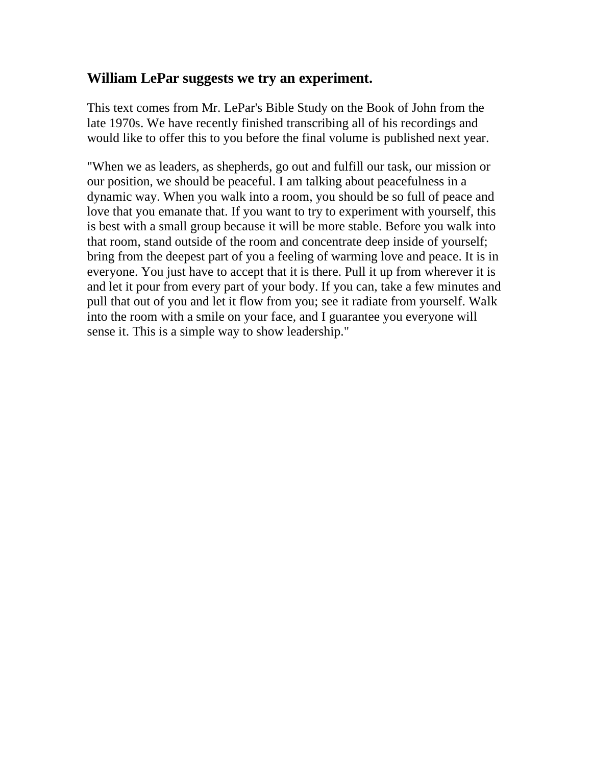## William LePar suggests we try an experiment.

This text comes from Mr. LePar's Bible Study on the Book of John from the late 1970s. We have recently finished transcribing all of his recordings and would like to offer this to you before the final volume is published next year.

"When we as leaders, as shepherds, go out and fulfill our task, our mission or our position, we should be peaceful. I am talking about peacefulness in a dynamic way. When you walk into a room, you should be so full of peace and love that you emanate that. If you want to try to experiment with yourself, this is best with a small group because it will be more stable. Before you walk into that room, stand outside of the room and concentrate deep inside of yourself; bring from the deepest part of you a feeling of warming love and peace. It is in everyone. You just have to accept that it is there. Pull it up from wherever it is and let it pour from every part of your body. If you can, take a few minutes and pull that out of you and let it flow from you; see it radiate from yourself. Walk into the room with a smile on your face, and I guarantee you everyone will sense it. This is a simple way to show leadership."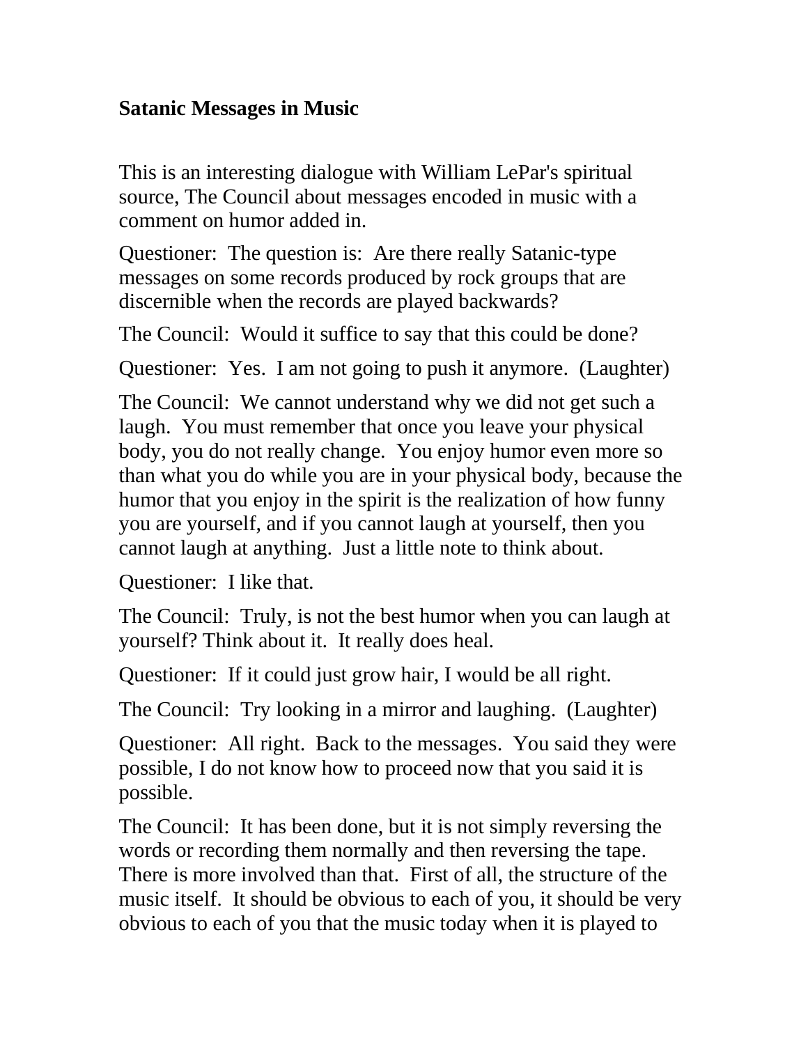## Satanic Messages in Music

This is an interesting dialogue with William LePar's spiritual source, The Council about messages encoded in music with a comment on humor added in.

Questioner: The question is: Are there really Satanic-type messages on some records produced by rock groups that are discernible when the records are played backwards?

The Council: Would it suffice to say that this could be done?

Questioner: Yes. I am not going to push it anymore. (Laughter)

The Council: We cannot understand why we did not get such a laugh. You must remember that once you leave your physical body, you do not really change. You enjoy humor even more so than what you do while you are in your physical body, because the humor that you enjoy in the spirit is the realization of how funny you are yourself, and if you cannot laugh at yourself, then you cannot laugh at anything. Just a little note to think about.

Questioner: I like that.

The Council: Truly, is not the best humor when you can laugh at yourself? Think about it. It really does heal.

Questioner: If it could just grow hair, I would be all right.

The Council: Try looking in a mirror and laughing. (Laughter)

Questioner: All right. Back to the messages. You said they were possible, I do not know how to proceed now that you said it is possible.

The Council: It has been done, but it is not simply reversing the words or recording them normally and then reversing the tape. There is more involved than that. First of all, the structure of the music itself. It should be obvious to each of you, it should be very obvious to each of you that the music today when it is played to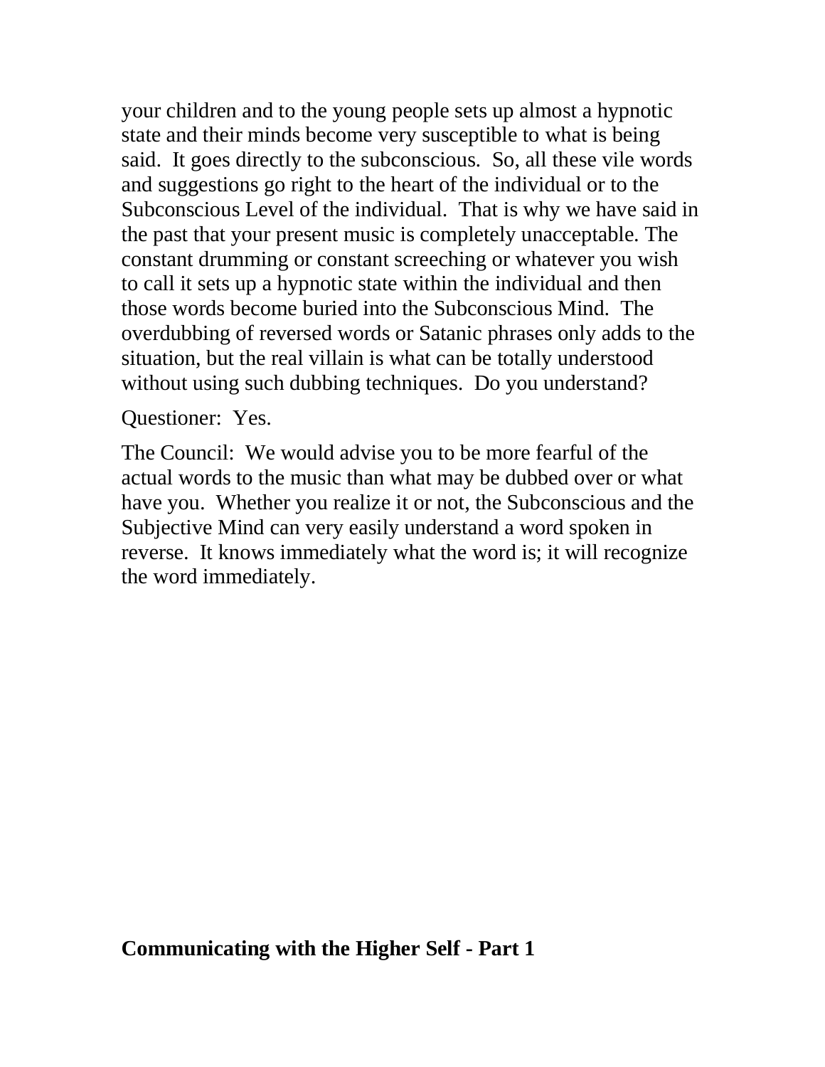your children and to the young people sets up almost a hypnotic state and their minds become very susceptible to what is being said. It goes directly to the subconscious. So, all these vile words and suggestions go right to the heart of the individual or to the Subconscious Level of the individual. That is why we have said in the past that your present music is completely unacceptable. The constant drumming or constant screeching or whatever you wish to call it sets up a hypnotic state within the individual and then those words become buried into the Subconscious Mind. The overdubbing of reversed words or Satanic phrases only adds to the situation, but the real villain is what can be totally understood without using such dubbing techniques. Do you understand?

Questioner: Yes.

The Council: We would advise you to be more fearful of the actual words to the music than what may be dubbed over or what have you. Whether you realize it or not, the Subconscious and the Subjective Mind can very easily understand a word spoken in reverse. It knows immediately what the word is; it will recognize the word immediately.

## **Communicating with the Higher Self - Part 1**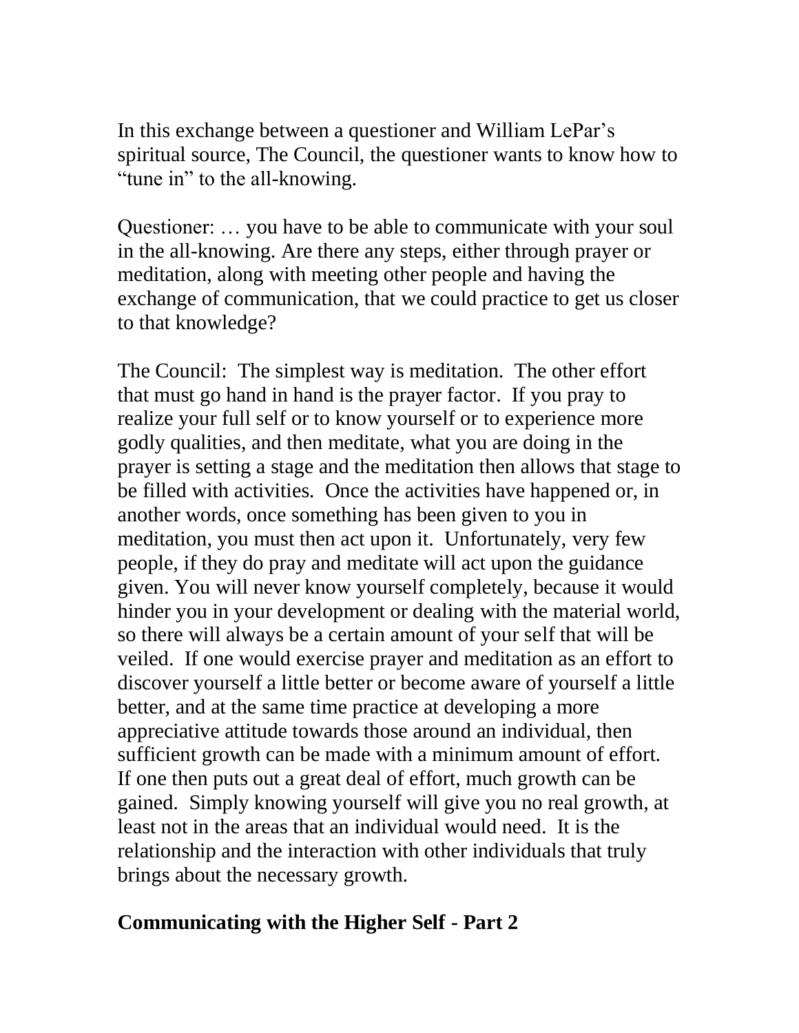In this exchange between a questioner and William LePar's spiritual source, The Council, the questioner wants to know how to "tune in" to the all-knowing.

Questioner: … you have to be able to communicate with your soul in the all-knowing. Are there any steps, either through prayer or meditation, along with meeting other people and having the exchange of communication, that we could practice to get us closer to that knowledge?

The Council: The simplest way is meditation. The other effort that must go hand in hand is the prayer factor. If you pray to realize your full self or to know yourself or to experience more godly qualities, and then meditate, what you are doing in the prayer is setting a stage and the meditation then allows that stage to be filled with activities. Once the activities have happened or, in another words, once something has been given to you in meditation, you must then act upon it. Unfortunately, very few people, if they do pray and meditate will act upon the guidance given. You will never know yourself completely, because it would hinder you in your development or dealing with the material world, so there will always be a certain amount of your self that will be veiled. If one would exercise prayer and meditation as an effort to discover yourself a little better or become aware of yourself a little better, and at the same time practice at developing a more appreciative attitude towards those around an individual, then sufficient growth can be made with a minimum amount of effort. If one then puts out a great deal of effort, much growth can be gained. Simply knowing yourself will give you no real growth, at least not in the areas that an individual would need. It is the relationship and the interaction with other individuals that truly brings about the necessary growth.

## Communicating with the Higher Self - Part 2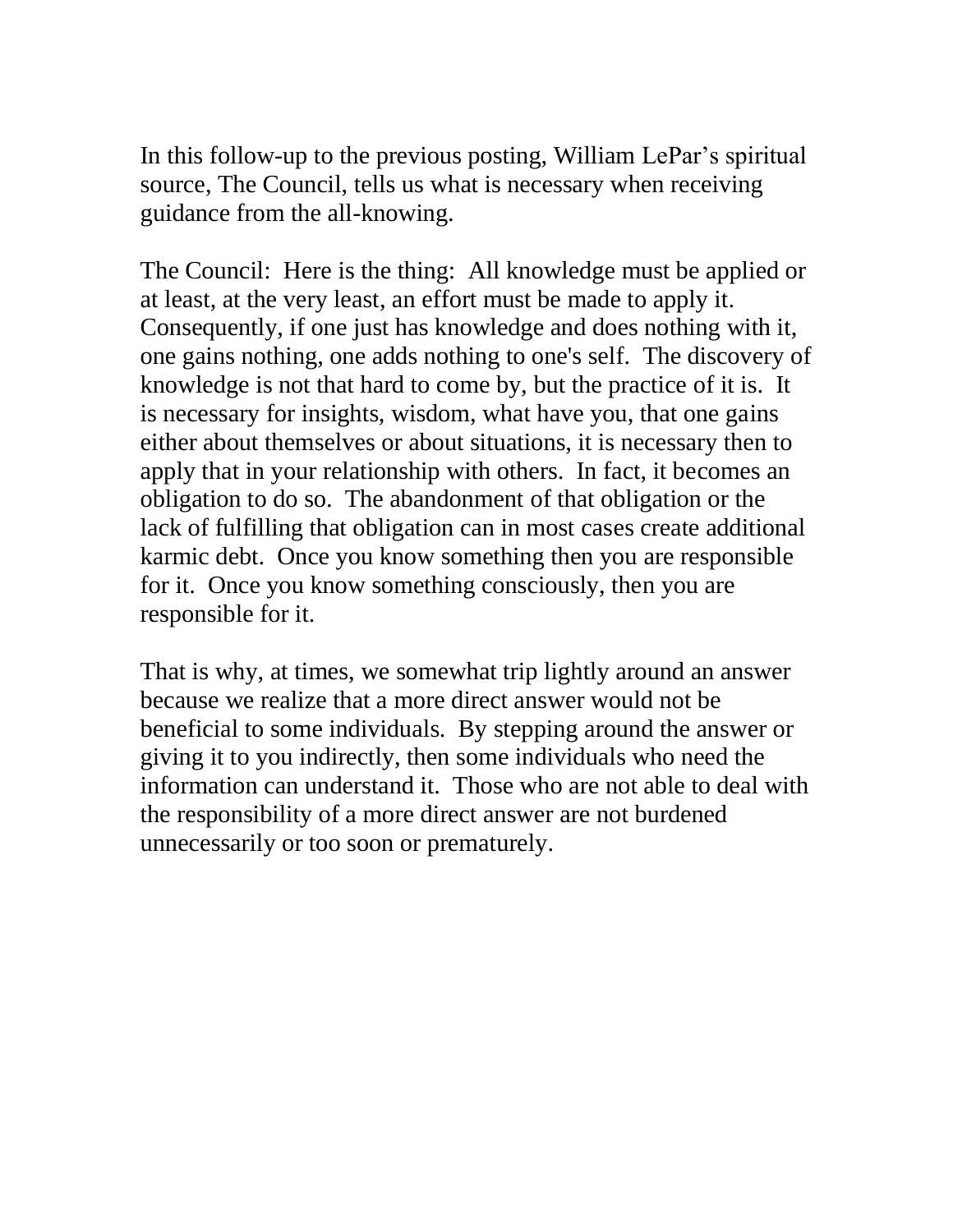In this follow-up to the previous posting, William LePar's spiritual source, The Council, tells us what is necessary when receiving guidance from the all-knowing.

The Council: Here is the thing: All knowledge must be applied or at least, at the very least, an effort must be made to apply it. Consequently, if one just has knowledge and does nothing with it, one gains nothing, one adds nothing to one's self. The discovery of knowledge is not that hard to come by, but the practice of it is. It is necessary for insights, wisdom, what have you, that one gains either about themselves or about situations, it is necessary then to apply that in your relationship with others. In fact, it becomes an obligation to do so. The abandonment of that obligation or the lack of fulfilling that obligation can in most cases create additional karmic debt. Once you know something then you are responsible for it. Once you know something consciously, then you are responsible for it.

That is why, at times, we somewhat trip lightly around an answer because we realize that a more direct answer would not be beneficial to some individuals. By stepping around the answer or giving it to you indirectly, then some individuals who need the information can understand it. Those who are not able to deal with the responsibility of a more direct answer are not burdened unnecessarily or too soon or prematurely.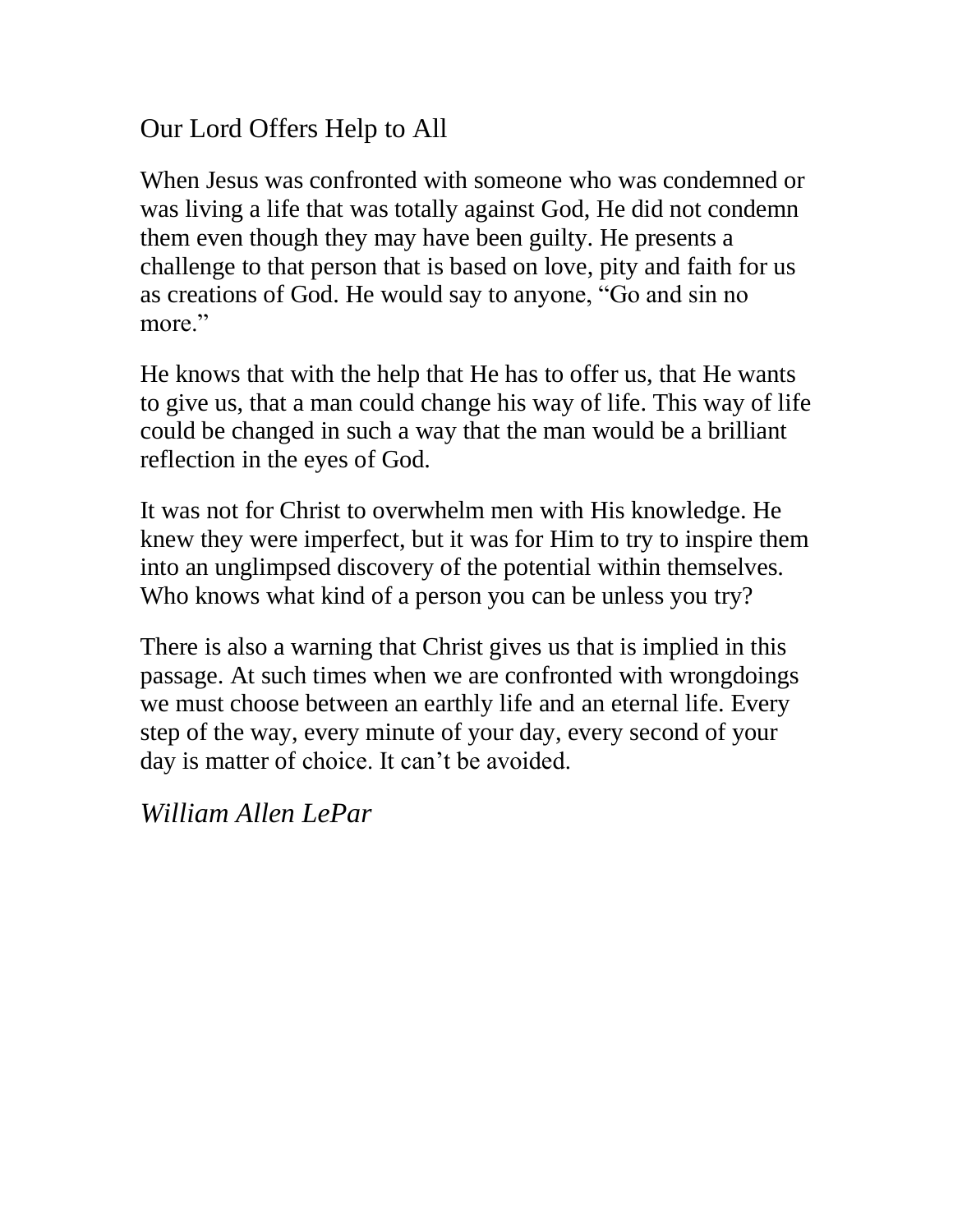# Our Lord Offers Help to All

When Jesus was confronted with someone who was condemned or was living a life that was totally against God, He did not condemn them even though they may have been guilty. He presents a challenge to that person that is based on love, pity and faith for us as creations of God. He would say to anyone, "Go and sin no more."

He knows that with the help that He has to offer us, that He wants to give us, that a man could change his way of life. This way of life could be changed in such a way that the man would be a brilliant reflection in the eyes of God.

It was not for Christ to overwhelm men with His knowledge. He knew they were imperfect, but it was for Him to try to inspire them into an unglimpsed discovery of the potential within themselves. Who knows what kind of a person you can be unless you try?

There is also a warning that Christ gives us that is implied in this passage. At such times when we are confronted with wrongdoings we must choose between an earthly life and an eternal life. Every step of the way, every minute of your day, every second of your day is matter of choice. It can't be avoided.

*William Allen LePar*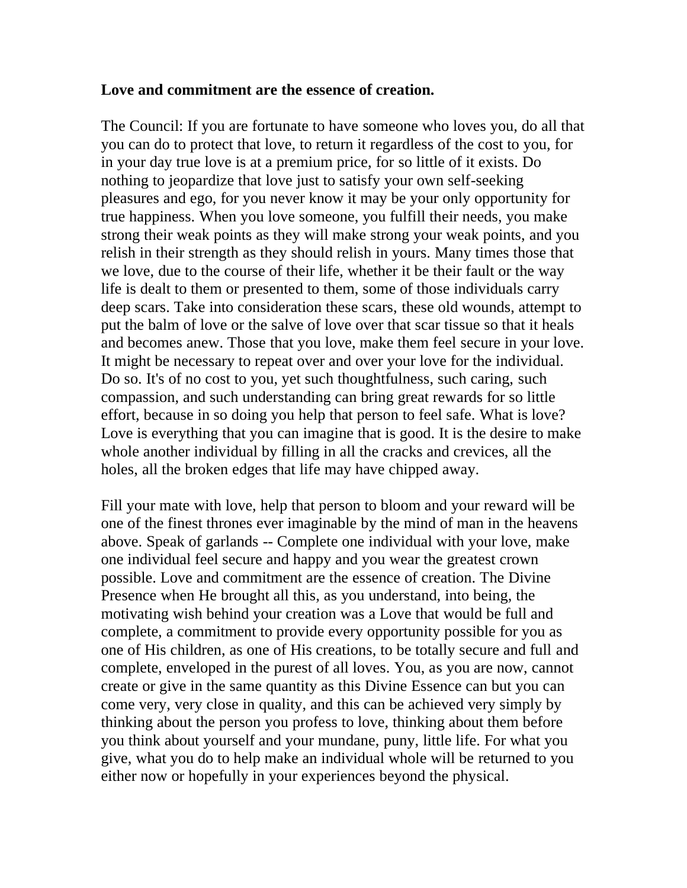**Love and commitment are the essence of creation.**

The Council: If you are fortunate to have someone who loves you, do all that you can do to protect that love, to return it regardless of the cost to you, for in your day true love is at a premium price, for so little of it exists. Do nothing to jeopardize that love just to satisfy your own self-seeking pleasures and ego, for you never know it may be your only opportunity for true happiness. When you love someone, you fulfill their needs, you make strong their weak points as they will make strong your weak points, and you relish in their strength as they should relish in yours. Many times those that we love, due to the course of their life, whether it be their fault or the way life is dealt to them or presented to them, some of those individuals carry deep scars. Take into consideration these scars, these old wounds, attempt to put the balm of love or the salve of love over that scar tissue so that it heals and becomes anew. Those that you love, make them feel secure in your love. It might be necessary to repeat over and over your love for the individual. Do so. It's of no cost to you, yet such thoughtfulness, such caring, such compassion, and such understanding can bring great rewards for so little effort, because in so doing you help that person to feel safe. What is love? Love is everything that you can imagine that is good. It is the desire to make whole another individual by filling in all the cracks and crevices, all the holes, all the broken edges that life may have chipped away.

Fill your mate with love, help that person to bloom and your reward will be one of the finest thrones ever imaginable by the mind of man in the heavens above. Speak of garlands -- Complete one individual with your love, make one individual feel secure and happy and you wear the greatest crown possible. Love and commitment are the essence of creation. The Divine Presence when He brought all this, as you understand, into being, the motivating wish behind your creation was a Love that would be full and complete, a commitment to provide every opportunity possible for you as one of His children, as one of His creations, to be totally secure and full and complete, enveloped in the purest of all loves. You, as you are now, cannot create or give in the same quantity as this Divine Essence can but you can come very, very close in quality, and this can be achieved very simply by thinking about the person you profess to love, thinking about them before you think about yourself and your mundane, puny, little life. For what you give, what you do to help make an individual whole will be returned to you either now or hopefully in your experiences beyond the physical.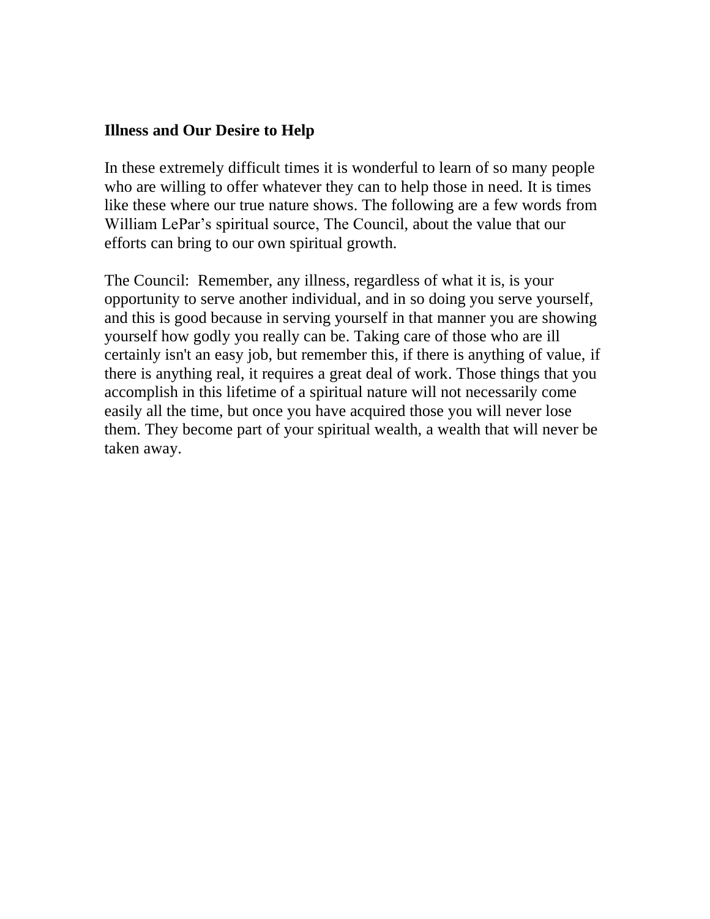**Illness and Our Desire to Help**

In these extremely difficult times it is wonderful to learn of so many people who are willing to offer whatever they can to help those in need. It is times like these where our true nature shows. The following are a few words from William LePar's spiritual source, The Council, about the value that our efforts can bring to our own spiritual growth.

The Council: Remember, any illness, regardless of what it is, is your opportunity to serve another individual, and in so doing you serve yourself, and this is good because in serving yourself in that manner you are showing yourself how godly you really can be. Taking care of those who are ill certainly isn't an easy job, but remember this, if there is anything of value, if there is anything real, it requires a great deal of work. Those things that you accomplish in this lifetime of a spiritual nature will not necessarily come easily all the time, but once you have acquired those you will never lose them. They become part of your spiritual wealth, a wealth that will never be taken away.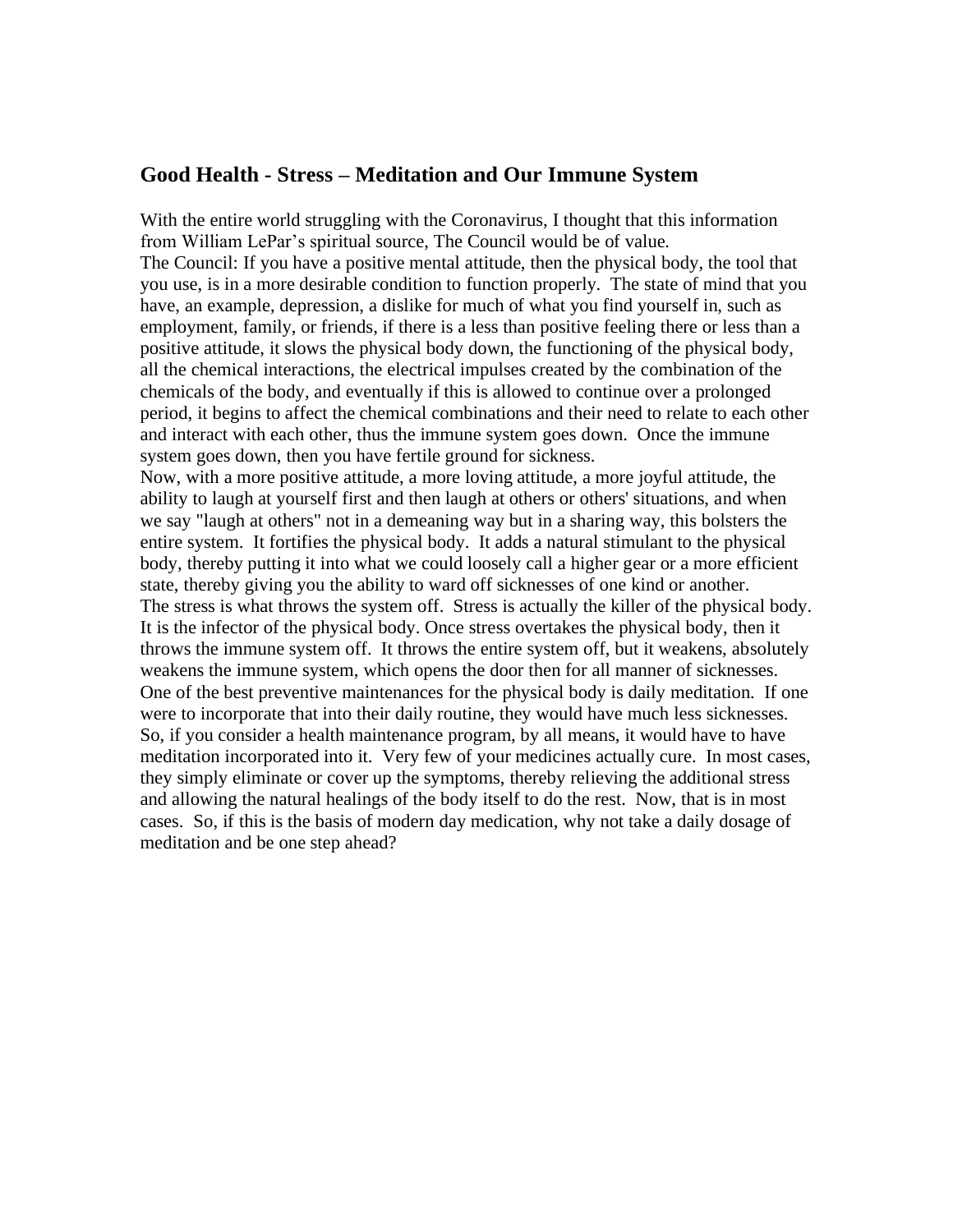## Good Health - Stress – Meditation and Our Immune System

With the entire world struggling with the Coronavirus, I thought that this information from William LePar's spiritual source, The Council would be of value.

The Council: If you have a positive mental attitude, then the physical body, the tool that you use, is in a more desirable condition to function properly. The state of mind that you have, an example, depression, a dislike for much of what you find yourself in, such as employment, family, or friends, if there is a less than positive feeling there or less than a positive attitude, it slows the physical body down, the functioning of the physical body, all the chemical interactions, the electrical impulses created by the combination of the chemicals of the body, and eventually if this is allowed to continue over a prolonged period, it begins to affect the chemical combinations and their need to relate to each other and interact with each other, thus the immune system goes down. Once the immune system goes down, then you have fertile ground for sickness.

Now, with a more positive attitude, a more loving attitude, a more joyful attitude, the ability to laugh at yourself first and then laugh at others or others' situations, and when we say "laugh at others" not in a demeaning way but in a sharing way, this bolsters the entire system. It fortifies the physical body. It adds a natural stimulant to the physical body, thereby putting it into what we could loosely call a higher gear or a more efficient state, thereby giving you the ability to ward off sicknesses of one kind or another.

The stress is what throws the system off. Stress is actually the killer of the physical body. It is the infector of the physical body. Once stress overtakes the physical body, then it throws the immune system off. It throws the entire system off, but it weakens, absolutely weakens the immune system, which opens the door then for all manner of sicknesses.

One of the best preventive maintenances for the physical body is daily meditation. If one were to incorporate that into their daily routine, they would have much less sicknesses. So, if you consider a health maintenance program, by all means, it would have to have meditation incorporated into it. Very few of your medicines actually cure. In most cases, they simply eliminate or cover up the symptoms, thereby relieving the additional stress and allowing the natural healings of the body itself to do the rest. Now, that is in most cases. So, if this is the basis of modern day medication, why not take a daily dosage of meditation and be one step ahead?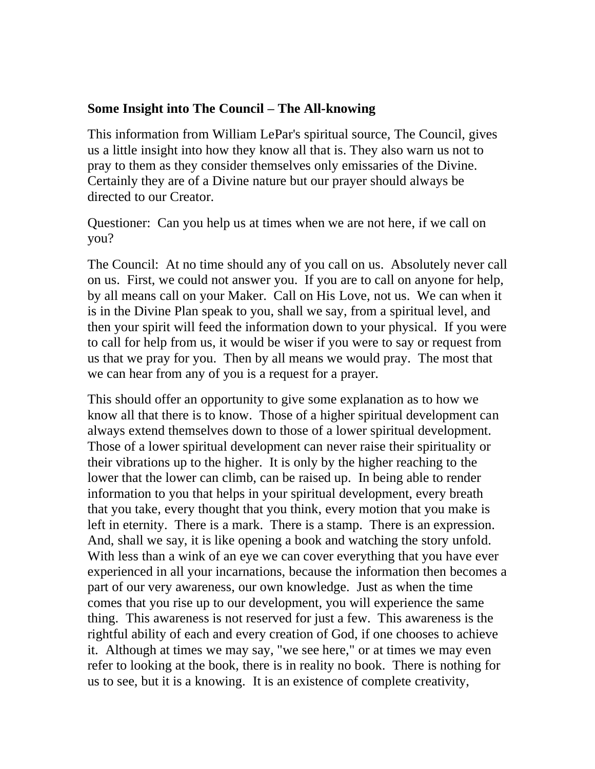**Some Insight into The Council – The All-knowing**

This information from William LePar's spiritual source, The Council, gives us a little insight into how they know all that is. They also warn us not to pray to them as they consider themselves only emissaries of the Divine. Certainly they are of a Divine nature but our prayer should always be directed to our Creator.

Questioner: Can you help us at times when we are not here, if we call on you?

The Council: At no time should any of you call on us. Absolutely never call on us. First, we could not answer you. If you are to call on anyone for help, by all means call on your Maker. Call on His Love, not us. We can when it is in the Divine Plan speak to you, shall we say, from a spiritual level, and then your spirit will feed the information down to your physical. If you were to call for help from us, it would be wiser if you were to say or request from us that we pray for you. Then by all means we would pray. The most that we can hear from any of you is a request for a prayer.

This should offer an opportunity to give some explanation as to how we know all that there is to know. Those of a higher spiritual development can always extend themselves down to those of a lower spiritual development. Those of a lower spiritual development can never raise their spirituality or their vibrations up to the higher. It is only by the higher reaching to the lower that the lower can climb, can be raised up. In being able to render information to you that helps in your spiritual development, every breath that you take, every thought that you think, every motion that you make is left in eternity. There is a mark. There is a stamp. There is an expression. And, shall we say, it is like opening a book and watching the story unfold. With less than a wink of an eye we can cover everything that you have ever experienced in all your incarnations, because the information then becomes a part of our very awareness, our own knowledge. Just as when the time comes that you rise up to our development, you will experience the same thing. This awareness is not reserved for just a few. This awareness is the rightful ability of each and every creation of God, if one chooses to achieve it. Although at times we may say, "we see here," or at times we may even refer to looking at the book, there is in reality no book. There is nothing for us to see, but it is a knowing. It is an existence of complete creativity,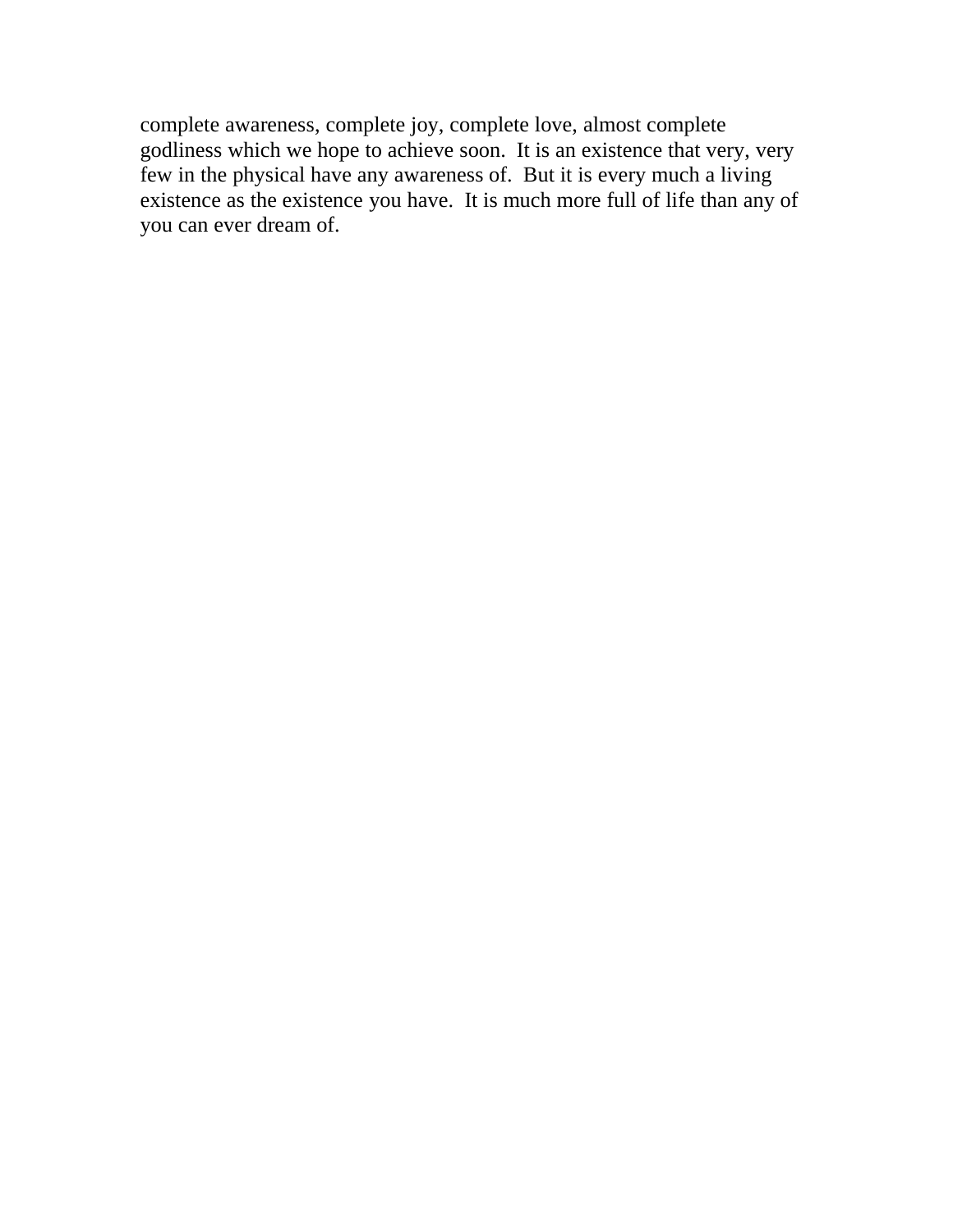complete awareness, complete joy, complete love, almost complete godliness which we hope to achieve soon. It is an existence that very, very few in the physical have any awareness of. But it is every much a living existence as the existence you have. It is much more full of life than any of you can ever dream of.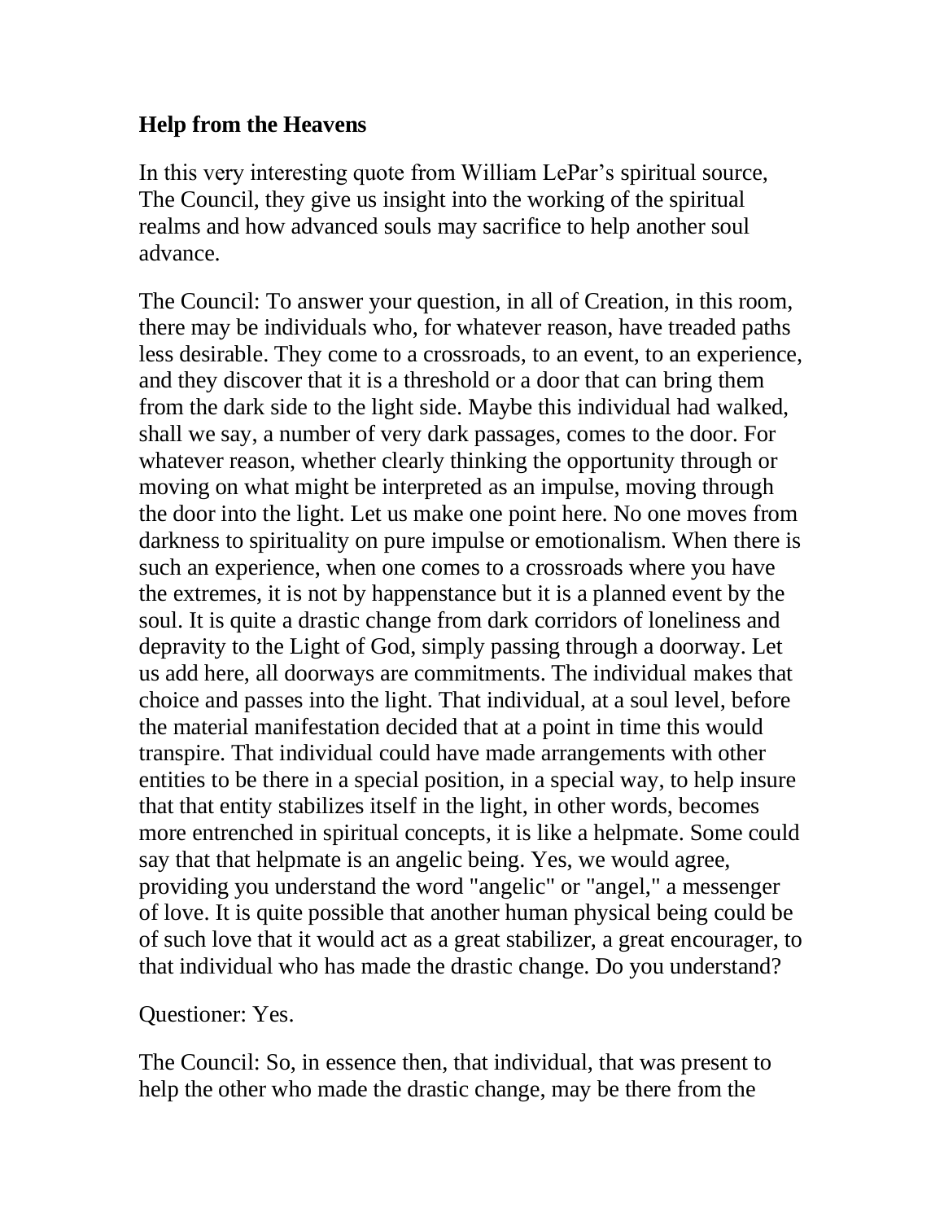## Help from the Heavens

In this very interesting quote from William LePar's spiritual source, The Council, they give us insight into the working of the spiritual realms and how advanced souls may sacrifice to help another soul advance.

The Council: To answer your question, in all of Creation, in this room, there may be individuals who, for whatever reason, have treaded paths less desirable. They come to a crossroads, to an event, to an experience, and they discover that it is a threshold or a door that can bring them from the dark side to the light side. Maybe this individual had walked, shall we say, a number of very dark passages, comes to the door. For whatever reason, whether clearly thinking the opportunity through or moving on what might be interpreted as an impulse, moving through the door into the light. Let us make one point here. No one moves from darkness to spirituality on pure impulse or emotionalism. When there is such an experience, when one comes to a crossroads where you have the extremes, it is not by happenstance but it is a planned event by the soul. It is quite a drastic change from dark corridors of loneliness and depravity to the Light of God, simply passing through a doorway. Let us add here, all doorways are commitments. The individual makes that choice and passes into the light. That individual, at a soul level, before the material manifestation decided that at a point in time this would transpire. That individual could have made arrangements with other entities to be there in a special position, in a special way, to help insure that that entity stabilizes itself in the light, in other words, becomes more entrenched in spiritual concepts, it is like a helpmate. Some could say that that helpmate is an angelic being. Yes, we would agree, providing you understand the word "angelic" or "angel," a messenger of love. It is quite possible that another human physical being could be of such love that it would act as a great stabilizer, a great encourager, to that individual who has made the drastic change. Do you understand?

Questioner: Yes.

The Council: So, in essence then, that individual, that was present to help the other who made the drastic change, may be there from the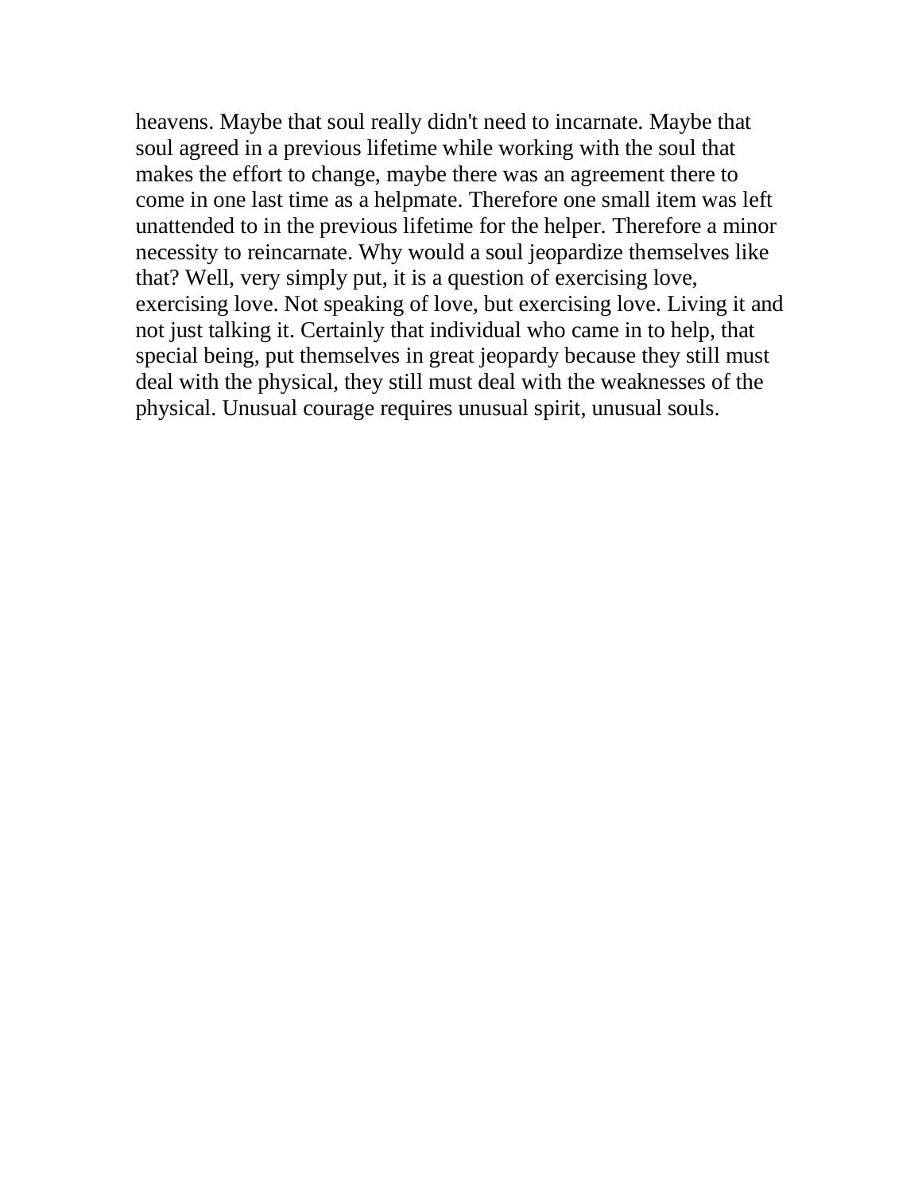heavens. Maybe that soul really didn't need to incarnate. Maybe that soul agreed in a previous lifetime while working with the soul that makes the effort to change, maybe there was an agreement there to come in one last time as a helpmate. Therefore one small item was left unattended to in the previous lifetime for the helper. Therefore a minor necessity to reincarnate. Why would a soul jeopardize themselves like that? Well, very simply put, it is a question of exercising love, exercising love. Not speaking of love, but exercising love. Living it and not just talking it. Certainly that individual who came in to help, that special being, put themselves in great jeopardy because they still must deal with the physical, they still must deal with the weaknesses of the physical. Unusual courage requires unusual spirit, unusual souls.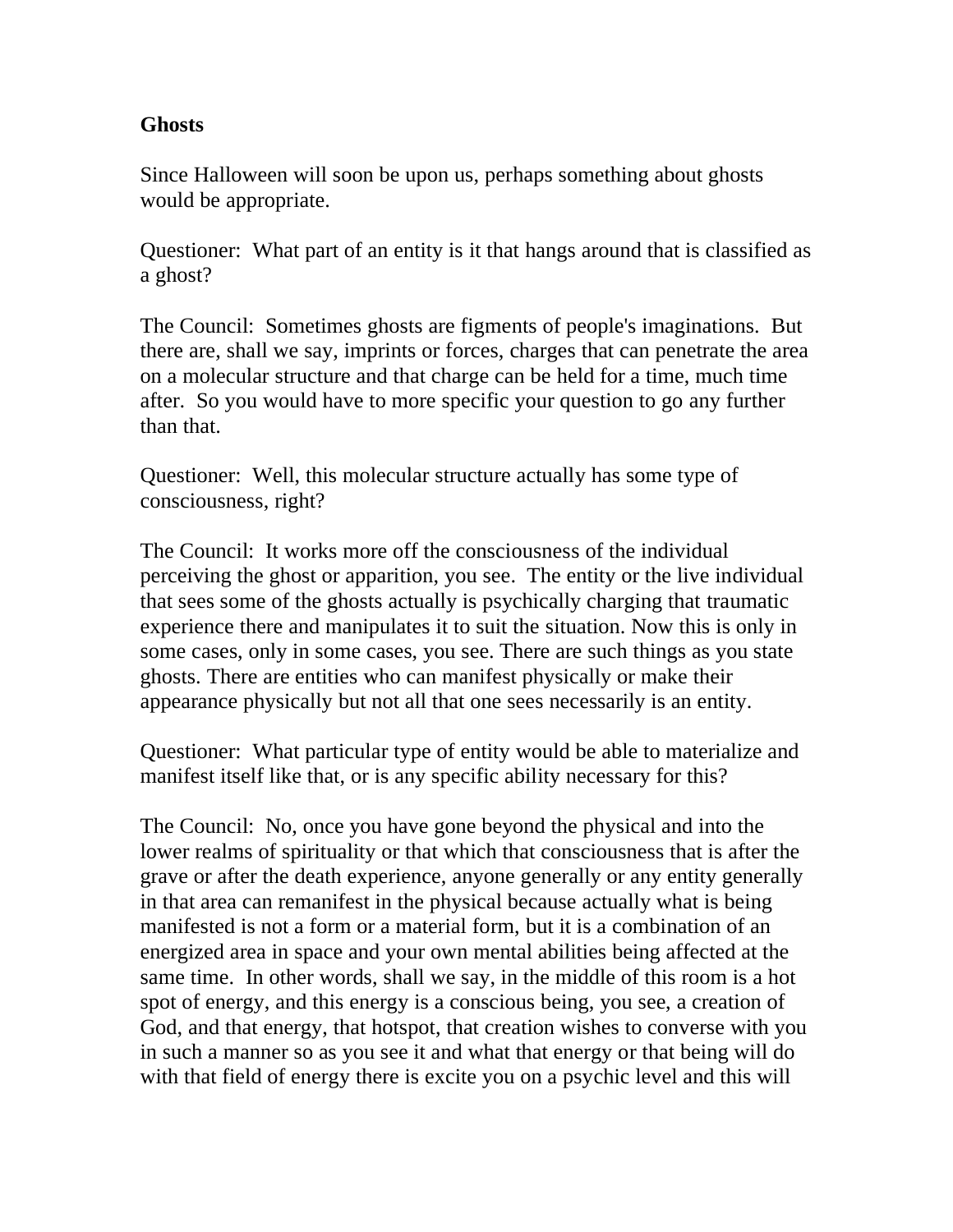**Ghosts**

Since Halloween will soon be upon us, perhaps something about ghosts would be appropriate.

Questioner: What part of an entity is it that hangs around that is classified as a ghost?

The Council: Sometimes ghosts are figments of people's imaginations. But there are, shall we say, imprints or forces, charges that can penetrate the area on a molecular structure and that charge can be held for a time, much time after. So you would have to more specific your question to go any further than that.

Questioner: Well, this molecular structure actually has some type of consciousness, right?

The Council: It works more off the consciousness of the individual perceiving the ghost or apparition, you see. The entity or the live individual that sees some of the ghosts actually is psychically charging that traumatic experience there and manipulates it to suit the situation. Now this is only in some cases, only in some cases, you see. There are such things as you state ghosts. There are entities who can manifest physically or make their appearance physically but not all that one sees necessarily is an entity.

Questioner: What particular type of entity would be able to materialize and manifest itself like that, or is any specific ability necessary for this?

The Council: No, once you have gone beyond the physical and into the lower realms of spirituality or that which that consciousness that is after the grave or after the death experience, anyone generally or any entity generally in that area can remanifest in the physical because actually what is being manifested is not a form or a material form, but it is a combination of an energized area in space and your own mental abilities being affected at the same time. In other words, shall we say, in the middle of this room is a hot spot of energy, and this energy is a conscious being, you see, a creation of God, and that energy, that hotspot, that creation wishes to converse with you in such a manner so as you see it and what that energy or that being will do with that field of energy there is excite you on a psychic level and this will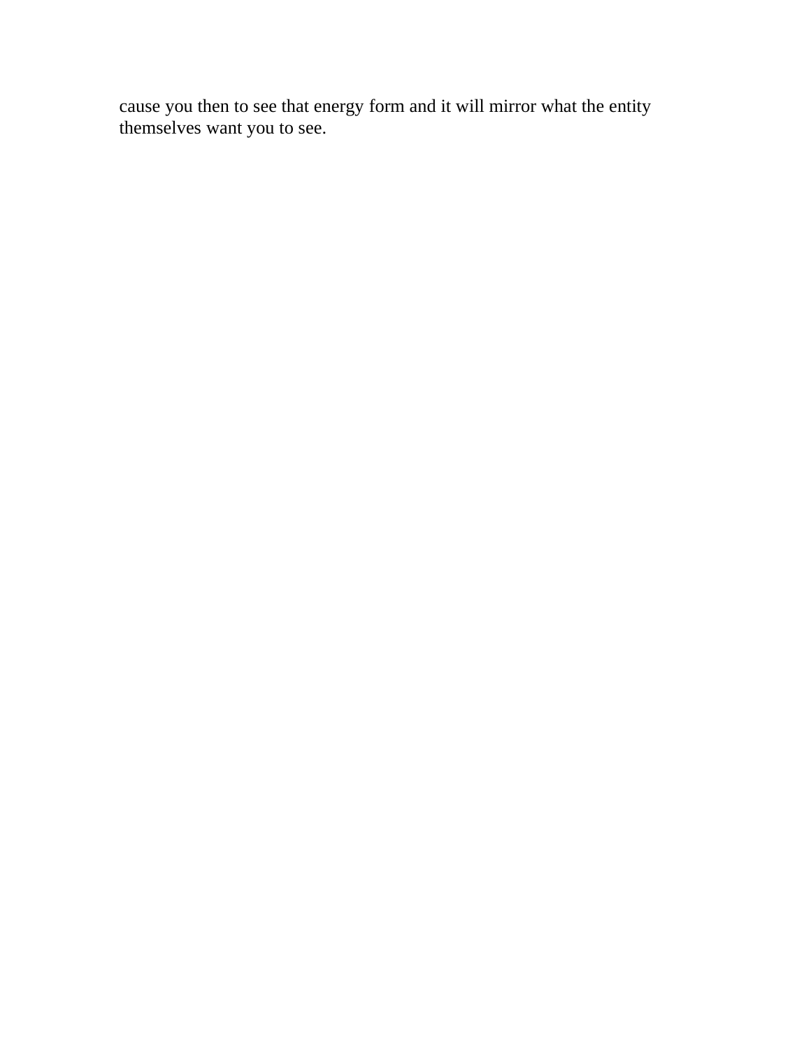cause you then to see that energy form and it will mirror what the entity themselves want you to see.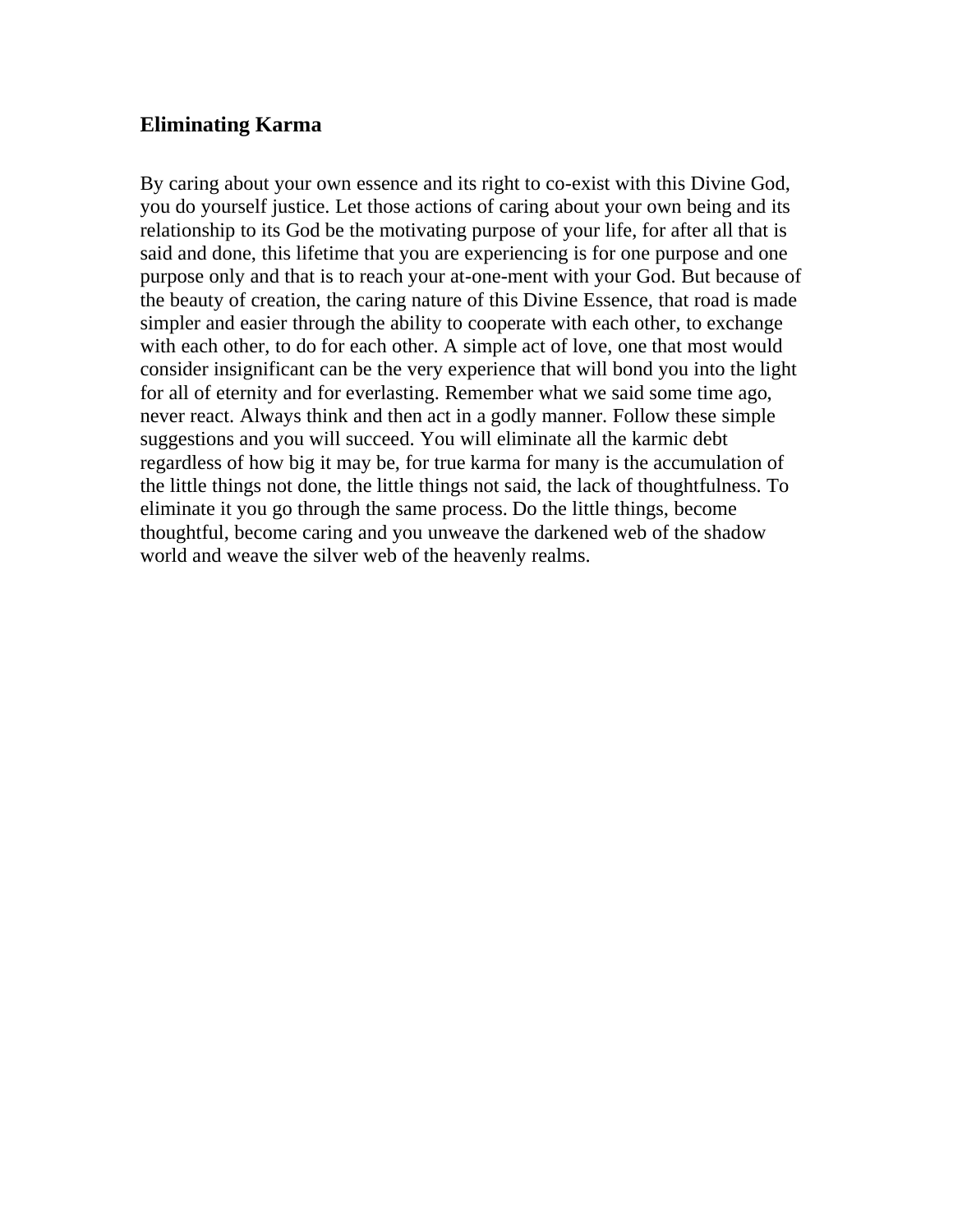## Eliminating Karma

By caring about your own essence and its right to co-exist with this Divine God, you do yourself justice. Let those actions of caring about your own being and its relationship to its God be the motivating purpose of your life, for after all that is said and done, this lifetime that you are experiencing is for one purpose and one purpose only and that is to reach your at-one-ment with your God. But because of the beauty of creation, the caring nature of this Divine Essence, that road is made simpler and easier through the ability to cooperate with each other, to exchange with each other, to do for each other. A simple act of love, one that most would consider insignificant can be the very experience that will bond you into the light for all of eternity and for everlasting. Remember what we said some time ago, never react. Always think and then act in a godly manner. Follow these simple suggestions and you will succeed. You will eliminate all the karmic debt regardless of how big it may be, for true karma for many is the accumulation of the little things not done, the little things not said, the lack of thoughtfulness. To eliminate it you go through the same process. Do the little things, become thoughtful, become caring and you unweave the darkened web of the shadow world and weave the silver web of the heavenly realms.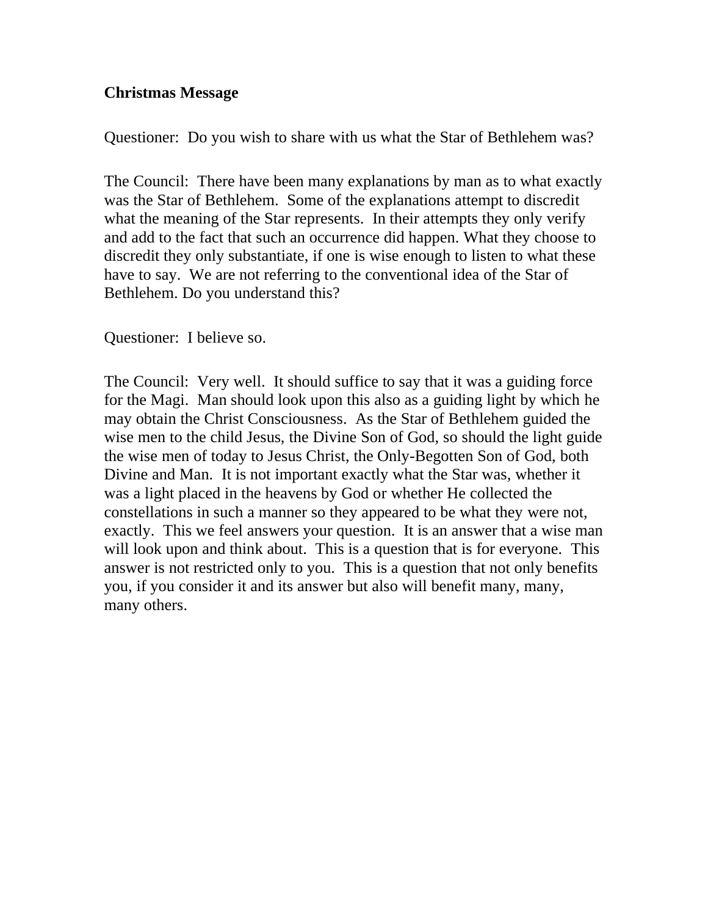**Christmas Message**

Questioner: Do you wish to share with us what the Star of Bethlehem was?

The Council: There have been many explanations by man as to what exactly was the Star of Bethlehem. Some of the explanations attempt to discredit what the meaning of the Star represents. In their attempts they only verify and add to the fact that such an occurrence did happen. What they choose to discredit they only substantiate, if one is wise enough to listen to what these have to say. We are not referring to the conventional idea of the Star of Bethlehem. Do you understand this?

Questioner: I believe so.

The Council: Very well. It should suffice to say that it was a guiding force for the Magi. Man should look upon this also as a guiding light by which he may obtain the Christ Consciousness. As the Star of Bethlehem guided the wise men to the child Jesus, the Divine Son of God, so should the light guide the wise men of today to Jesus Christ, the Only-Begotten Son of God, both Divine and Man. It is not important exactly what the Star was, whether it was a light placed in the heavens by God or whether He collected the constellations in such a manner so they appeared to be what they were not, exactly. This we feel answers your question. It is an answer that a wise man will look upon and think about. This is a question that is for everyone. This answer is not restricted only to you. This is a question that not only benefits you, if you consider it and its answer but also will benefit many, many, many others.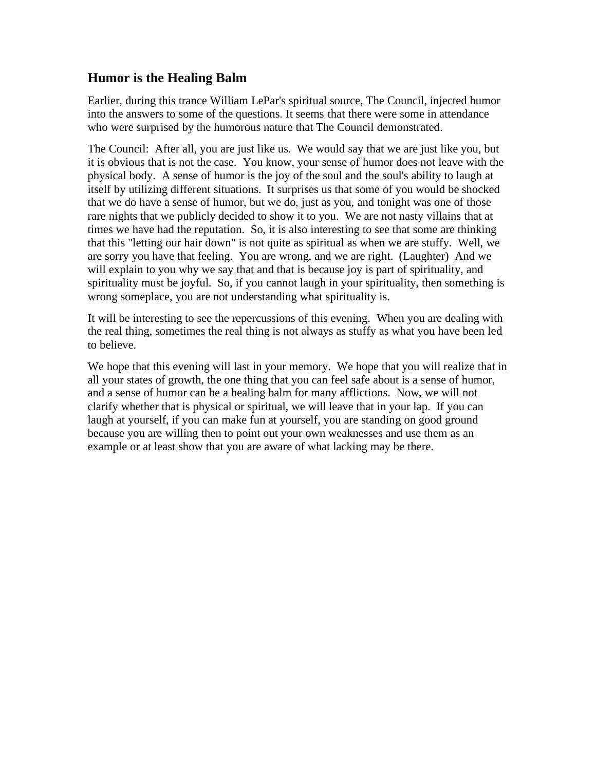## Humor is the Healing Balm

Earlier, during this trance William LePar's spiritual source, The Council, injected humor into the answers to some of the questions. It seems that there were some in attendance who were surprised by the humorous nature that The Council demonstrated.

The Council: After all, you are just like us. We would say that we are just like you, but it is obvious that is not the case. You know, your sense of humor does not leave with the physical body. A sense of humor is the joy of the soul and the soul's ability to laugh at itself by utilizing different situations. It surprises us that some of you would be shocked that we do have a sense of humor, but we do, just as you, and tonight was one of those rare nights that we publicly decided to show it to you. We are not nasty villains that at times we have had the reputation. So, it is also interesting to see that some are thinking that this "letting our hair down" is not quite as spiritual as when we are stuffy. Well, we are sorry you have that feeling. You are wrong, and we are right. (Laughter) And we will explain to you why we say that and that is because joy is part of spirituality, and spirituality must be joyful. So, if you cannot laugh in your spirituality, then something is wrong someplace, you are not understanding what spirituality is.

It will be interesting to see the repercussions of this evening. When you are dealing with the real thing, sometimes the real thing is not always as stuffy as what you have been led to believe.

We hope that this evening will last in your memory. We hope that you will realize that in all your states of growth, the one thing that you can feel safe about is a sense of humor, and a sense of humor can be a healing balm for many afflictions. Now, we will not clarify whether that is physical or spiritual, we will leave that in your lap. If you can laugh at yourself, if you can make fun at yourself, you are standing on good ground because you are willing then to point out your own weaknesses and use them as an example or at least show that you are aware of what lacking may be there.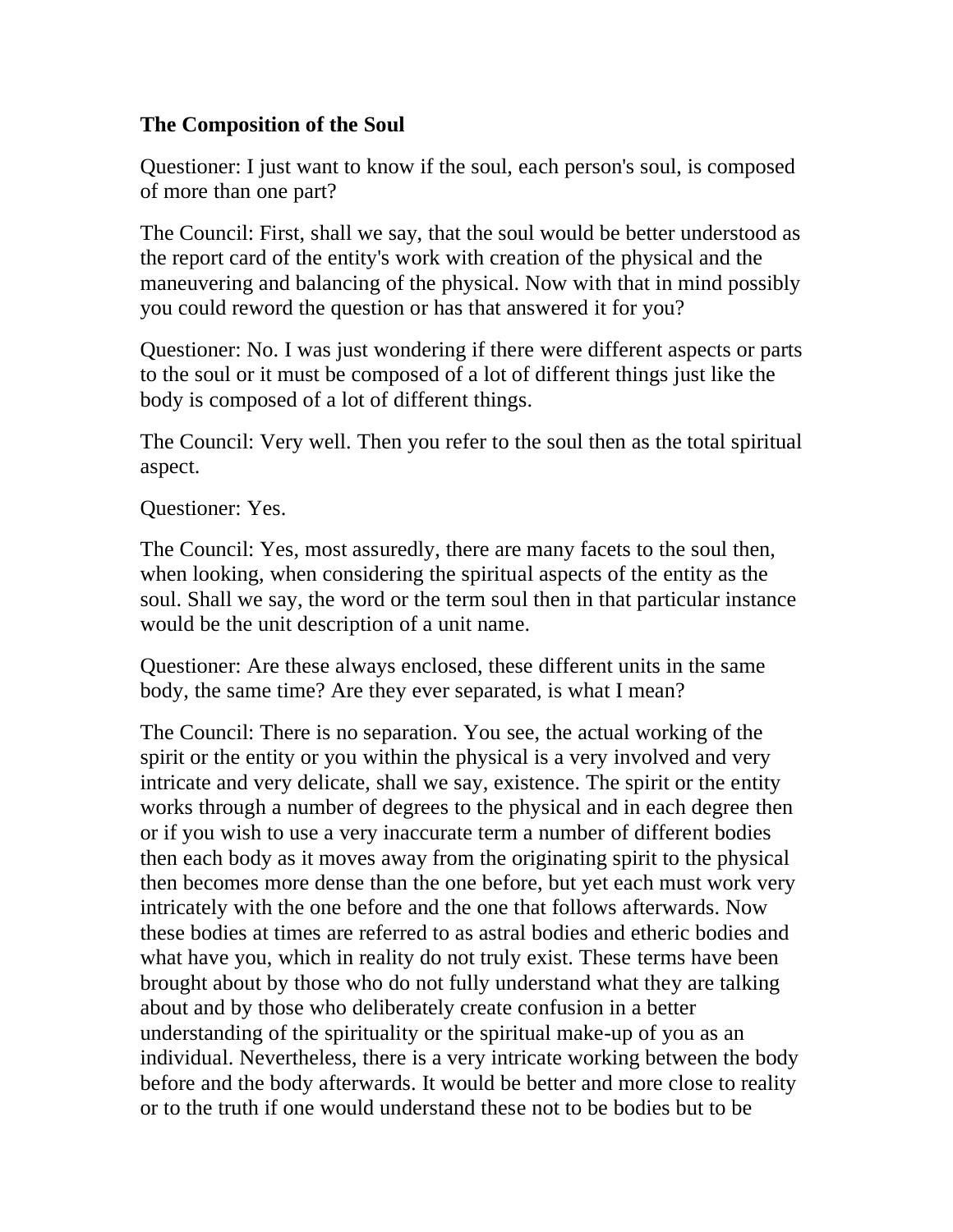### The Composition of the Soul

Questioner: I just want to know if the soul, each person's soul, is composed of more than one part?

The Council: First, shall we say, that the soul would be better understood as the report card of the entity's work with creation of the physical and the maneuvering and balancing of the physical. Now with that in mind possibly you could reword the question or has that answered it for you?

Questioner: No. I was just wondering if there were different aspects or parts to the soul or it must be composed of a lot of different things just like the body is composed of a lot of different things.

The Council: Very well. Then you refer to the soul then as the total spiritual aspect.

Questioner: Yes.

The Council: Yes, most assuredly, there are many facets to the soul then, when looking, when considering the spiritual aspects of the entity as the soul. Shall we say, the word or the term soul then in that particular instance would be the unit description of a unit name.

Questioner: Are these always enclosed, these different units in the same body, the same time? Are they ever separated, is what I mean?

The Council: There is no separation. You see, the actual working of the spirit or the entity or you within the physical is a very involved and very intricate and very delicate, shall we say, existence. The spirit or the entity works through a number of degrees to the physical and in each degree then or if you wish to use a very inaccurate term a number of different bodies then each body as it moves away from the originating spirit to the physical then becomes more dense than the one before, but yet each must work very intricately with the one before and the one that follows afterwards. Now these bodies at times are referred to as astral bodies and etheric bodies and what have you, which in reality do not truly exist. These terms have been brought about by those who do not fully understand what they are talking about and by those who deliberately create confusion in a better understanding of the spirituality or the spiritual make-up of you as an individual. Nevertheless, there is a very intricate working between the body before and the body afterwards. It would be better and more close to reality or to the truth if one would understand these not to be bodies but to be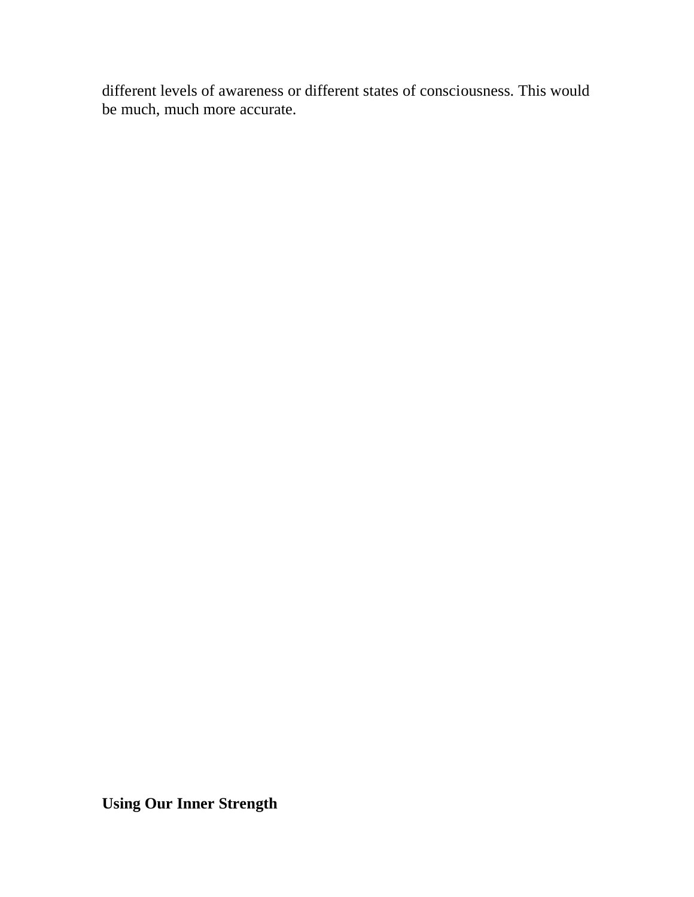different levels of awareness or different states of consciousness. This would be much, much more accurate.

## Using Our Inner Strength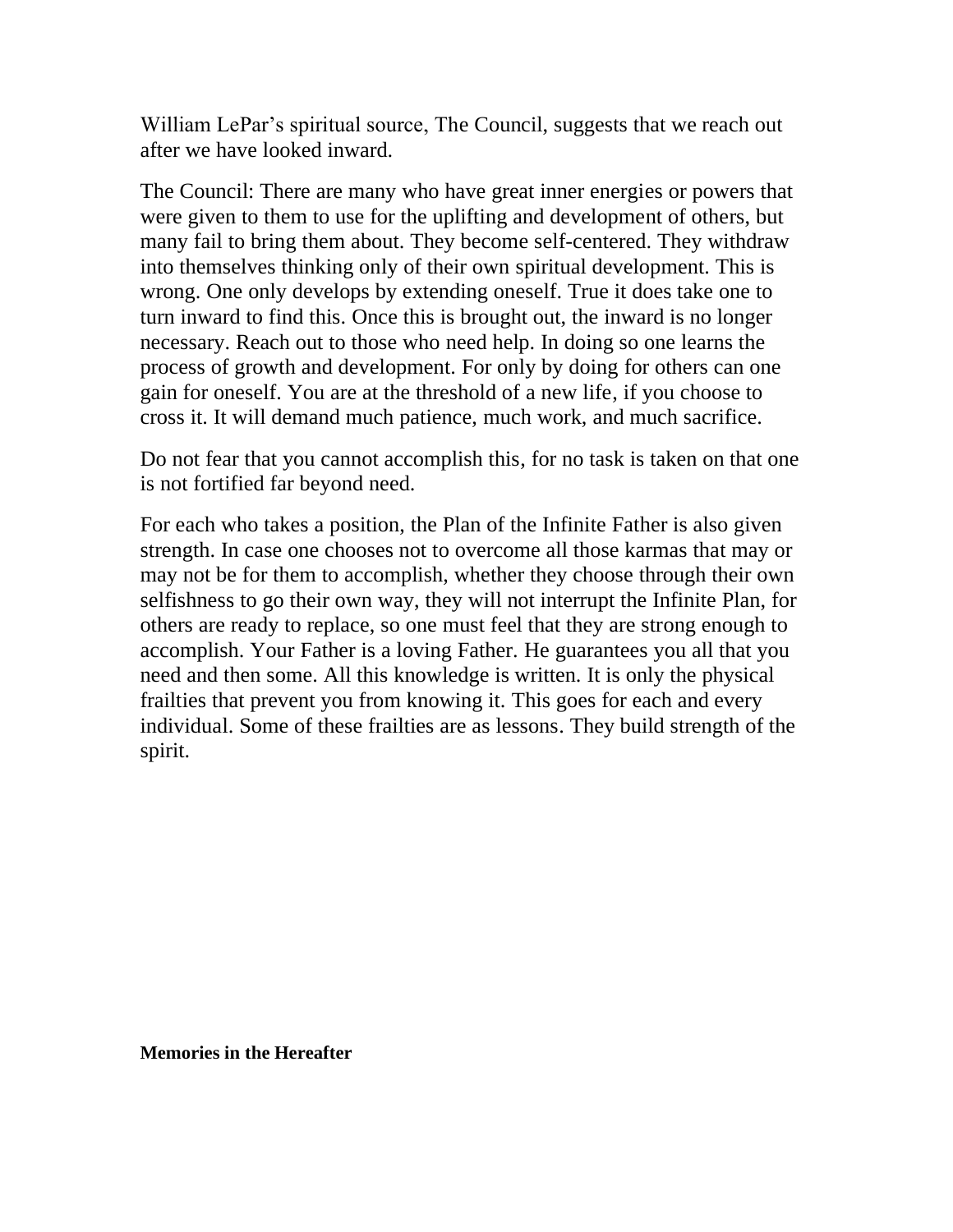William LePar's spiritual source, The Council, suggests that we reach out after we have looked inward.

The Council: There are many who have great inner energies or powers that were given to them to use for the uplifting and development of others, but many fail to bring them about. They become self-centered. They withdraw into themselves thinking only of their own spiritual development. This is wrong. One only develops by extending oneself. True it does take one to turn inward to find this. Once this is brought out, the inward is no longer necessary. Reach out to those who need help. In doing so one learns the process of growth and development. For only by doing for others can one gain for oneself. You are at the threshold of a new life, if you choose to cross it. It will demand much patience, much work, and much sacrifice.

Do not fear that you cannot accomplish this, for no task is taken on that one is not fortified far beyond need.

For each who takes a position, the Plan of the Infinite Father is also given strength. In case one chooses not to overcome all those karmas that may or may not be for them to accomplish, whether they choose through their own selfishness to go their own way, they will not interrupt the Infinite Plan, for others are ready to replace, so one must feel that they are strong enough to accomplish. Your Father is a loving Father. He guarantees you all that you need and then some. All this knowledge is written. It is only the physical frailties that prevent you from knowing it. This goes for each and every individual. Some of these frailties are as lessons. They build strength of the spirit.

**Memories in the Hereafter**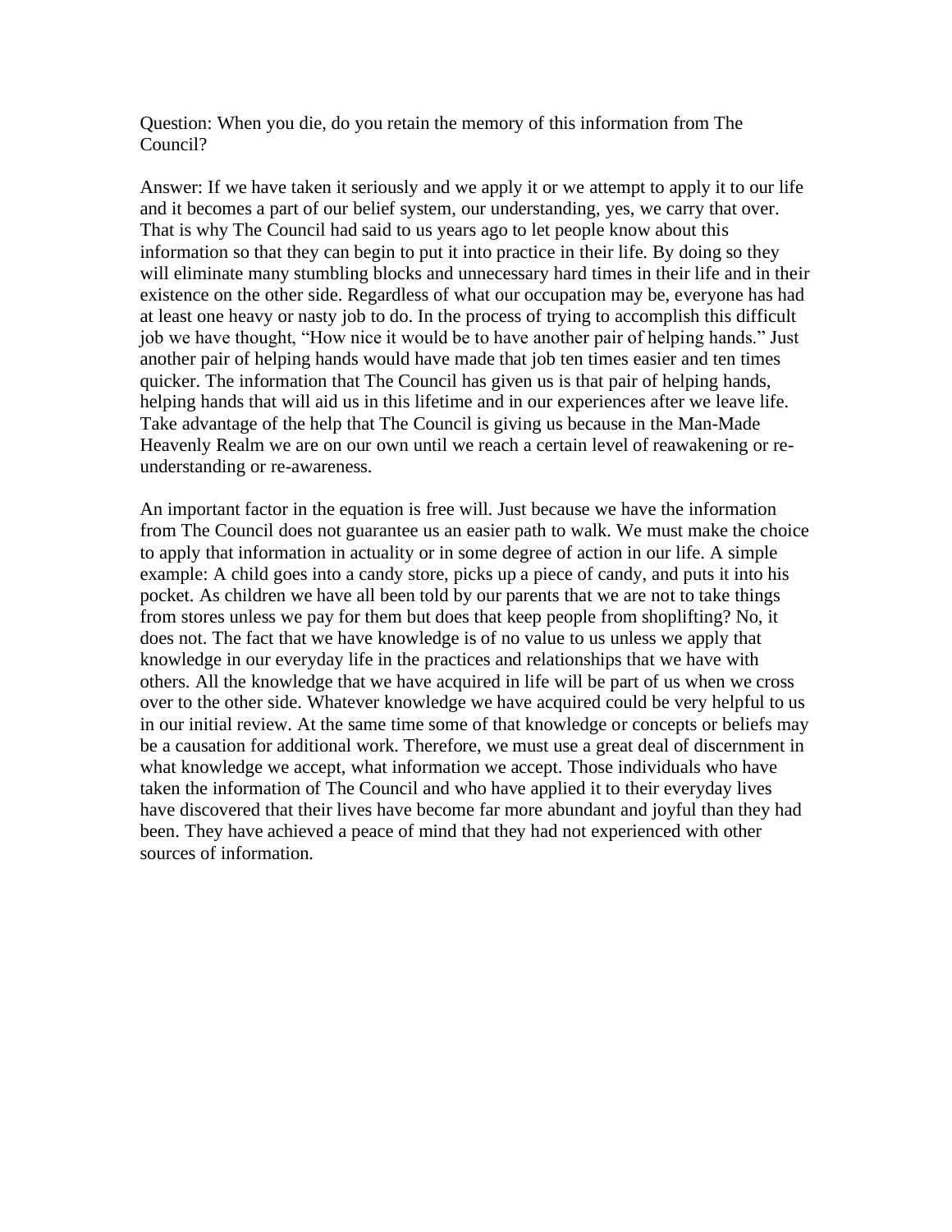Question: When you die, do you retain the memory of this information from The Council?

Answer: If we have taken it seriously and we apply it or we attempt to apply it to our life and it becomes a part of our belief system, our understanding, yes, we carry that over. That is why The Council had said to us years ago to let people know about this information so that they can begin to put it into practice in their life. By doing so they will eliminate many stumbling blocks and unnecessary hard times in their life and in their existence on the other side. Regardless of what our occupation may be, everyone has had at least one heavy or nasty job to do. In the process of trying to accomplish this difficult job we have thought, "How nice it would be to have another pair of helping hands." Just another pair of helping hands would have made that job ten times easier and ten times quicker. The information that The Council has given us is that pair of helping hands, helping hands that will aid us in this lifetime and in our experiences after we leave life. Take advantage of the help that The Council is giving us because in the Man-Made Heavenly Realm we are on our own until we reach a certain level of reawakening or re-understanding or re-awareness.

An important factor in the equation is free will. Just because we have the information from The Council does not guarantee us an easier path to walk. We must make the choice to apply that information in actuality or in some degree of action in our life. A simple example: A child goes into a candy store, picks up a piece of candy, and puts it into his pocket. As children we have all been told by our parents that we are not to take things from stores unless we pay for them but does that keep people from shoplifting? No, it does not. The fact that we have knowledge is of no value to us unless we apply that knowledge in our everyday life in the practices and relationships that we have with others. All the knowledge that we have acquired in life will be part of us when we cross over to the other side. Whatever knowledge we have acquired could be very helpful to us in our initial review. At the same time some of that knowledge or concepts or beliefs may be a causation for additional work. Therefore, we must use a great deal of discernment in what knowledge we accept, what information we accept. Those individuals who have taken the information of The Council and who have applied it to their everyday lives have discovered that their lives have become far more abundant and joyful than they had been. They have achieved a peace of mind that they had not experienced with other sources of information.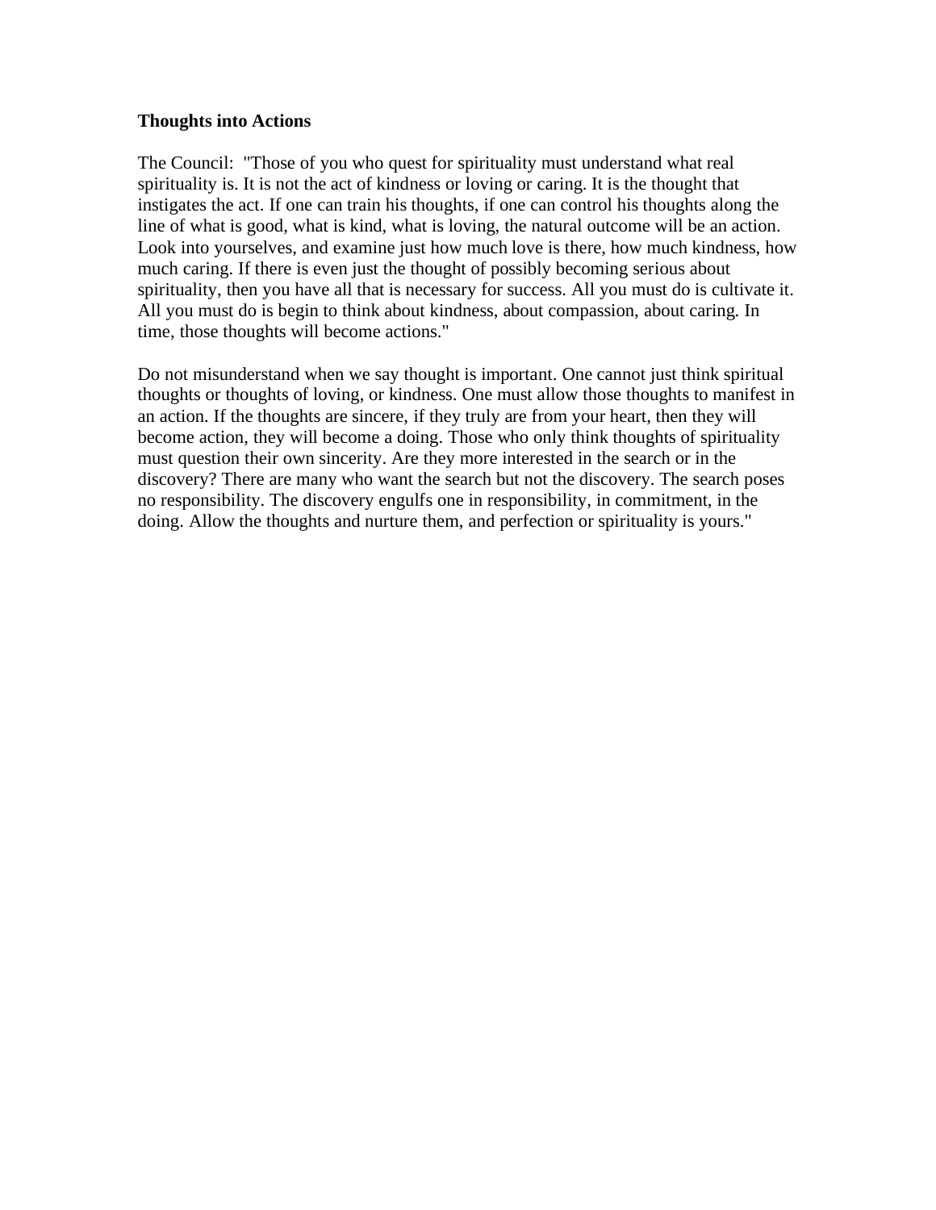**Thoughts into Actions**

The Council: "Those of you who quest for spirituality must understand what real spirituality is. It is not the act of kindness or loving or caring. It is the thought that instigates the act. If one can train his thoughts, if one can control his thoughts along the line of what is good, what is kind, what is loving, the natural outcome will be an action. Look into yourselves, and examine just how much love is there, how much kindness, how much caring. If there is even just the thought of possibly becoming serious about spirituality, then you have all that is necessary for success. All you must do is cultivate it. All you must do is begin to think about kindness, about compassion, about caring. In time, those thoughts will become actions."

Do not misunderstand when we say thought is important. One cannot just think spiritual thoughts or thoughts of loving, or kindness. One must allow those thoughts to manifest in an action. If the thoughts are sincere, if they truly are from your heart, then they will become action, they will become a doing. Those who only think thoughts of spirituality must question their own sincerity. Are they more interested in the search or in the discovery? There are many who want the search but not the discovery. The search poses no responsibility. The discovery engulfs one in responsibility, in commitment, in the doing. Allow the thoughts and nurture them, and perfection or spirituality is yours."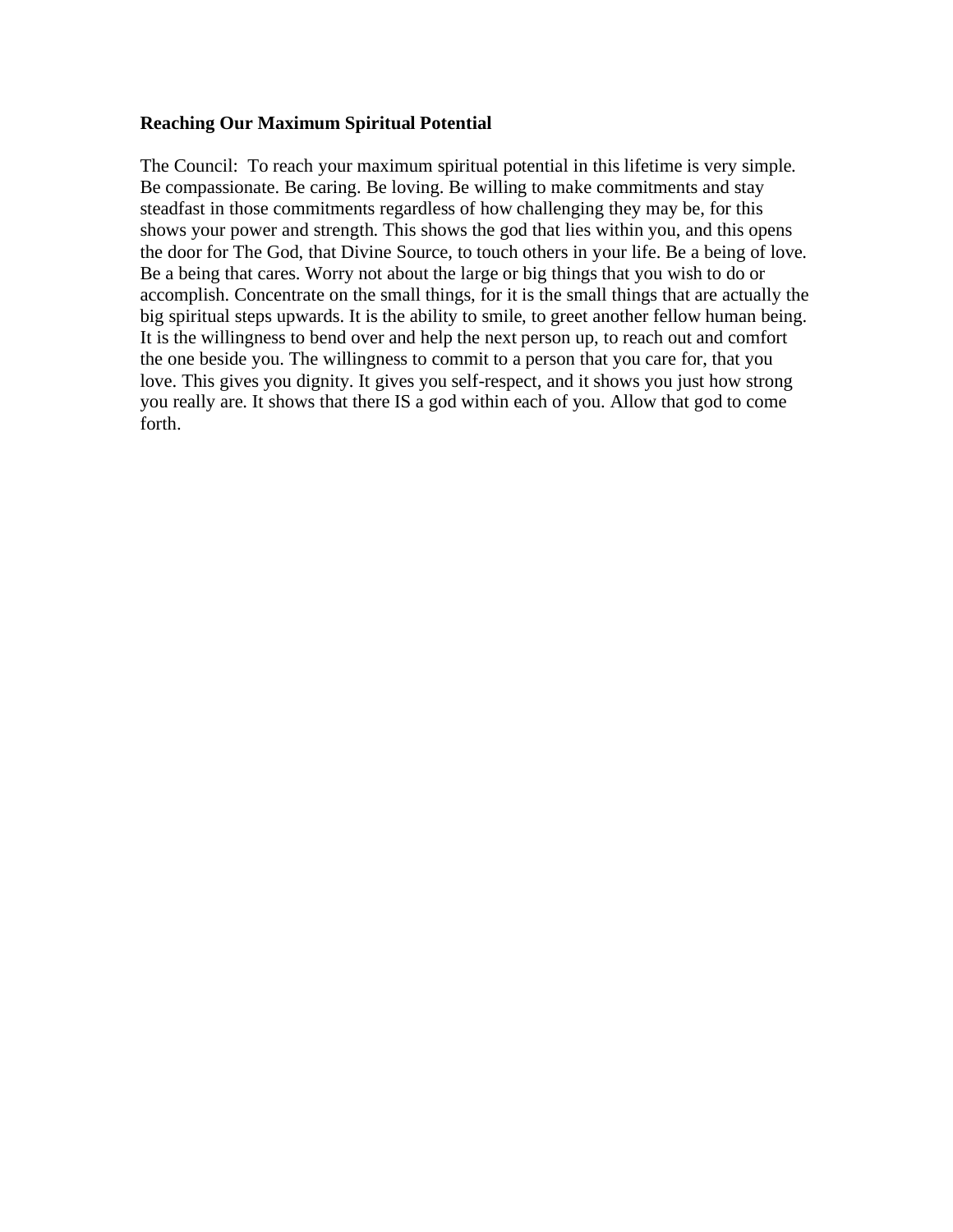**Reaching Our Maximum Spiritual Potential**

The Council: To reach your maximum spiritual potential in this lifetime is very simple. Be compassionate. Be caring. Be loving. Be willing to make commitments and stay steadfast in those commitments regardless of how challenging they may be, for this shows your power and strength. This shows the god that lies within you, and this opens the door for The God, that Divine Source, to touch others in your life. Be a being of love. Be a being that cares. Worry not about the large or big things that you wish to do or accomplish. Concentrate on the small things, for it is the small things that are actually the big spiritual steps upwards. It is the ability to smile, to greet another fellow human being. It is the willingness to bend over and help the next person up, to reach out and comfort the one beside you. The willingness to commit to a person that you care for, that you love. This gives you dignity. It gives you self-respect, and it shows you just how strong you really are. It shows that there IS a god within each of you. Allow that god to come forth.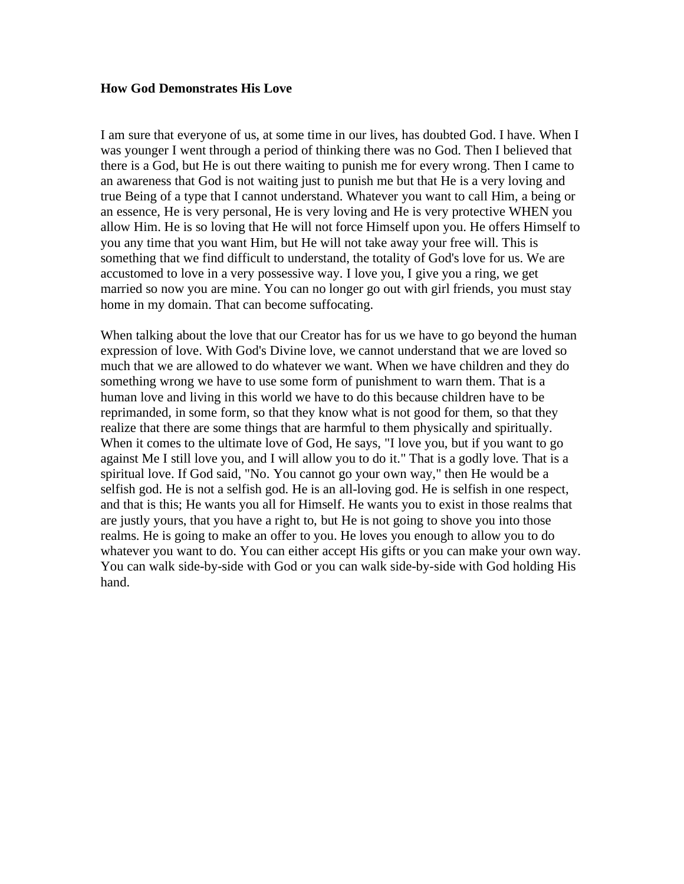**How God Demonstrates His Love**

I am sure that everyone of us, at some time in our lives, has doubted God. I have. When I was younger I went through a period of thinking there was no God. Then I believed that there is a God, but He is out there waiting to punish me for every wrong. Then I came to an awareness that God is not waiting just to punish me but that He is a very loving and true Being of a type that I cannot understand. Whatever you want to call Him, a being or an essence, He is very personal, He is very loving and He is very protective WHEN you allow Him. He is so loving that He will not force Himself upon you. He offers Himself to you any time that you want Him, but He will not take away your free will. This is something that we find difficult to understand, the totality of God's love for us. We are accustomed to love in a very possessive way. I love you, I give you a ring, we get married so now you are mine. You can no longer go out with girl friends, you must stay home in my domain. That can become suffocating.

When talking about the love that our Creator has for us we have to go beyond the human expression of love. With God's Divine love, we cannot understand that we are loved so much that we are allowed to do whatever we want. When we have children and they do something wrong we have to use some form of punishment to warn them. That is a human love and living in this world we have to do this because children have to be reprimanded, in some form, so that they know what is not good for them, so that they realize that there are some things that are harmful to them physically and spiritually. When it comes to the ultimate love of God, He says, "I love you, but if you want to go against Me I still love you, and I will allow you to do it." That is a godly love. That is a spiritual love. If God said, "No. You cannot go your own way," then He would be a selfish god. He is not a selfish god. He is an all-loving god. He is selfish in one respect, and that is this; He wants you all for Himself. He wants you to exist in those realms that are justly yours, that you have a right to, but He is not going to shove you into those realms. He is going to make an offer to you. He loves you enough to allow you to do whatever you want to do. You can either accept His gifts or you can make your own way. You can walk side-by-side with God or you can walk side-by-side with God holding His hand.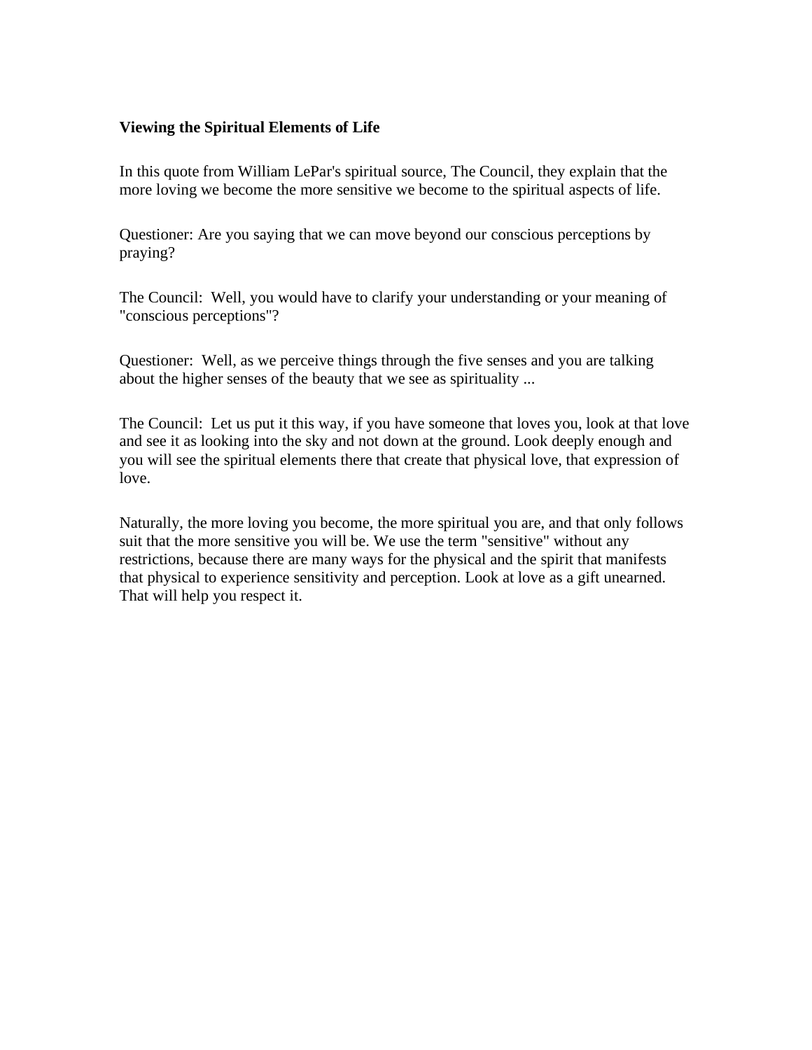**Viewing the Spiritual Elements of Life**

In this quote from William LePar's spiritual source, The Council, they explain that the more loving we become the more sensitive we become to the spiritual aspects of life.

Questioner: Are you saying that we can move beyond our conscious perceptions by praying?

The Council: Well, you would have to clarify your understanding or your meaning of "conscious perceptions"?

Questioner: Well, as we perceive things through the five senses and you are talking about the higher senses of the beauty that we see as spirituality ...

The Council: Let us put it this way, if you have someone that loves you, look at that love and see it as looking into the sky and not down at the ground. Look deeply enough and you will see the spiritual elements there that create that physical love, that expression of love.

Naturally, the more loving you become, the more spiritual you are, and that only follows suit that the more sensitive you will be. We use the term "sensitive" without any restrictions, because there are many ways for the physical and the spirit that manifests that physical to experience sensitivity and perception. Look at love as a gift unearned. That will help you respect it.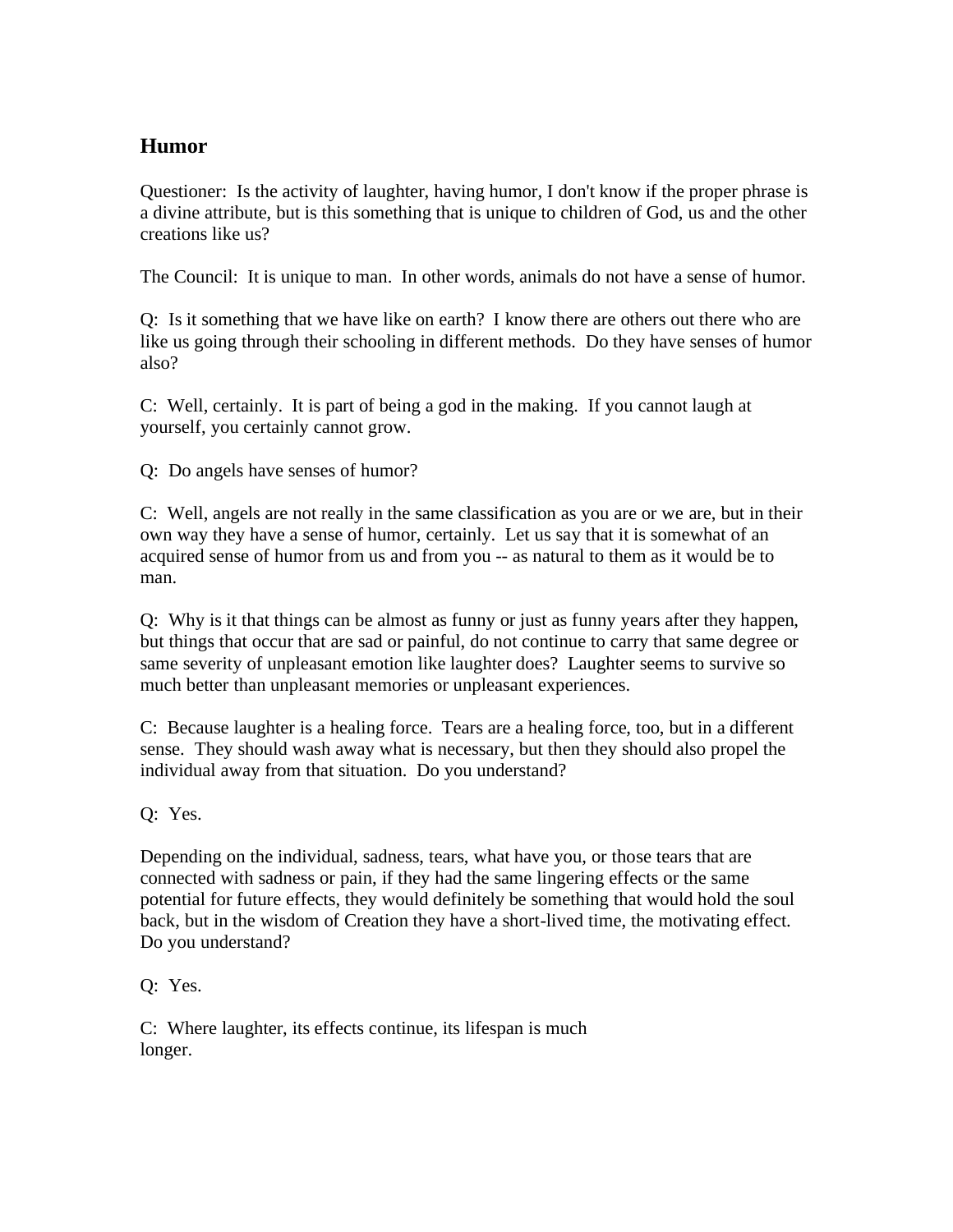## Humor

Questioner: Is the activity of laughter, having humor, I don't know if the proper phrase is a divine attribute, but is this something that is unique to children of God, us and the other creations like us?

The Council: It is unique to man. In other words, animals do not have a sense of humor.

Q: Is it something that we have like on earth? I know there are others out there who are like us going through their schooling in different methods. Do they have senses of humor also?

C: Well, certainly. It is part of being a god in the making. If you cannot laugh at yourself, you certainly cannot grow.

Q: Do angels have senses of humor?

C: Well, angels are not really in the same classification as you are or we are, but in their own way they have a sense of humor, certainly. Let us say that it is somewhat of an acquired sense of humor from us and from you -- as natural to them as it would be to man.

Q: Why is it that things can be almost as funny or just as funny years after they happen, but things that occur that are sad or painful, do not continue to carry that same degree or same severity of unpleasant emotion like laughter does? Laughter seems to survive so much better than unpleasant memories or unpleasant experiences.

C: Because laughter is a healing force. Tears are a healing force, too, but in a different sense. They should wash away what is necessary, but then they should also propel the individual away from that situation. Do you understand?

Q: Yes.

Depending on the individual, sadness, tears, what have you, or those tears that are connected with sadness or pain, if they had the same lingering effects or the same potential for future effects, they would definitely be something that would hold the soul back, but in the wisdom of Creation they have a short-lived time, the motivating effect. Do you understand?

Q: Yes.

C: Where laughter, its effects continue, its lifespan is much longer.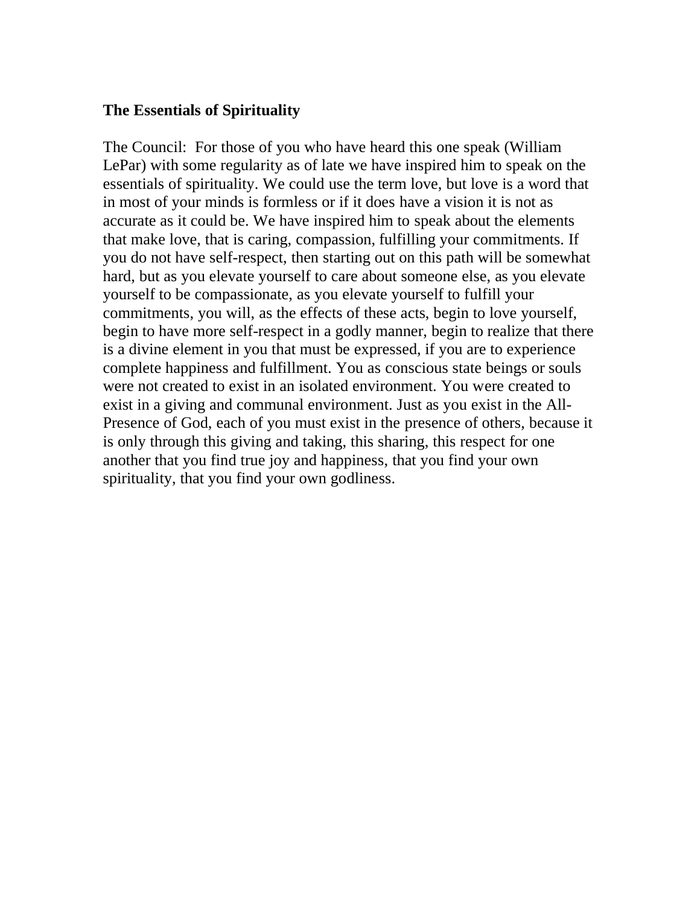**The Essentials of Spirituality**

The Council: For those of you who have heard this one speak (William LePar) with some regularity as of late we have inspired him to speak on the essentials of spirituality. We could use the term love, but love is a word that in most of your minds is formless or if it does have a vision it is not as accurate as it could be. We have inspired him to speak about the elements that make love, that is caring, compassion, fulfilling your commitments. If you do not have self-respect, then starting out on this path will be somewhat hard, but as you elevate yourself to care about someone else, as you elevate yourself to be compassionate, as you elevate yourself to fulfill your commitments, you will, as the effects of these acts, begin to love yourself, begin to have more self-respect in a godly manner, begin to realize that there is a divine element in you that must be expressed, if you are to experience complete happiness and fulfillment. You as conscious state beings or souls were not created to exist in an isolated environment. You were created to exist in a giving and communal environment. Just as you exist in the All-Presence of God, each of you must exist in the presence of others, because it is only through this giving and taking, this sharing, this respect for one another that you find true joy and happiness, that you find your own spirituality, that you find your own godliness.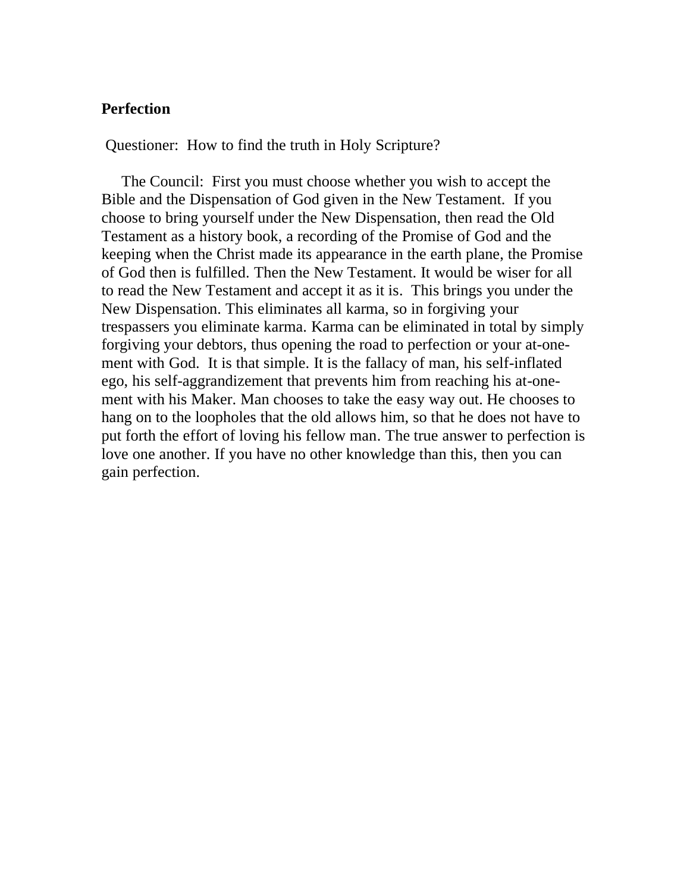**Perfection**

Questioner: How to find the truth in Holy Scripture?

The Council: First you must choose whether you wish to accept the Bible and the Dispensation of God given in the New Testament. If you choose to bring yourself under the New Dispensation, then read the Old Testament as a history book, a recording of the Promise of God and the keeping when the Christ made its appearance in the earth plane, the Promise of God then is fulfilled. Then the New Testament. It would be wiser for all to read the New Testament and accept it as it is. This brings you under the New Dispensation. This eliminates all karma, so in forgiving your trespassers you eliminate karma. Karma can be eliminated in total by simply forgiving your debtors, thus opening the road to perfection or your at-one-ment with God. It is that simple. It is the fallacy of man, his self-inflated ego, his self-aggrandizement that prevents him from reaching his at-one-ment with his Maker. Man chooses to take the easy way out. He chooses to hang on to the loopholes that the old allows him, so that he does not have to put forth the effort of loving his fellow man. The true answer to perfection is love one another. If you have no other knowledge than this, then you can gain perfection.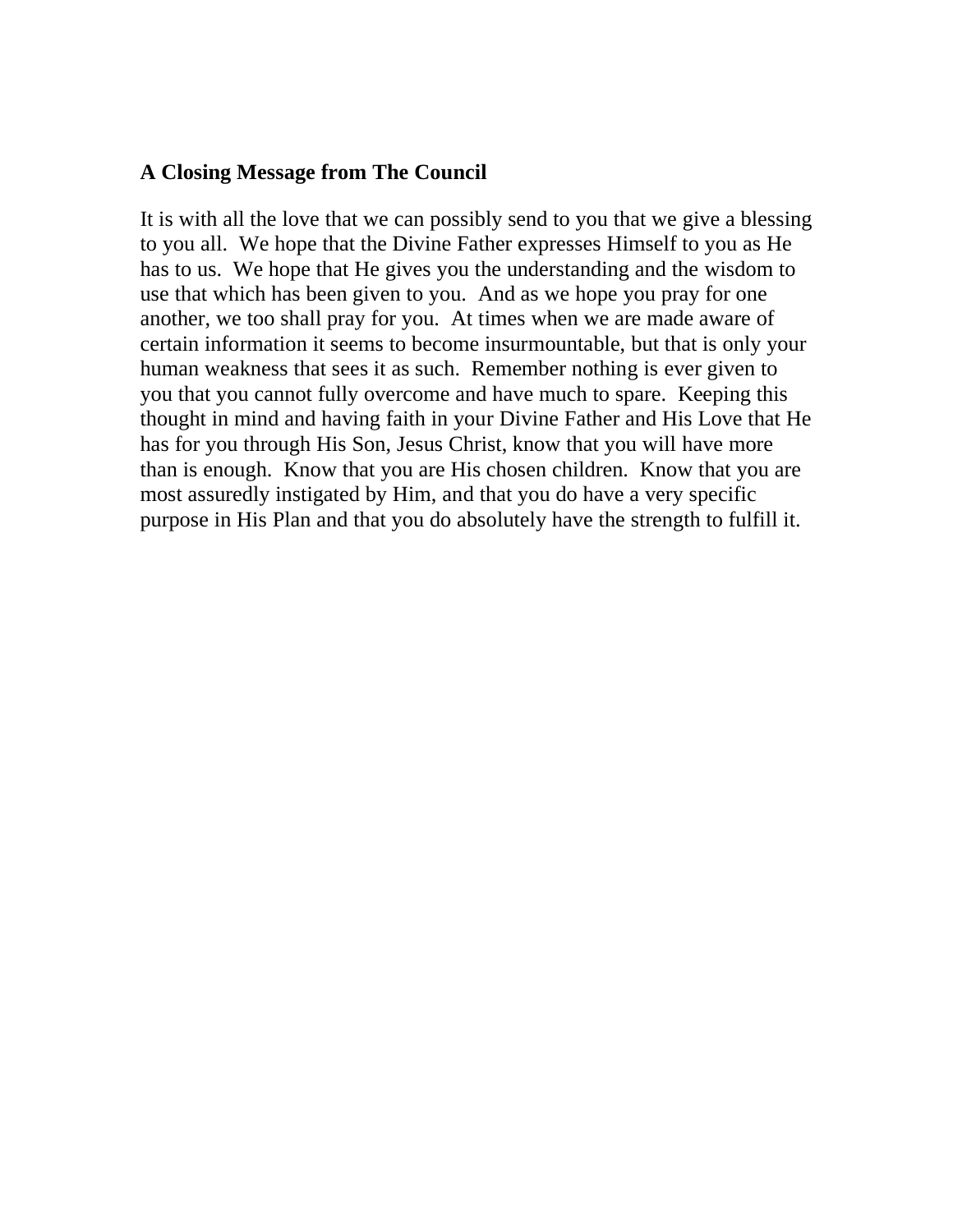**A Closing Message from The Council**

It is with all the love that we can possibly send to you that we give a blessing to you all. We hope that the Divine Father expresses Himself to you as He has to us. We hope that He gives you the understanding and the wisdom to use that which has been given to you. And as we hope you pray for one another, we too shall pray for you. At times when we are made aware of certain information it seems to become insurmountable, but that is only your human weakness that sees it as such. Remember nothing is ever given to you that you cannot fully overcome and have much to spare. Keeping this thought in mind and having faith in your Divine Father and His Love that He has for you through His Son, Jesus Christ, know that you will have more than is enough. Know that you are His chosen children. Know that you are most assuredly instigated by Him, and that you do have a very specific purpose in His Plan and that you do absolutely have the strength to fulfill it.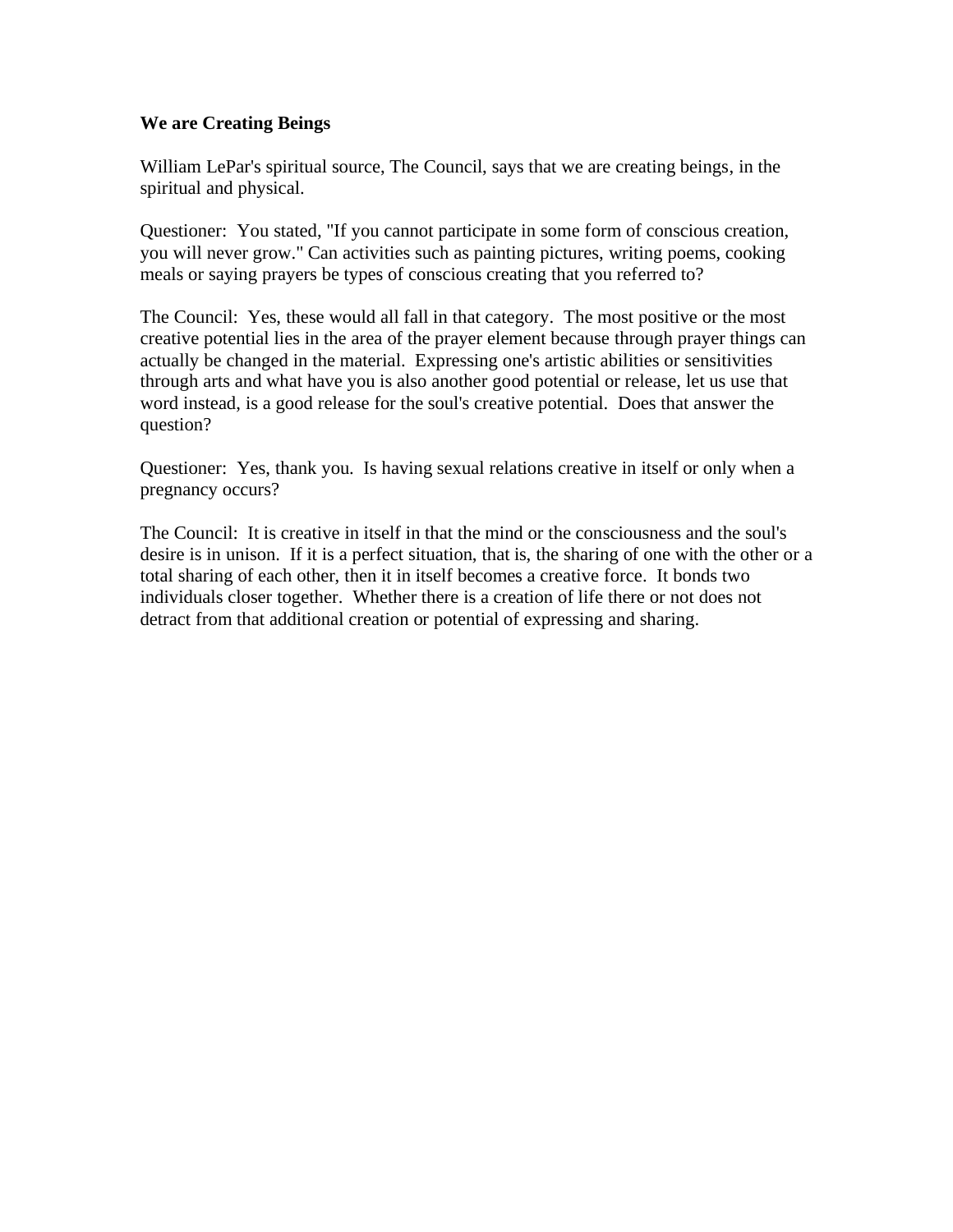**We are Creating Beings**

William LePar's spiritual source, The Council, says that we are creating beings, in the spiritual and physical.

Questioner: You stated, "If you cannot participate in some form of conscious creation, you will never grow." Can activities such as painting pictures, writing poems, cooking meals or saying prayers be types of conscious creating that you referred to?

The Council: Yes, these would all fall in that category. The most positive or the most creative potential lies in the area of the prayer element because through prayer things can actually be changed in the material. Expressing one's artistic abilities or sensitivities through arts and what have you is also another good potential or release, let us use that word instead, is a good release for the soul's creative potential. Does that answer the question?

Questioner: Yes, thank you. Is having sexual relations creative in itself or only when a pregnancy occurs?

The Council: It is creative in itself in that the mind or the consciousness and the soul's desire is in unison. If it is a perfect situation, that is, the sharing of one with the other or a total sharing of each other, then it in itself becomes a creative force. It bonds two individuals closer together. Whether there is a creation of life there or not does not detract from that additional creation or potential of expressing and sharing.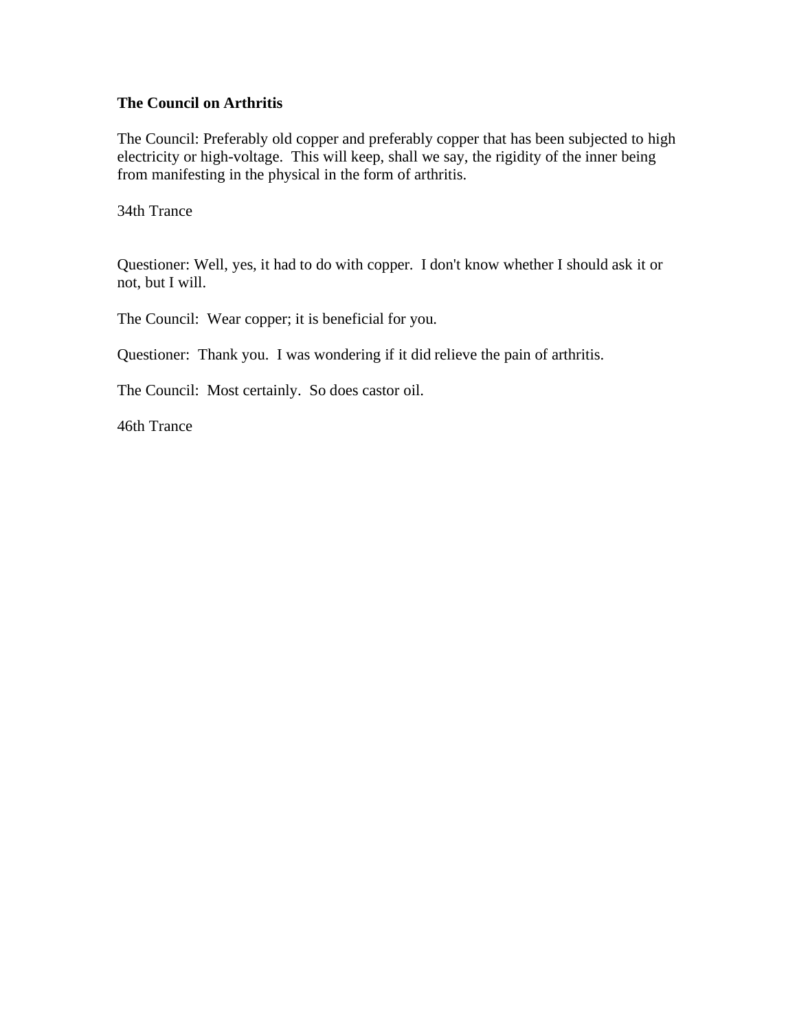**The Council on Arthritis**

The Council: Preferably old copper and preferably copper that has been subjected to high electricity or high-voltage. This will keep, shall we say, the rigidity of the inner being from manifesting in the physical in the form of arthritis.

34th Trance

Questioner: Well, yes, it had to do with copper. I don't know whether I should ask it or not, but I will.

The Council: Wear copper; it is beneficial for you.

Questioner: Thank you. I was wondering if it did relieve the pain of arthritis.

The Council: Most certainly. So does castor oil.

46th Trance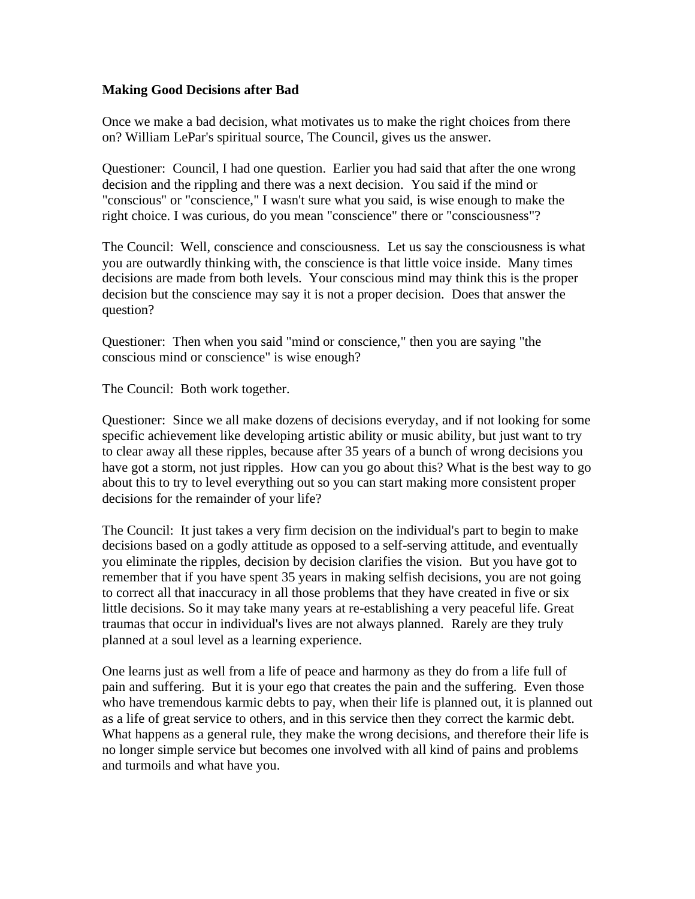**Making Good Decisions after Bad**

Once we make a bad decision, what motivates us to make the right choices from there on? William LePar's spiritual source, The Council, gives us the answer.

Questioner: Council, I had one question. Earlier you had said that after the one wrong decision and the rippling and there was a next decision. You said if the mind or "conscious" or "conscience," I wasn't sure what you said, is wise enough to make the right choice. I was curious, do you mean "conscience" there or "consciousness"?

The Council: Well, conscience and consciousness. Let us say the consciousness is what you are outwardly thinking with, the conscience is that little voice inside. Many times decisions are made from both levels. Your conscious mind may think this is the proper decision but the conscience may say it is not a proper decision. Does that answer the question?

Questioner: Then when you said "mind or conscience," then you are saying "the conscious mind or conscience" is wise enough?

The Council: Both work together.

Questioner: Since we all make dozens of decisions everyday, and if not looking for some specific achievement like developing artistic ability or music ability, but just want to try to clear away all these ripples, because after 35 years of a bunch of wrong decisions you have got a storm, not just ripples. How can you go about this? What is the best way to go about this to try to level everything out so you can start making more consistent proper decisions for the remainder of your life?

The Council: It just takes a very firm decision on the individual's part to begin to make decisions based on a godly attitude as opposed to a self-serving attitude, and eventually you eliminate the ripples, decision by decision clarifies the vision. But you have got to remember that if you have spent 35 years in making selfish decisions, you are not going to correct all that inaccuracy in all those problems that they have created in five or six little decisions. So it may take many years at re-establishing a very peaceful life. Great traumas that occur in individual's lives are not always planned. Rarely are they truly planned at a soul level as a learning experience.

One learns just as well from a life of peace and harmony as they do from a life full of pain and suffering. But it is your ego that creates the pain and the suffering. Even those who have tremendous karmic debts to pay, when their life is planned out, it is planned out as a life of great service to others, and in this service then they correct the karmic debt. What happens as a general rule, they make the wrong decisions, and therefore their life is no longer simple service but becomes one involved with all kind of pains and problems and turmoils and what have you.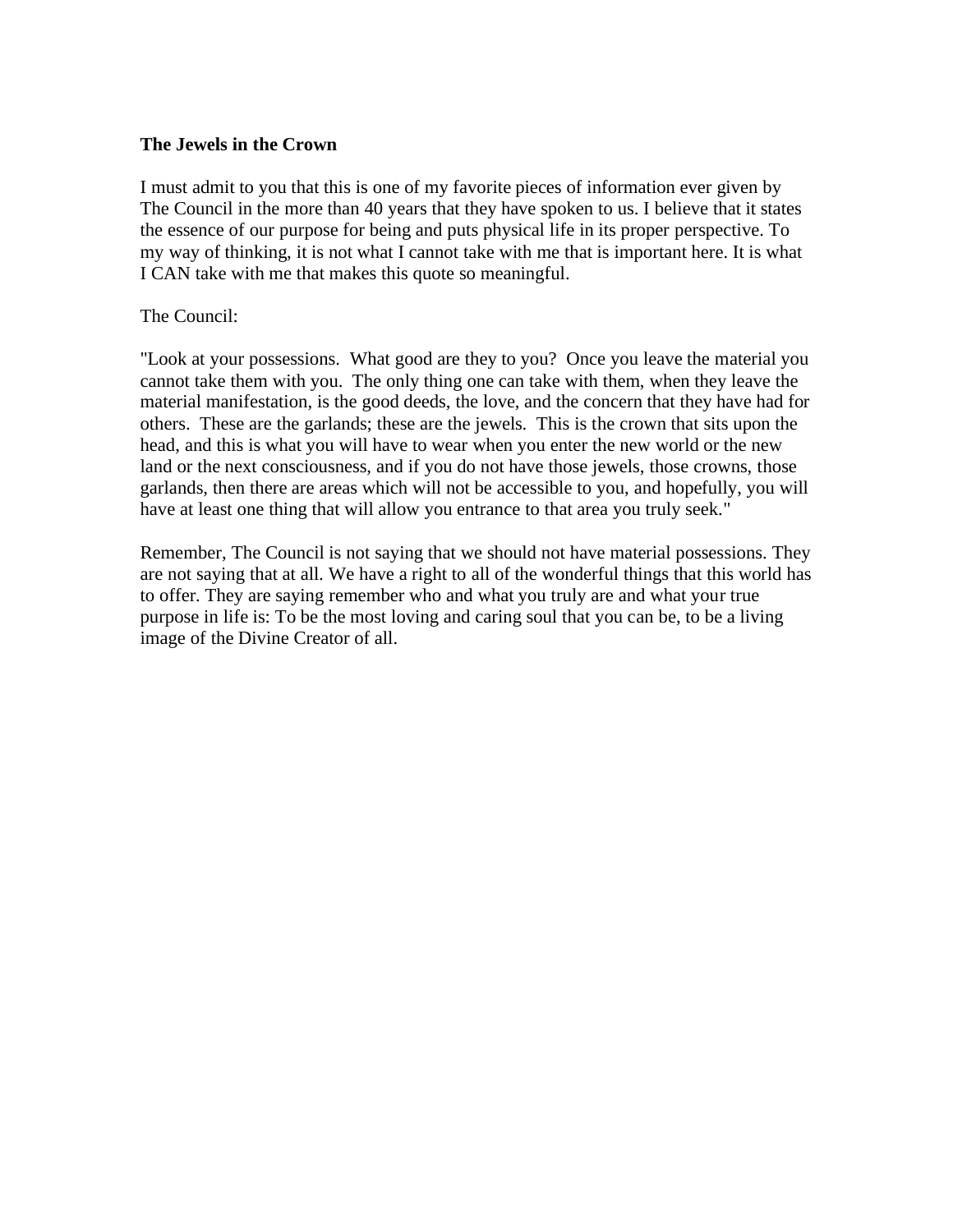**The Jewels in the Crown**

I must admit to you that this is one of my favorite pieces of information ever given by The Council in the more than 40 years that they have spoken to us. I believe that it states the essence of our purpose for being and puts physical life in its proper perspective. To my way of thinking, it is not what I cannot take with me that is important here. It is what I CAN take with me that makes this quote so meaningful.

The Council:

"Look at your possessions. What good are they to you? Once you leave the material you cannot take them with you. The only thing one can take with them, when they leave the material manifestation, is the good deeds, the love, and the concern that they have had for others. These are the garlands; these are the jewels. This is the crown that sits upon the head, and this is what you will have to wear when you enter the new world or the new land or the next consciousness, and if you do not have those jewels, those crowns, those garlands, then there are areas which will not be accessible to you, and hopefully, you will have at least one thing that will allow you entrance to that area you truly seek."

Remember, The Council is not saying that we should not have material possessions. They are not saying that at all. We have a right to all of the wonderful things that this world has to offer. They are saying remember who and what you truly are and what your true purpose in life is: To be the most loving and caring soul that you can be, to be a living image of the Divine Creator of all.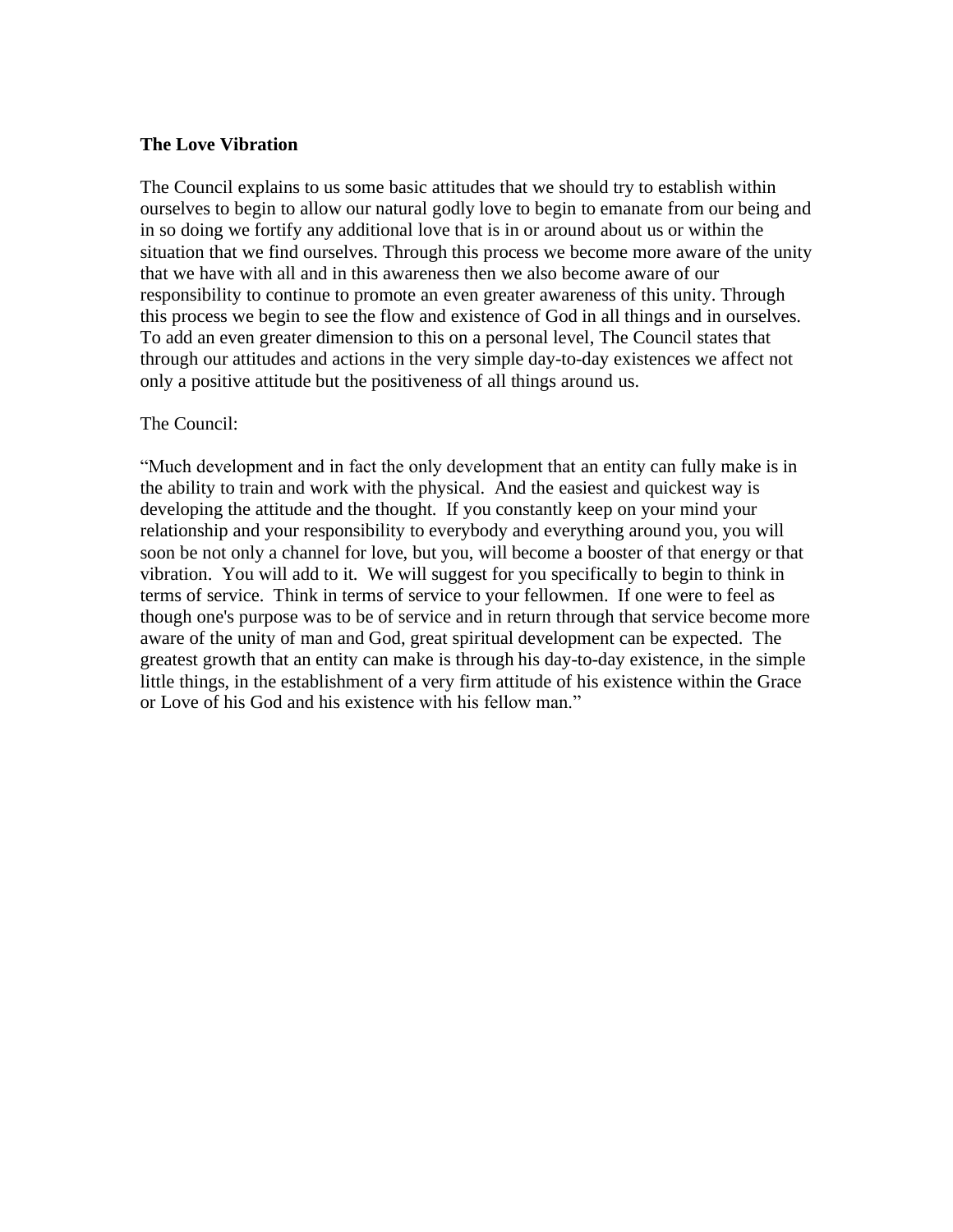**The Love Vibration**

The Council explains to us some basic attitudes that we should try to establish within ourselves to begin to allow our natural godly love to begin to emanate from our being and in so doing we fortify any additional love that is in or around about us or within the situation that we find ourselves. Through this process we become more aware of the unity that we have with all and in this awareness then we also become aware of our responsibility to continue to promote an even greater awareness of this unity. Through this process we begin to see the flow and existence of God in all things and in ourselves. To add an even greater dimension to this on a personal level, The Council states that through our attitudes and actions in the very simple day-to-day existences we affect not only a positive attitude but the positiveness of all things around us.

The Council:

"Much development and in fact the only development that an entity can fully make is in the ability to train and work with the physical. And the easiest and quickest way is developing the attitude and the thought. If you constantly keep on your mind your relationship and your responsibility to everybody and everything around you, you will soon be not only a channel for love, but you, will become a booster of that energy or that vibration. You will add to it. We will suggest for you specifically to begin to think in terms of service. Think in terms of service to your fellowmen. If one were to feel as though one's purpose was to be of service and in return through that service become more aware of the unity of man and God, great spiritual development can be expected. The greatest growth that an entity can make is through his day-to-day existence, in the simple little things, in the establishment of a very firm attitude of his existence within the Grace or Love of his God and his existence with his fellow man."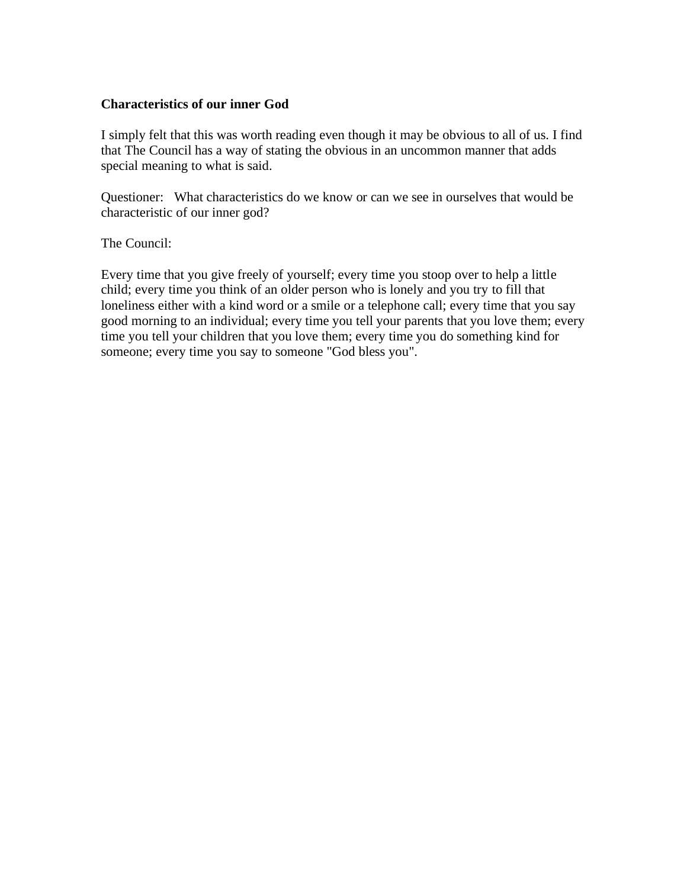**Characteristics of our inner God**

I simply felt that this was worth reading even though it may be obvious to all of us. I find that The Council has a way of stating the obvious in an uncommon manner that adds special meaning to what is said.

Questioner: What characteristics do we know or can we see in ourselves that would be characteristic of our inner god?

The Council:

Every time that you give freely of yourself; every time you stoop over to help a little child; every time you think of an older person who is lonely and you try to fill that loneliness either with a kind word or a smile or a telephone call; every time that you say good morning to an individual; every time you tell your parents that you love them; every time you tell your children that you love them; every time you do something kind for someone; every time you say to someone "God bless you".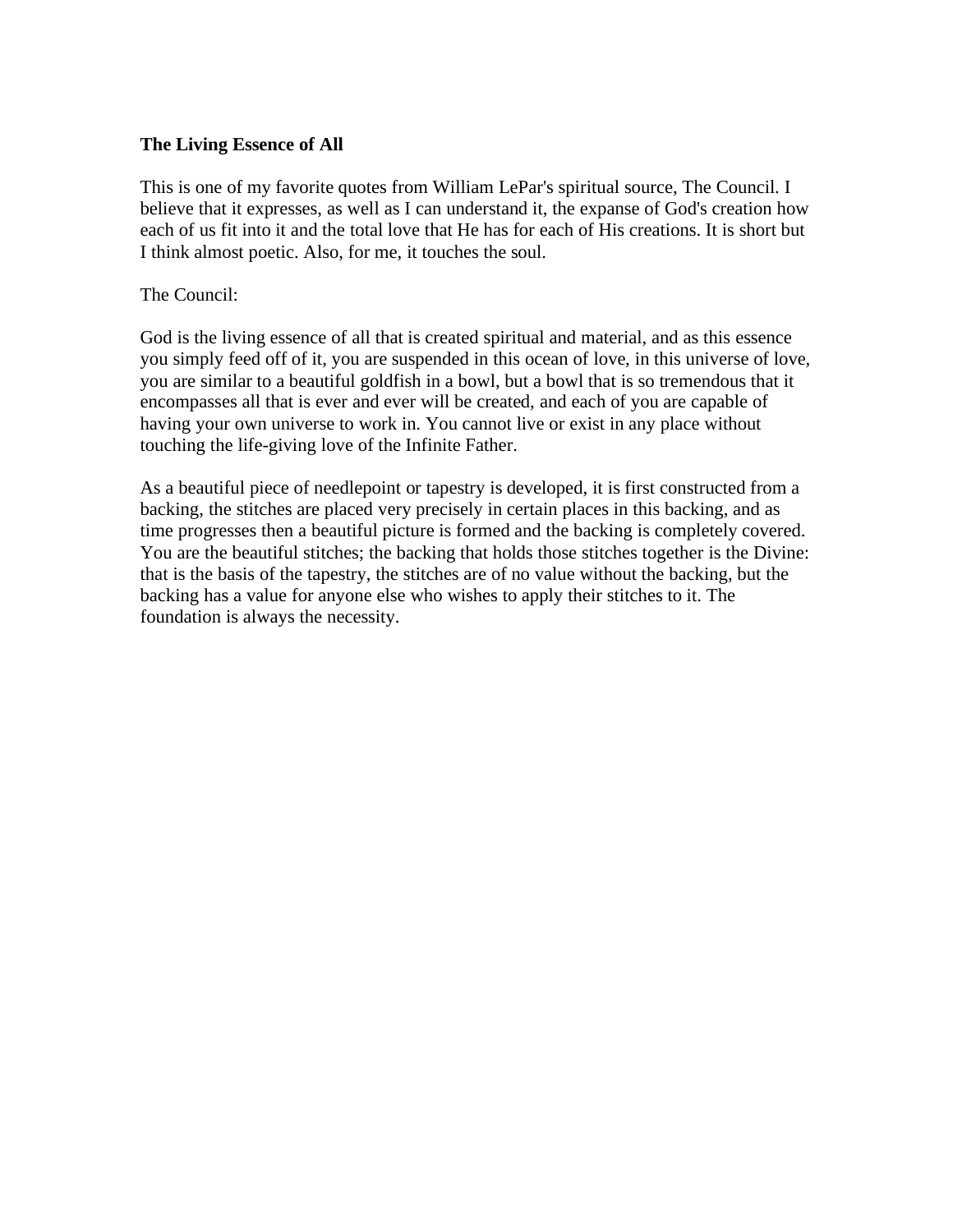**The Living Essence of All**

This is one of my favorite quotes from William LePar's spiritual source, The Council. I believe that it expresses, as well as I can understand it, the expanse of God's creation how each of us fit into it and the total love that He has for each of His creations. It is short but I think almost poetic. Also, for me, it touches the soul.

The Council:

God is the living essence of all that is created spiritual and material, and as this essence you simply feed off of it, you are suspended in this ocean of love, in this universe of love, you are similar to a beautiful goldfish in a bowl, but a bowl that is so tremendous that it encompasses all that is ever and ever will be created, and each of you are capable of having your own universe to work in. You cannot live or exist in any place without touching the life-giving love of the Infinite Father.

As a beautiful piece of needlepoint or tapestry is developed, it is first constructed from a backing, the stitches are placed very precisely in certain places in this backing, and as time progresses then a beautiful picture is formed and the backing is completely covered. You are the beautiful stitches; the backing that holds those stitches together is the Divine: that is the basis of the tapestry, the stitches are of no value without the backing, but the backing has a value for anyone else who wishes to apply their stitches to it. The foundation is always the necessity.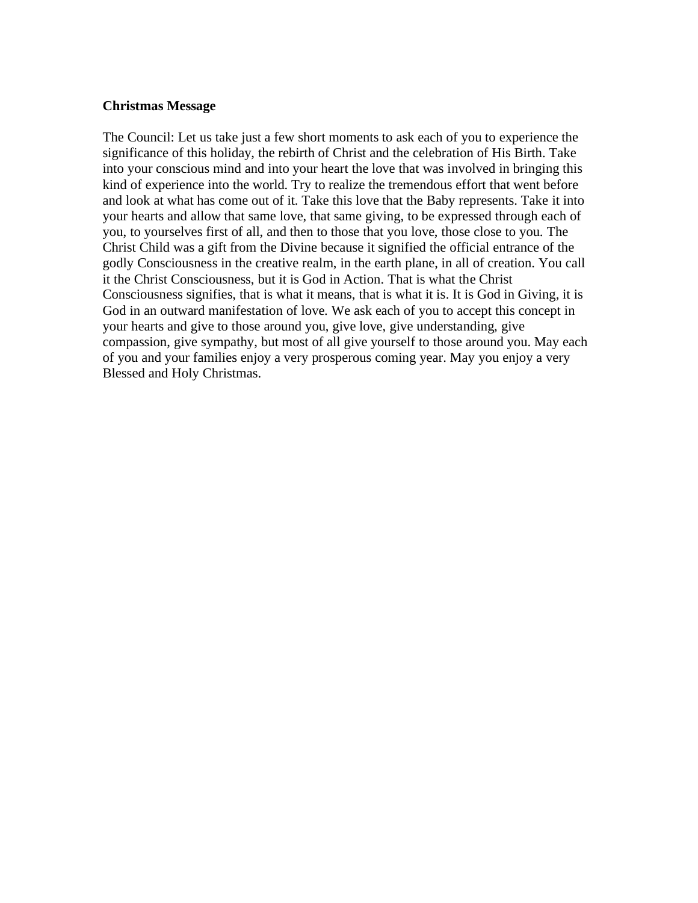**Christmas Message**

The Council: Let us take just a few short moments to ask each of you to experience the significance of this holiday, the rebirth of Christ and the celebration of His Birth. Take into your conscious mind and into your heart the love that was involved in bringing this kind of experience into the world. Try to realize the tremendous effort that went before and look at what has come out of it. Take this love that the Baby represents. Take it into your hearts and allow that same love, that same giving, to be expressed through each of you, to yourselves first of all, and then to those that you love, those close to you. The Christ Child was a gift from the Divine because it signified the official entrance of the godly Consciousness in the creative realm, in the earth plane, in all of creation. You call it the Christ Consciousness, but it is God in Action. That is what the Christ Consciousness signifies, that is what it means, that is what it is. It is God in Giving, it is God in an outward manifestation of love. We ask each of you to accept this concept in your hearts and give to those around you, give love, give understanding, give compassion, give sympathy, but most of all give yourself to those around you. May each of you and your families enjoy a very prosperous coming year. May you enjoy a very Blessed and Holy Christmas.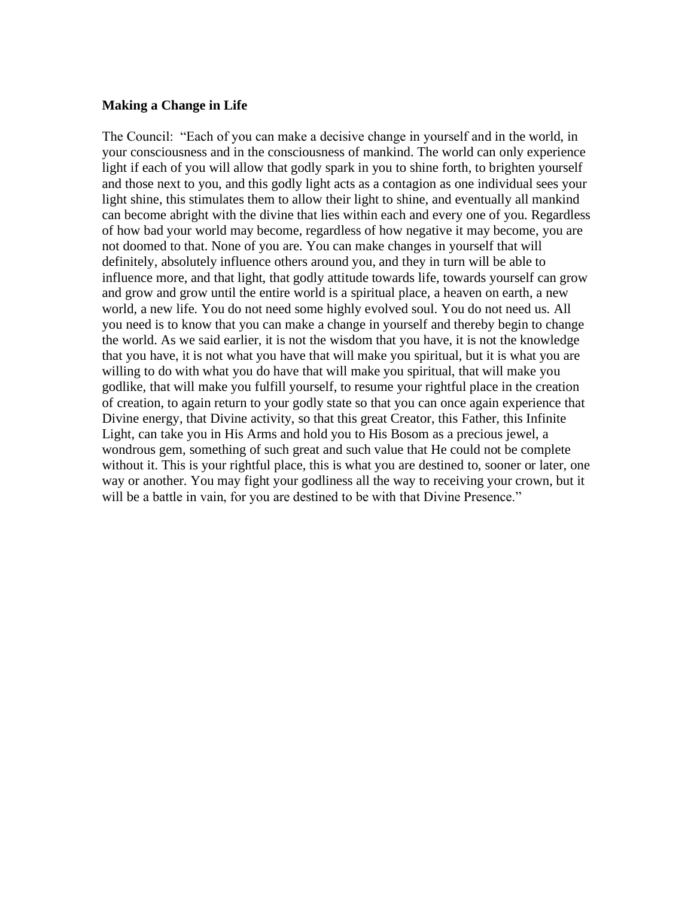**Making a Change in Life**

The Council: "Each of you can make a decisive change in yourself and in the world, in your consciousness and in the consciousness of mankind. The world can only experience light if each of you will allow that godly spark in you to shine forth, to brighten yourself and those next to you, and this godly light acts as a contagion as one individual sees your light shine, this stimulates them to allow their light to shine, and eventually all mankind can become abright with the divine that lies within each and every one of you. Regardless of how bad your world may become, regardless of how negative it may become, you are not doomed to that. None of you are. You can make changes in yourself that will definitely, absolutely influence others around you, and they in turn will be able to influence more, and that light, that godly attitude towards life, towards yourself can grow and grow and grow until the entire world is a spiritual place, a heaven on earth, a new world, a new life. You do not need some highly evolved soul. You do not need us. All you need is to know that you can make a change in yourself and thereby begin to change the world. As we said earlier, it is not the wisdom that you have, it is not the knowledge that you have, it is not what you have that will make you spiritual, but it is what you are willing to do with what you do have that will make you spiritual, that will make you godlike, that will make you fulfill yourself, to resume your rightful place in the creation of creation, to again return to your godly state so that you can once again experience that Divine energy, that Divine activity, so that this great Creator, this Father, this Infinite Light, can take you in His Arms and hold you to His Bosom as a precious jewel, a wondrous gem, something of such great and such value that He could not be complete without it. This is your rightful place, this is what you are destined to, sooner or later, one way or another. You may fight your godliness all the way to receiving your crown, but it will be a battle in vain, for you are destined to be with that Divine Presence."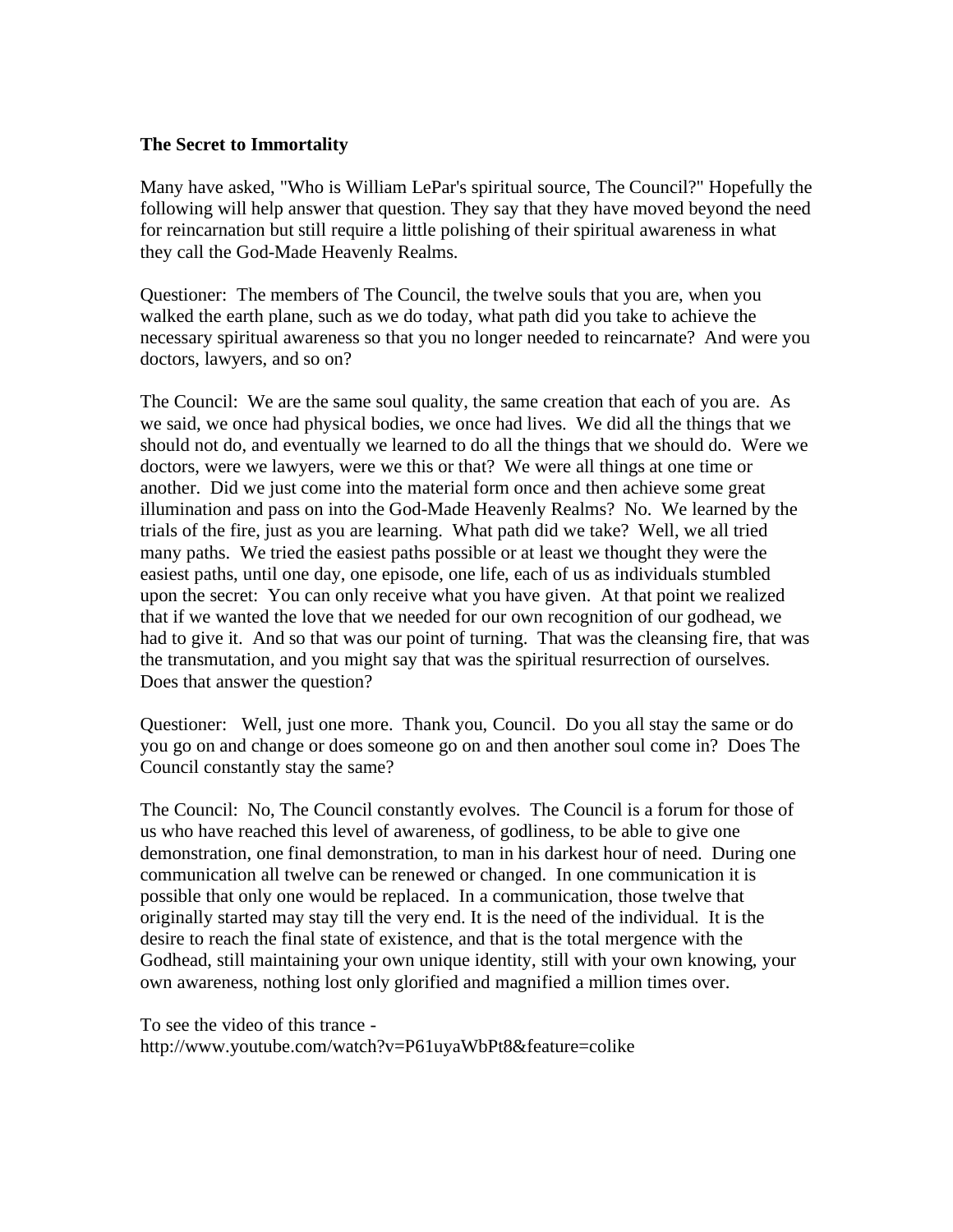**The Secret to Immortality**

Many have asked, "Who is William LePar's spiritual source, The Council?" Hopefully the following will help answer that question. They say that they have moved beyond the need for reincarnation but still require a little polishing of their spiritual awareness in what they call the God-Made Heavenly Realms.

Questioner: The members of The Council, the twelve souls that you are, when you walked the earth plane, such as we do today, what path did you take to achieve the necessary spiritual awareness so that you no longer needed to reincarnate? And were you doctors, lawyers, and so on?

The Council: We are the same soul quality, the same creation that each of you are. As we said, we once had physical bodies, we once had lives. We did all the things that we should not do, and eventually we learned to do all the things that we should do. Were we doctors, were we lawyers, were we this or that? We were all things at one time or another. Did we just come into the material form once and then achieve some great illumination and pass on into the God-Made Heavenly Realms? No. We learned by the trials of the fire, just as you are learning. What path did we take? Well, we all tried many paths. We tried the easiest paths possible or at least we thought they were the easiest paths, until one day, one episode, one life, each of us as individuals stumbled upon the secret: You can only receive what you have given. At that point we realized that if we wanted the love that we needed for our own recognition of our godhead, we had to give it. And so that was our point of turning. That was the cleansing fire, that was the transmutation, and you might say that was the spiritual resurrection of ourselves. Does that answer the question?

Questioner: Well, just one more. Thank you, Council. Do you all stay the same or do you go on and change or does someone go on and then another soul come in? Does The Council constantly stay the same?

The Council: No, The Council constantly evolves. The Council is a forum for those of us who have reached this level of awareness, of godliness, to be able to give one demonstration, one final demonstration, to man in his darkest hour of need. During one communication all twelve can be renewed or changed. In one communication it is possible that only one would be replaced. In a communication, those twelve that originally started may stay till the very end. It is the need of the individual. It is the desire to reach the final state of existence, and that is the total mergence with the Godhead, still maintaining your own unique identity, still with your own knowing, your own awareness, nothing lost only glorified and magnified a million times over.

To see the video of this trance - http://www.youtube.com/watch?v=P61uyaWbPt8&feature=colike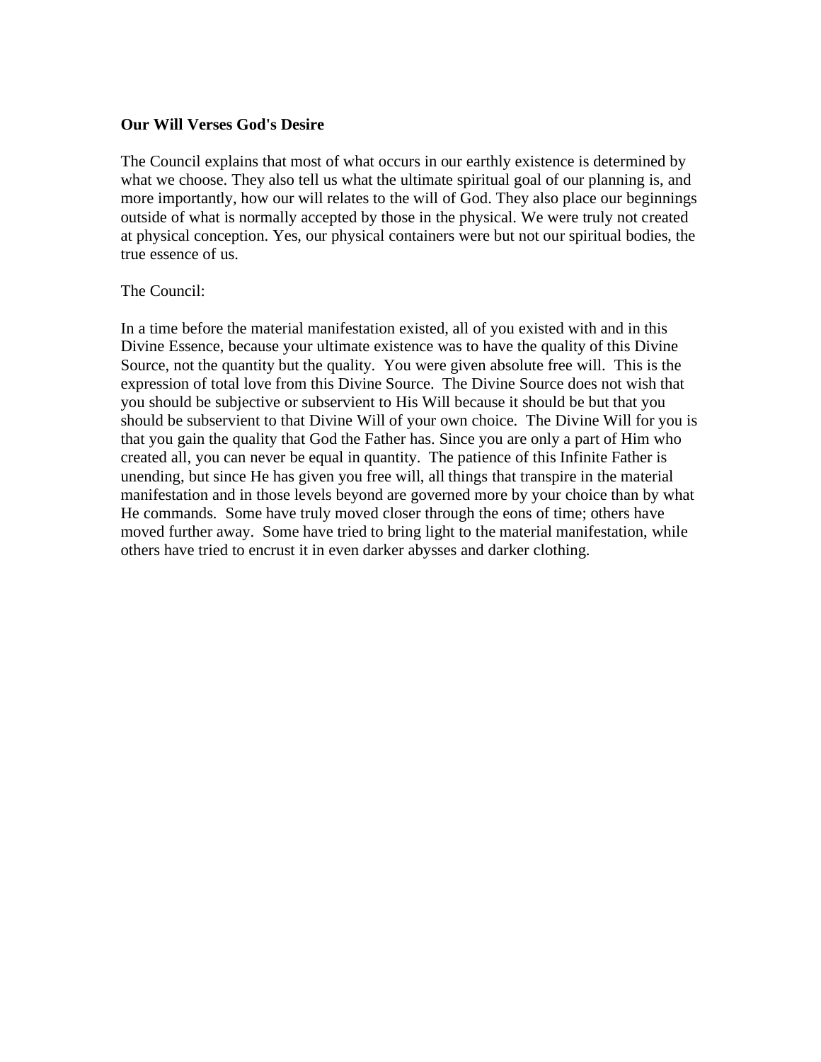**Our Will Verses God's Desire**

The Council explains that most of what occurs in our earthly existence is determined by what we choose. They also tell us what the ultimate spiritual goal of our planning is, and more importantly, how our will relates to the will of God. They also place our beginnings outside of what is normally accepted by those in the physical. We were truly not created at physical conception. Yes, our physical containers were but not our spiritual bodies, the true essence of us.

The Council:

In a time before the material manifestation existed, all of you existed with and in this Divine Essence, because your ultimate existence was to have the quality of this Divine Source, not the quantity but the quality. You were given absolute free will. This is the expression of total love from this Divine Source. The Divine Source does not wish that you should be subjective or subservient to His Will because it should be but that you should be subservient to that Divine Will of your own choice. The Divine Will for you is that you gain the quality that God the Father has. Since you are only a part of Him who created all, you can never be equal in quantity. The patience of this Infinite Father is unending, but since He has given you free will, all things that transpire in the material manifestation and in those levels beyond are governed more by your choice than by what He commands. Some have truly moved closer through the eons of time; others have moved further away. Some have tried to bring light to the material manifestation, while others have tried to encrust it in even darker abysses and darker clothing.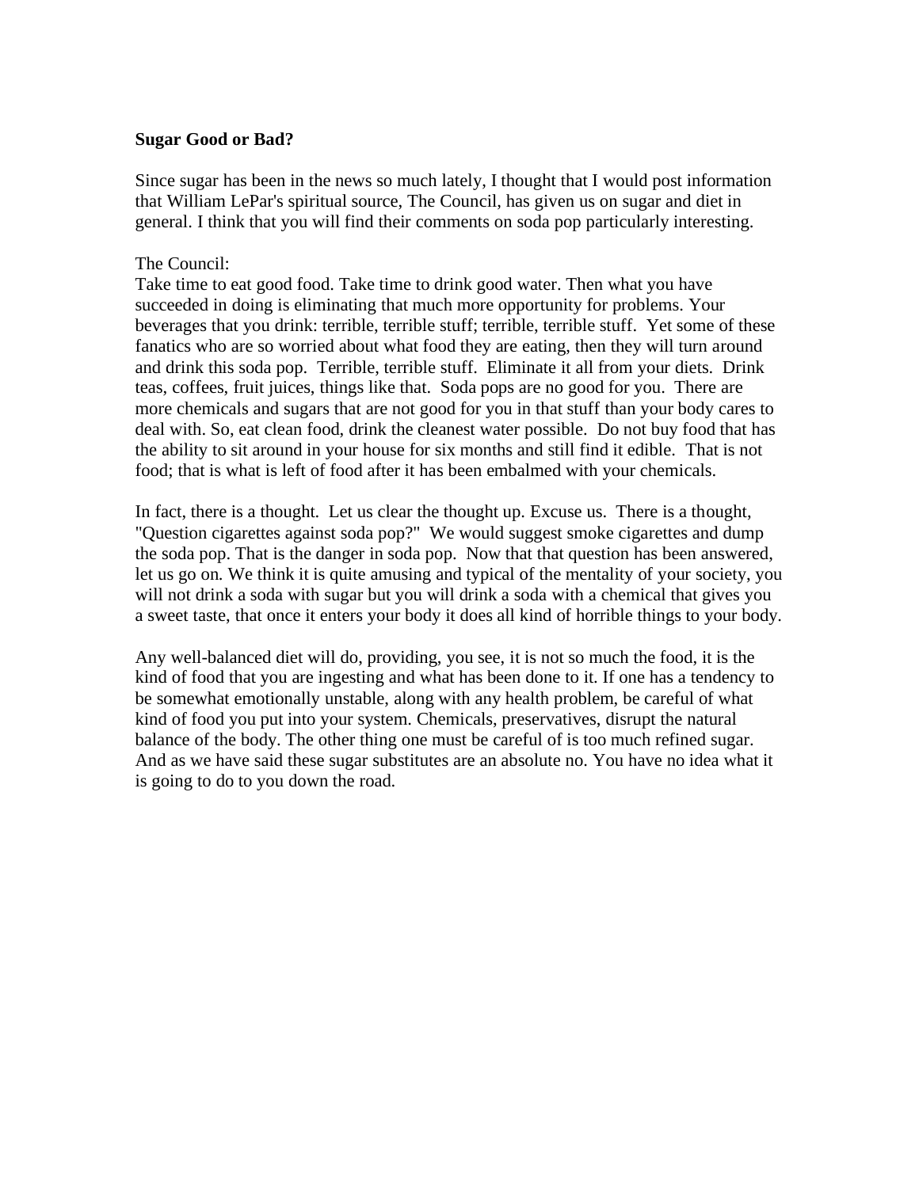**Sugar Good or Bad?**

Since sugar has been in the news so much lately, I thought that I would post information that William LePar's spiritual source, The Council, has given us on sugar and diet in general. I think that you will find their comments on soda pop particularly interesting.

The Council:
Take time to eat good food. Take time to drink good water. Then what you have succeeded in doing is eliminating that much more opportunity for problems. Your beverages that you drink: terrible, terrible stuff; terrible, terrible stuff. Yet some of these fanatics who are so worried about what food they are eating, then they will turn around and drink this soda pop. Terrible, terrible stuff. Eliminate it all from your diets. Drink teas, coffees, fruit juices, things like that. Soda pops are no good for you. There are more chemicals and sugars that are not good for you in that stuff than your body cares to deal with. So, eat clean food, drink the cleanest water possible. Do not buy food that has the ability to sit around in your house for six months and still find it edible. That is not food; that is what is left of food after it has been embalmed with your chemicals.

In fact, there is a thought. Let us clear the thought up. Excuse us. There is a thought, "Question cigarettes against soda pop?" We would suggest smoke cigarettes and dump the soda pop. That is the danger in soda pop. Now that that question has been answered, let us go on. We think it is quite amusing and typical of the mentality of your society, you will not drink a soda with sugar but you will drink a soda with a chemical that gives you a sweet taste, that once it enters your body it does all kind of horrible things to your body.

Any well-balanced diet will do, providing, you see, it is not so much the food, it is the kind of food that you are ingesting and what has been done to it. If one has a tendency to be somewhat emotionally unstable, along with any health problem, be careful of what kind of food you put into your system. Chemicals, preservatives, disrupt the natural balance of the body. The other thing one must be careful of is too much refined sugar. And as we have said these sugar substitutes are an absolute no. You have no idea what it is going to do to you down the road.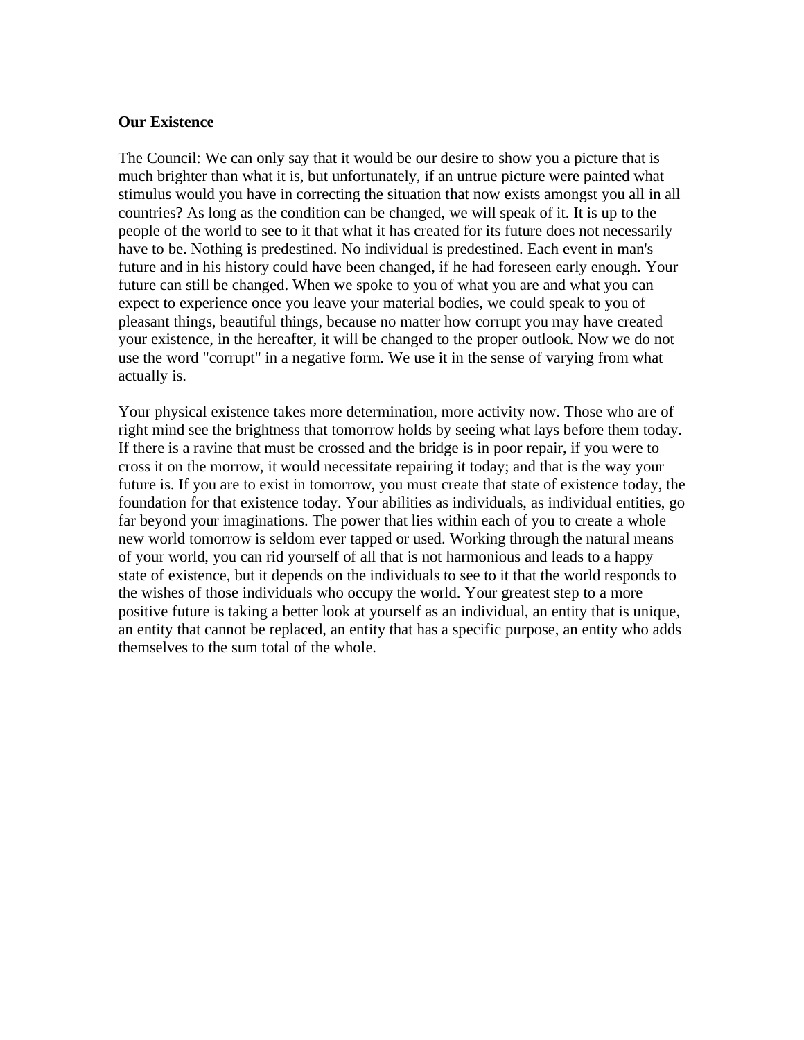**Our Existence**

The Council: We can only say that it would be our desire to show you a picture that is much brighter than what it is, but unfortunately, if an untrue picture were painted what stimulus would you have in correcting the situation that now exists amongst you all in all countries? As long as the condition can be changed, we will speak of it. It is up to the people of the world to see to it that what it has created for its future does not necessarily have to be. Nothing is predestined. No individual is predestined. Each event in man's future and in his history could have been changed, if he had foreseen early enough. Your future can still be changed. When we spoke to you of what you are and what you can expect to experience once you leave your material bodies, we could speak to you of pleasant things, beautiful things, because no matter how corrupt you may have created your existence, in the hereafter, it will be changed to the proper outlook. Now we do not use the word "corrupt" in a negative form. We use it in the sense of varying from what actually is.

Your physical existence takes more determination, more activity now. Those who are of right mind see the brightness that tomorrow holds by seeing what lays before them today. If there is a ravine that must be crossed and the bridge is in poor repair, if you were to cross it on the morrow, it would necessitate repairing it today; and that is the way your future is. If you are to exist in tomorrow, you must create that state of existence today, the foundation for that existence today. Your abilities as individuals, as individual entities, go far beyond your imaginations. The power that lies within each of you to create a whole new world tomorrow is seldom ever tapped or used. Working through the natural means of your world, you can rid yourself of all that is not harmonious and leads to a happy state of existence, but it depends on the individuals to see to it that the world responds to the wishes of those individuals who occupy the world. Your greatest step to a more positive future is taking a better look at yourself as an individual, an entity that is unique, an entity that cannot be replaced, an entity that has a specific purpose, an entity who adds themselves to the sum total of the whole.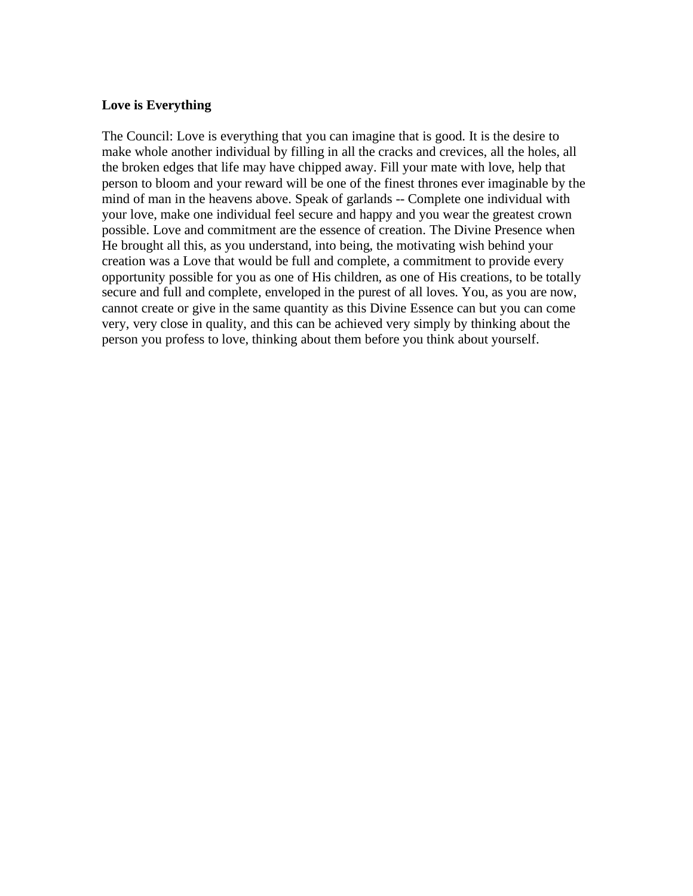**Love is Everything**

The Council: Love is everything that you can imagine that is good. It is the desire to make whole another individual by filling in all the cracks and crevices, all the holes, all the broken edges that life may have chipped away. Fill your mate with love, help that person to bloom and your reward will be one of the finest thrones ever imaginable by the mind of man in the heavens above. Speak of garlands -- Complete one individual with your love, make one individual feel secure and happy and you wear the greatest crown possible. Love and commitment are the essence of creation. The Divine Presence when He brought all this, as you understand, into being, the motivating wish behind your creation was a Love that would be full and complete, a commitment to provide every opportunity possible for you as one of His children, as one of His creations, to be totally secure and full and complete, enveloped in the purest of all loves. You, as you are now, cannot create or give in the same quantity as this Divine Essence can but you can come very, very close in quality, and this can be achieved very simply by thinking about the person you profess to love, thinking about them before you think about yourself.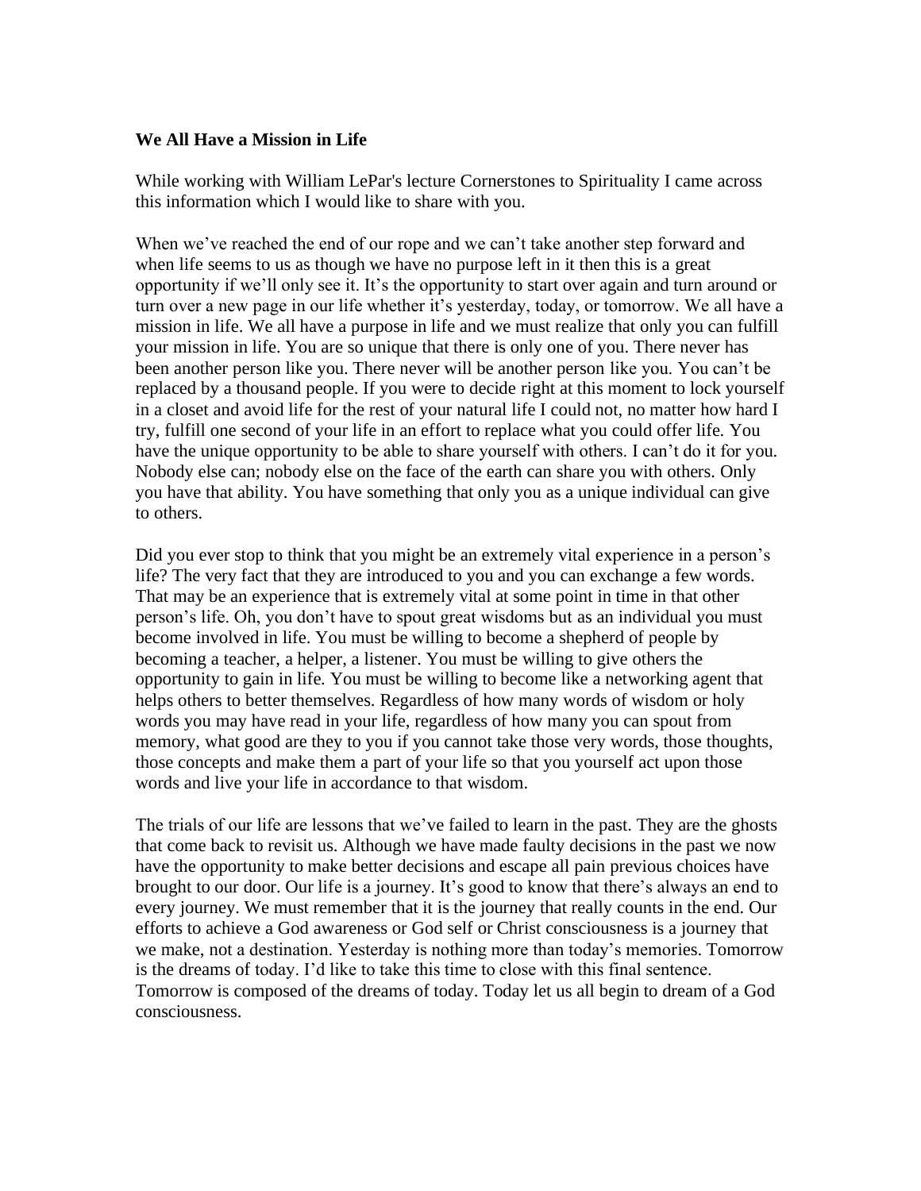**We All Have a Mission in Life**

While working with William LePar's lecture Cornerstones to Spirituality I came across this information which I would like to share with you.

When we've reached the end of our rope and we can't take another step forward and when life seems to us as though we have no purpose left in it then this is a great opportunity if we'll only see it. It's the opportunity to start over again and turn around or turn over a new page in our life whether it's yesterday, today, or tomorrow. We all have a mission in life. We all have a purpose in life and we must realize that only you can fulfill your mission in life. You are so unique that there is only one of you. There never has been another person like you. There never will be another person like you. You can't be replaced by a thousand people. If you were to decide right at this moment to lock yourself in a closet and avoid life for the rest of your natural life I could not, no matter how hard I try, fulfill one second of your life in an effort to replace what you could offer life. You have the unique opportunity to be able to share yourself with others. I can't do it for you. Nobody else can; nobody else on the face of the earth can share you with others. Only you have that ability. You have something that only you as a unique individual can give to others.

Did you ever stop to think that you might be an extremely vital experience in a person's life? The very fact that they are introduced to you and you can exchange a few words. That may be an experience that is extremely vital at some point in time in that other person's life. Oh, you don't have to spout great wisdoms but as an individual you must become involved in life. You must be willing to become a shepherd of people by becoming a teacher, a helper, a listener. You must be willing to give others the opportunity to gain in life. You must be willing to become like a networking agent that helps others to better themselves. Regardless of how many words of wisdom or holy words you may have read in your life, regardless of how many you can spout from memory, what good are they to you if you cannot take those very words, those thoughts, those concepts and make them a part of your life so that you yourself act upon those words and live your life in accordance to that wisdom.

The trials of our life are lessons that we've failed to learn in the past. They are the ghosts that come back to revisit us. Although we have made faulty decisions in the past we now have the opportunity to make better decisions and escape all pain previous choices have brought to our door. Our life is a journey. It's good to know that there's always an end to every journey. We must remember that it is the journey that really counts in the end. Our efforts to achieve a God awareness or God self or Christ consciousness is a journey that we make, not a destination. Yesterday is nothing more than today's memories. Tomorrow is the dreams of today. I'd like to take this time to close with this final sentence. Tomorrow is composed of the dreams of today. Today let us all begin to dream of a God consciousness.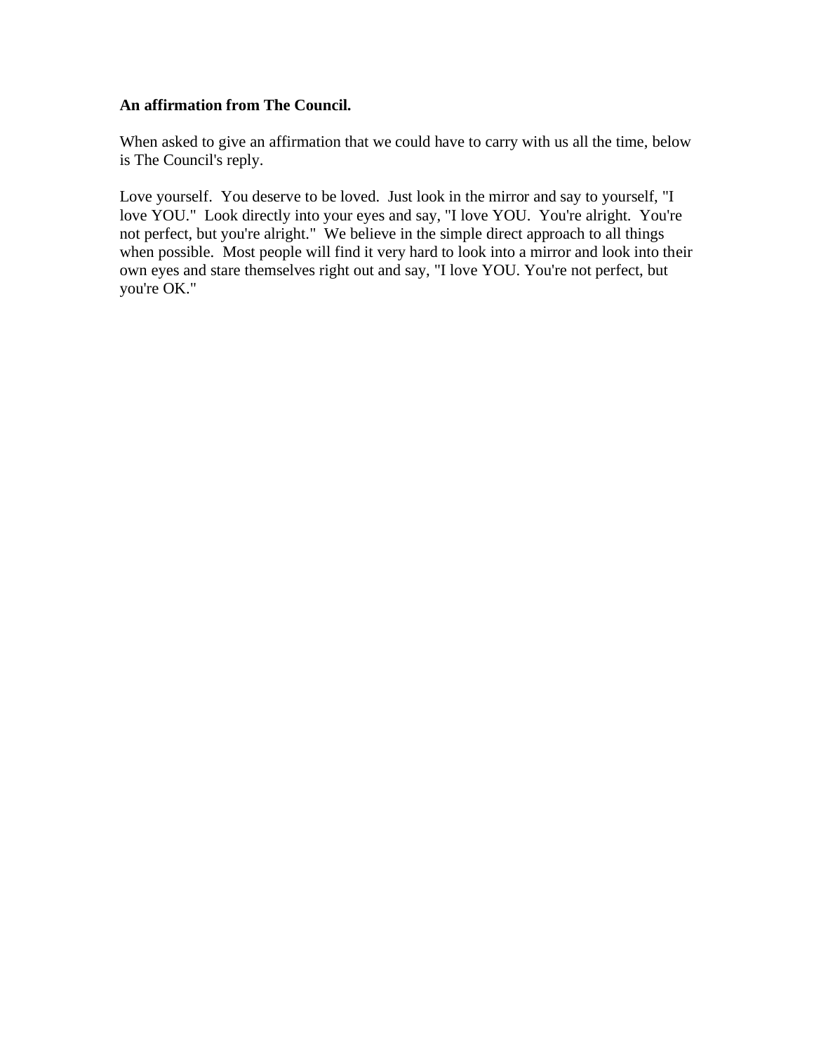**An affirmation from The Council.**

When asked to give an affirmation that we could have to carry with us all the time, below is The Council's reply.

Love yourself. You deserve to be loved. Just look in the mirror and say to yourself, "I love YOU." Look directly into your eyes and say, "I love YOU. You're alright. You're not perfect, but you're alright." We believe in the simple direct approach to all things when possible. Most people will find it very hard to look into a mirror and look into their own eyes and stare themselves right out and say, "I love YOU. You're not perfect, but you're OK."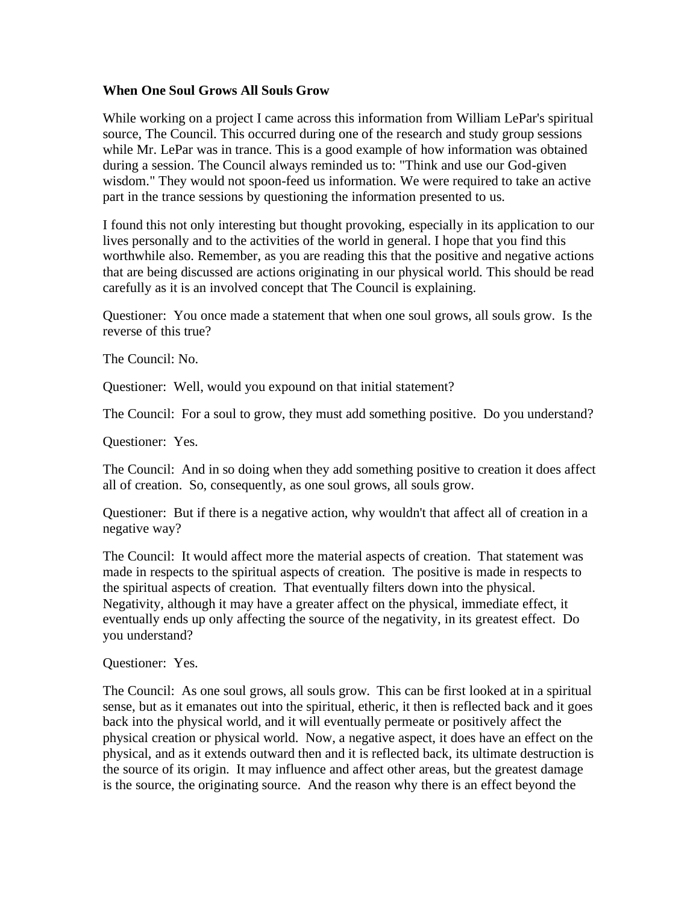**When One Soul Grows All Souls Grow**

While working on a project I came across this information from William LePar's spiritual source, The Council. This occurred during one of the research and study group sessions while Mr. LePar was in trance. This is a good example of how information was obtained during a session. The Council always reminded us to: "Think and use our God-given wisdom." They would not spoon-feed us information. We were required to take an active part in the trance sessions by questioning the information presented to us.

I found this not only interesting but thought provoking, especially in its application to our lives personally and to the activities of the world in general. I hope that you find this worthwhile also. Remember, as you are reading this that the positive and negative actions that are being discussed are actions originating in our physical world. This should be read carefully as it is an involved concept that The Council is explaining.

Questioner: You once made a statement that when one soul grows, all souls grow. Is the reverse of this true?

The Council: No.

Questioner: Well, would you expound on that initial statement?

The Council: For a soul to grow, they must add something positive. Do you understand?

Questioner: Yes.

The Council: And in so doing when they add something positive to creation it does affect all of creation. So, consequently, as one soul grows, all souls grow.

Questioner: But if there is a negative action, why wouldn't that affect all of creation in a negative way?

The Council: It would affect more the material aspects of creation. That statement was made in respects to the spiritual aspects of creation. The positive is made in respects to the spiritual aspects of creation. That eventually filters down into the physical. Negativity, although it may have a greater affect on the physical, immediate effect, it eventually ends up only affecting the source of the negativity, in its greatest effect. Do you understand?

Questioner: Yes.

The Council: As one soul grows, all souls grow. This can be first looked at in a spiritual sense, but as it emanates out into the spiritual, etheric, it then is reflected back and it goes back into the physical world, and it will eventually permeate or positively affect the physical creation or physical world. Now, a negative aspect, it does have an effect on the physical, and as it extends outward then and it is reflected back, its ultimate destruction is the source of its origin. It may influence and affect other areas, but the greatest damage is the source, the originating source. And the reason why there is an effect beyond the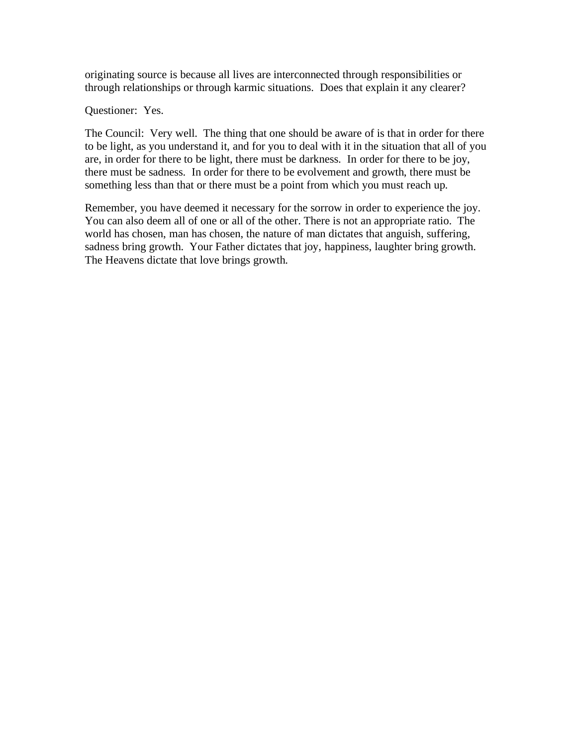originating source is because all lives are interconnected through responsibilities or through relationships or through karmic situations.  Does that explain it any clearer?

Questioner:  Yes.

The Council:  Very well.  The thing that one should be aware of is that in order for there to be light, as you understand it, and for you to deal with it in the situation that all of you are, in order for there to be light, there must be darkness.  In order for there to be joy, there must be sadness.  In order for there to be evolvement and growth, there must be something less than that or there must be a point from which you must reach up.

Remember, you have deemed it necessary for the sorrow in order to experience the joy. You can also deem all of one or all of the other. There is not an appropriate ratio.  The world has chosen, man has chosen, the nature of man dictates that anguish, suffering, sadness bring growth.  Your Father dictates that joy, happiness, laughter bring growth. The Heavens dictate that love brings growth.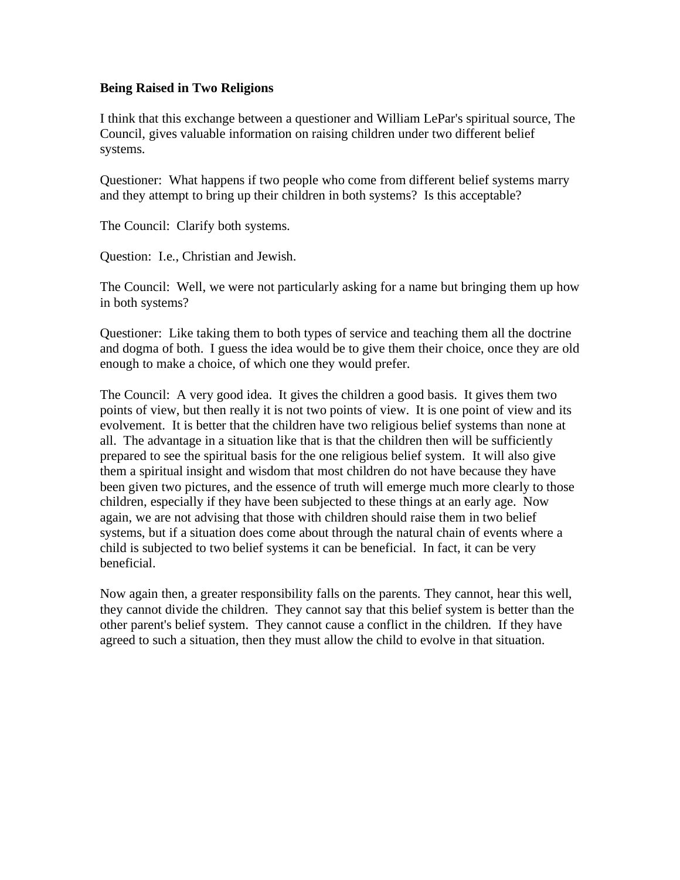**Being Raised in Two Religions**

I think that this exchange between a questioner and William LePar's spiritual source, The Council, gives valuable information on raising children under two different belief systems.

Questioner: What happens if two people who come from different belief systems marry and they attempt to bring up their children in both systems? Is this acceptable?

The Council: Clarify both systems.

Question: I.e., Christian and Jewish.

The Council: Well, we were not particularly asking for a name but bringing them up how in both systems?

Questioner: Like taking them to both types of service and teaching them all the doctrine and dogma of both. I guess the idea would be to give them their choice, once they are old enough to make a choice, of which one they would prefer.

The Council: A very good idea. It gives the children a good basis. It gives them two points of view, but then really it is not two points of view. It is one point of view and its evolvement. It is better that the children have two religious belief systems than none at all. The advantage in a situation like that is that the children then will be sufficiently prepared to see the spiritual basis for the one religious belief system. It will also give them a spiritual insight and wisdom that most children do not have because they have been given two pictures, and the essence of truth will emerge much more clearly to those children, especially if they have been subjected to these things at an early age. Now again, we are not advising that those with children should raise them in two belief systems, but if a situation does come about through the natural chain of events where a child is subjected to two belief systems it can be beneficial. In fact, it can be very beneficial.

Now again then, a greater responsibility falls on the parents. They cannot, hear this well, they cannot divide the children. They cannot say that this belief system is better than the other parent's belief system. They cannot cause a conflict in the children. If they have agreed to such a situation, then they must allow the child to evolve in that situation.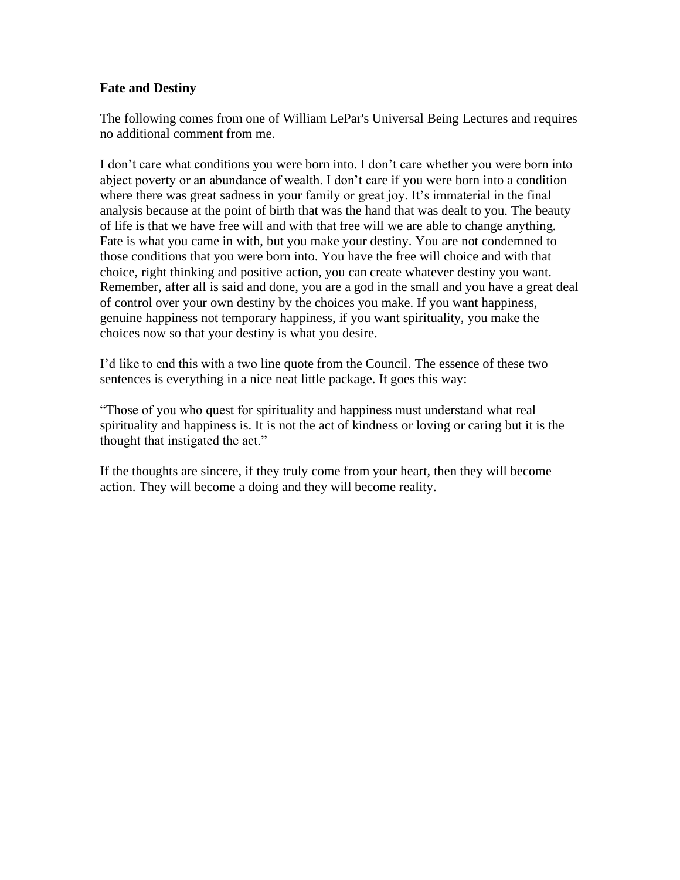**Fate and Destiny**

The following comes from one of William LePar's Universal Being Lectures and requires no additional comment from me.

I don't care what conditions you were born into. I don't care whether you were born into abject poverty or an abundance of wealth. I don't care if you were born into a condition where there was great sadness in your family or great joy. It's immaterial in the final analysis because at the point of birth that was the hand that was dealt to you. The beauty of life is that we have free will and with that free will we are able to change anything. Fate is what you came in with, but you make your destiny. You are not condemned to those conditions that you were born into. You have the free will choice and with that choice, right thinking and positive action, you can create whatever destiny you want. Remember, after all is said and done, you are a god in the small and you have a great deal of control over your own destiny by the choices you make. If you want happiness, genuine happiness not temporary happiness, if you want spirituality, you make the choices now so that your destiny is what you desire.

I'd like to end this with a two line quote from the Council. The essence of these two sentences is everything in a nice neat little package. It goes this way:

"Those of you who quest for spirituality and happiness must understand what real spirituality and happiness is. It is not the act of kindness or loving or caring but it is the thought that instigated the act."

If the thoughts are sincere, if they truly come from your heart, then they will become action. They will become a doing and they will become reality.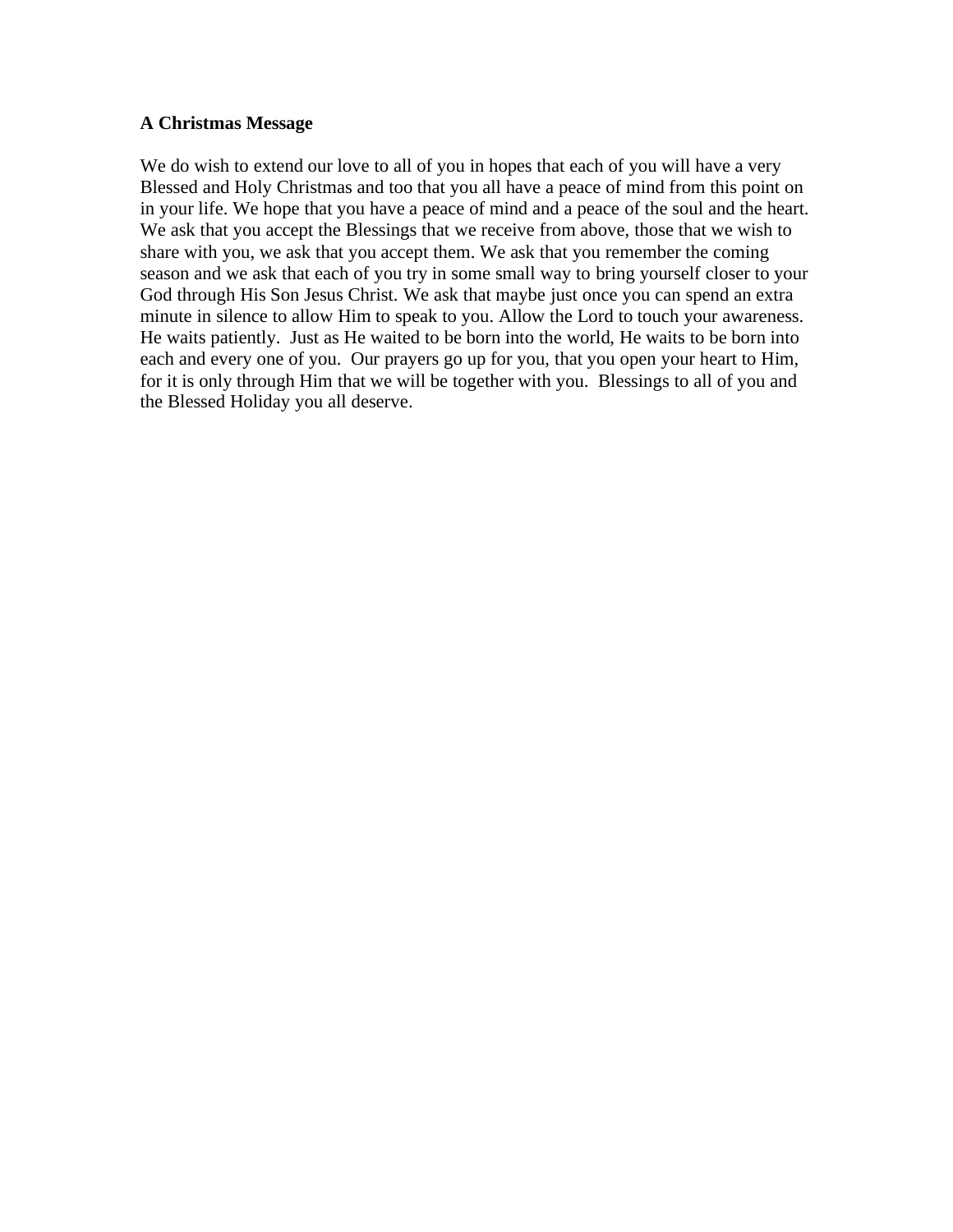**A Christmas Message**

We do wish to extend our love to all of you in hopes that each of you will have a very Blessed and Holy Christmas and too that you all have a peace of mind from this point on in your life. We hope that you have a peace of mind and a peace of the soul and the heart. We ask that you accept the Blessings that we receive from above, those that we wish to share with you, we ask that you accept them. We ask that you remember the coming season and we ask that each of you try in some small way to bring yourself closer to your God through His Son Jesus Christ. We ask that maybe just once you can spend an extra minute in silence to allow Him to speak to you. Allow the Lord to touch your awareness. He waits patiently. Just as He waited to be born into the world, He waits to be born into each and every one of you. Our prayers go up for you, that you open your heart to Him, for it is only through Him that we will be together with you. Blessings to all of you and the Blessed Holiday you all deserve.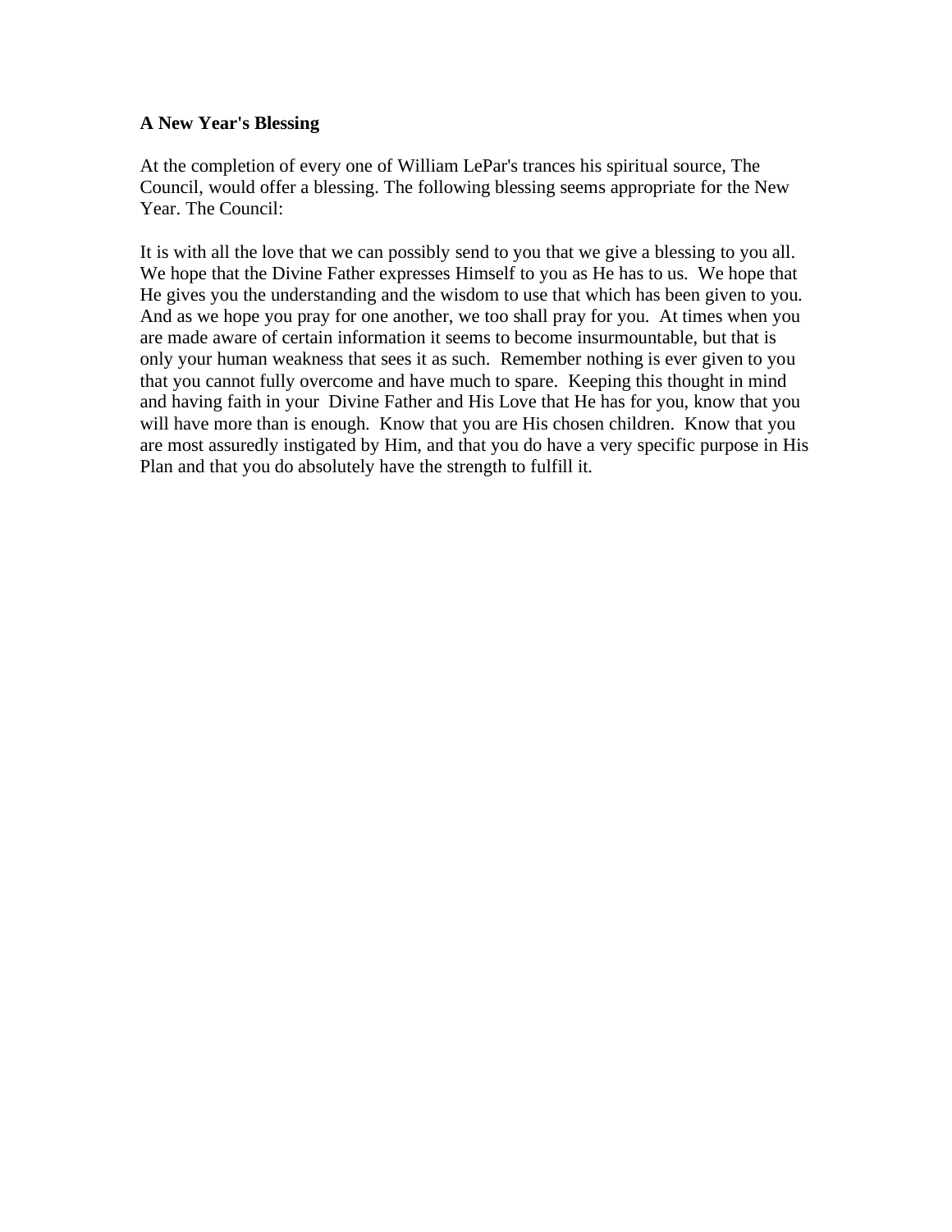**A New Year's Blessing**

At the completion of every one of William LePar's trances his spiritual source, The Council, would offer a blessing. The following blessing seems appropriate for the New Year. The Council:

It is with all the love that we can possibly send to you that we give a blessing to you all. We hope that the Divine Father expresses Himself to you as He has to us. We hope that He gives you the understanding and the wisdom to use that which has been given to you. And as we hope you pray for one another, we too shall pray for you. At times when you are made aware of certain information it seems to become insurmountable, but that is only your human weakness that sees it as such. Remember nothing is ever given to you that you cannot fully overcome and have much to spare. Keeping this thought in mind and having faith in your Divine Father and His Love that He has for you, know that you will have more than is enough. Know that you are His chosen children. Know that you are most assuredly instigated by Him, and that you do have a very specific purpose in His Plan and that you do absolutely have the strength to fulfill it.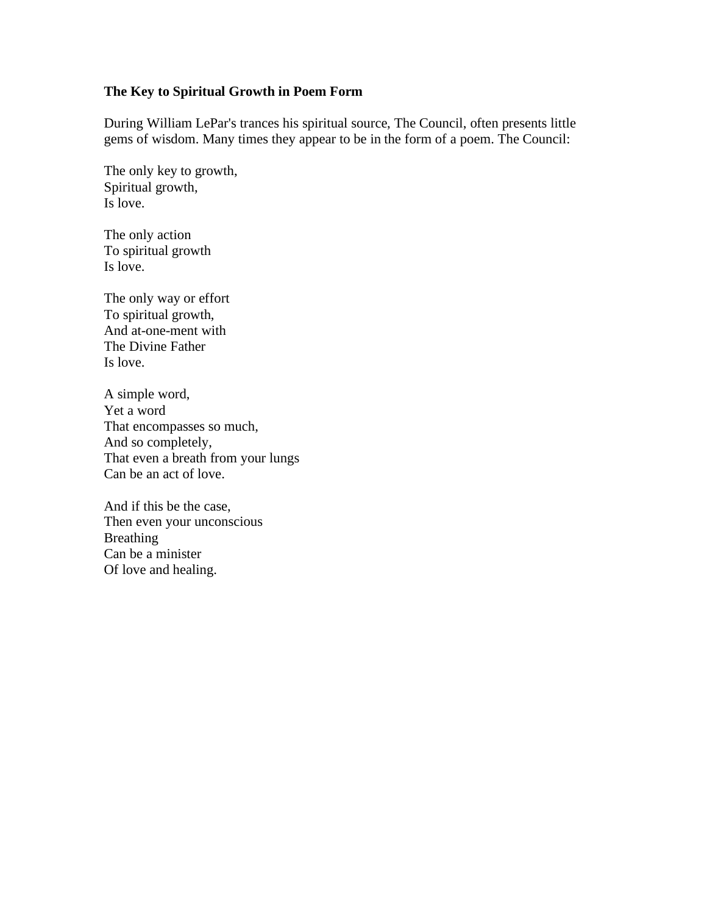**The Key to Spiritual Growth in Poem Form**

During William LePar's trances his spiritual source, The Council, often presents little gems of wisdom. Many times they appear to be in the form of a poem. The Council:

The only key to growth,  
Spiritual growth,  
Is love.

The only action  
To spiritual growth  
Is love.

The only way or effort  
To spiritual growth,  
And at-one-ment with  
The Divine Father  
Is love.

A simple word,  
Yet a word  
That encompasses so much,  
And so completely,  
That even a breath from your lungs  
Can be an act of love.

And if this be the case,  
Then even your unconscious  
Breathing  
Can be a minister  
Of love and healing.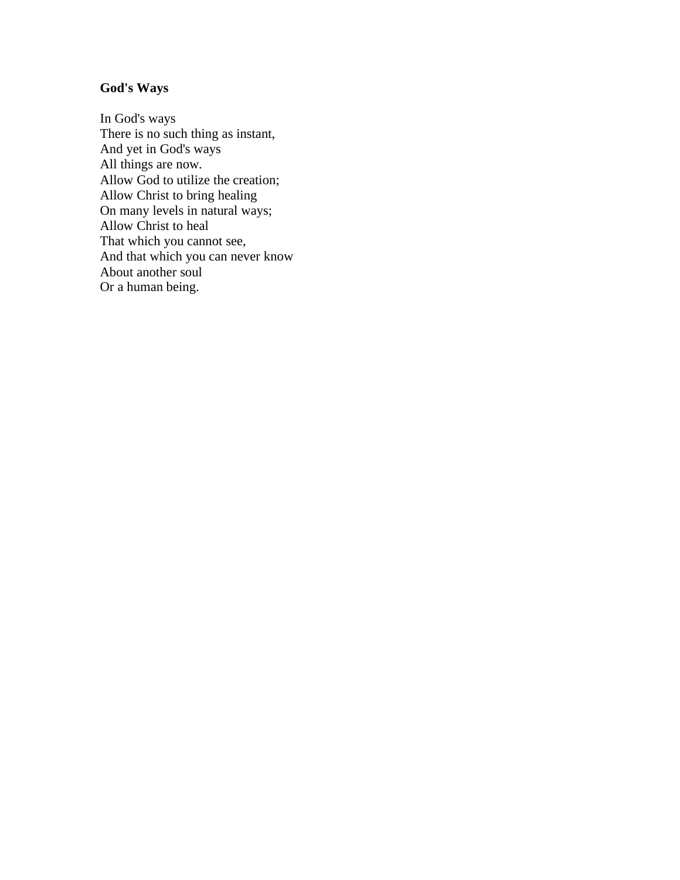**God's Ways**

In God's ways  
There is no such thing as instant,  
And yet in God's ways  
All things are now.  
Allow God to utilize the creation;  
Allow Christ to bring healing  
On many levels in natural ways;  
Allow Christ to heal  
That which you cannot see,  
And that which you can never know  
About another soul  
Or a human being.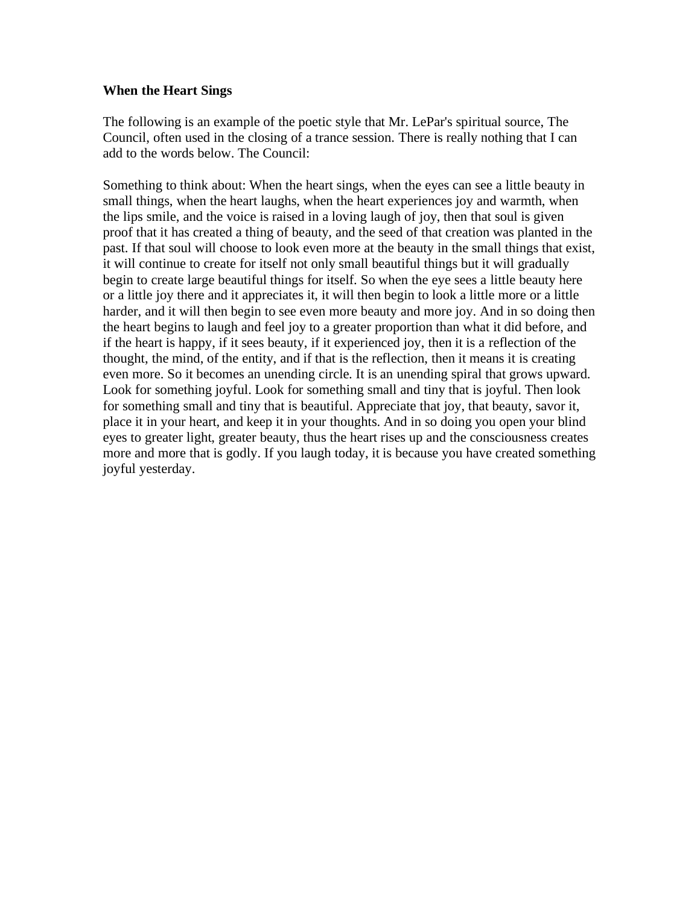**When the Heart Sings**

The following is an example of the poetic style that Mr. LePar's spiritual source, The Council, often used in the closing of a trance session. There is really nothing that I can add to the words below. The Council:

Something to think about: When the heart sings, when the eyes can see a little beauty in small things, when the heart laughs, when the heart experiences joy and warmth, when the lips smile, and the voice is raised in a loving laugh of joy, then that soul is given proof that it has created a thing of beauty, and the seed of that creation was planted in the past. If that soul will choose to look even more at the beauty in the small things that exist, it will continue to create for itself not only small beautiful things but it will gradually begin to create large beautiful things for itself. So when the eye sees a little beauty here or a little joy there and it appreciates it, it will then begin to look a little more or a little harder, and it will then begin to see even more beauty and more joy. And in so doing then the heart begins to laugh and feel joy to a greater proportion than what it did before, and if the heart is happy, if it sees beauty, if it experienced joy, then it is a reflection of the thought, the mind, of the entity, and if that is the reflection, then it means it is creating even more. So it becomes an unending circle. It is an unending spiral that grows upward. Look for something joyful. Look for something small and tiny that is joyful. Then look for something small and tiny that is beautiful. Appreciate that joy, that beauty, savor it, place it in your heart, and keep it in your thoughts. And in so doing you open your blind eyes to greater light, greater beauty, thus the heart rises up and the consciousness creates more and more that is godly. If you laugh today, it is because you have created something joyful yesterday.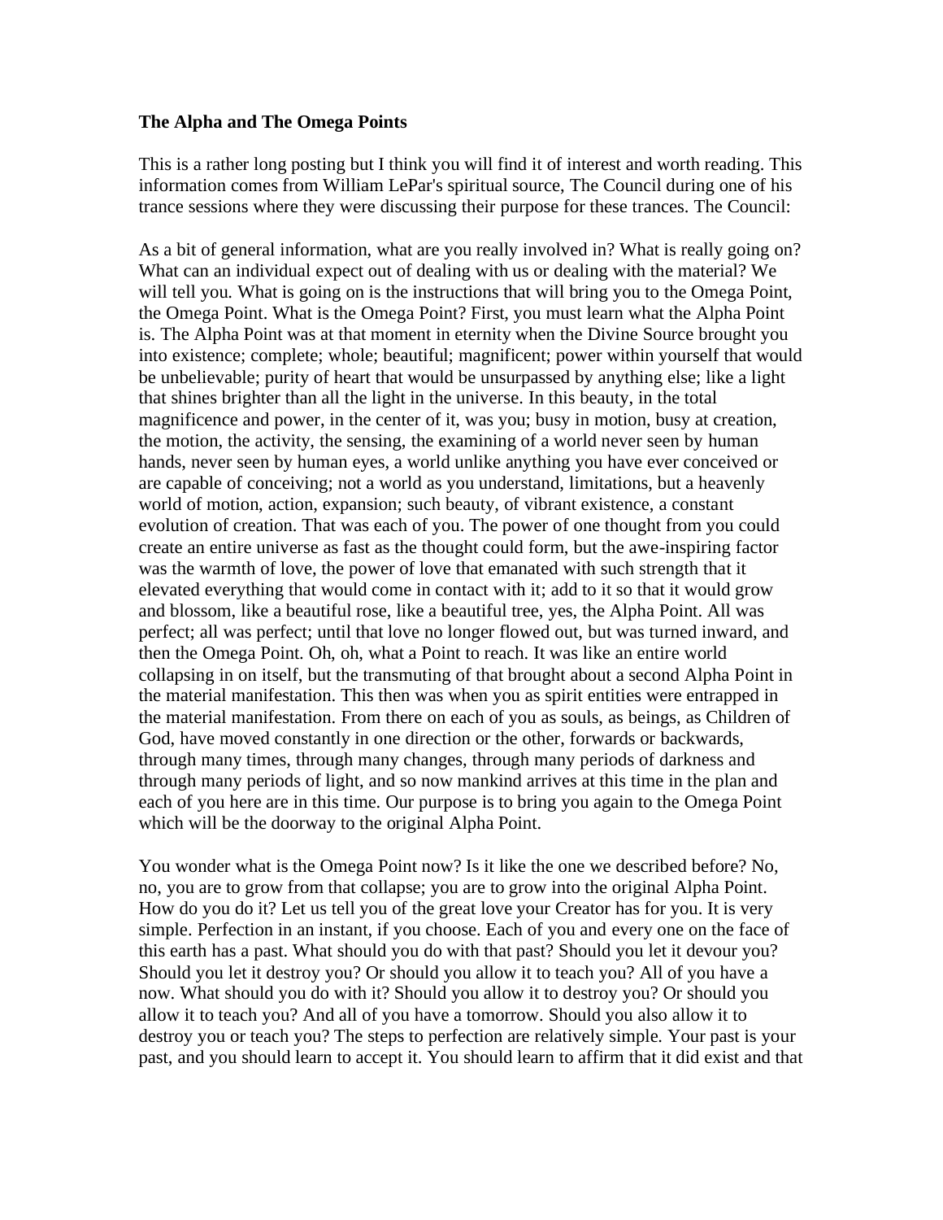**The Alpha and The Omega Points**

This is a rather long posting but I think you will find it of interest and worth reading. This information comes from William LePar's spiritual source, The Council during one of his trance sessions where they were discussing their purpose for these trances. The Council:

As a bit of general information, what are you really involved in? What is really going on? What can an individual expect out of dealing with us or dealing with the material? We will tell you. What is going on is the instructions that will bring you to the Omega Point, the Omega Point. What is the Omega Point? First, you must learn what the Alpha Point is. The Alpha Point was at that moment in eternity when the Divine Source brought you into existence; complete; whole; beautiful; magnificent; power within yourself that would be unbelievable; purity of heart that would be unsurpassed by anything else; like a light that shines brighter than all the light in the universe. In this beauty, in the total magnificence and power, in the center of it, was you; busy in motion, busy at creation, the motion, the activity, the sensing, the examining of a world never seen by human hands, never seen by human eyes, a world unlike anything you have ever conceived or are capable of conceiving; not a world as you understand, limitations, but a heavenly world of motion, action, expansion; such beauty, of vibrant existence, a constant evolution of creation. That was each of you. The power of one thought from you could create an entire universe as fast as the thought could form, but the awe-inspiring factor was the warmth of love, the power of love that emanated with such strength that it elevated everything that would come in contact with it; add to it so that it would grow and blossom, like a beautiful rose, like a beautiful tree, yes, the Alpha Point. All was perfect; all was perfect; until that love no longer flowed out, but was turned inward, and then the Omega Point. Oh, oh, what a Point to reach. It was like an entire world collapsing in on itself, but the transmuting of that brought about a second Alpha Point in the material manifestation. This then was when you as spirit entities were entrapped in the material manifestation. From there on each of you as souls, as beings, as Children of God, have moved constantly in one direction or the other, forwards or backwards, through many times, through many changes, through many periods of darkness and through many periods of light, and so now mankind arrives at this time in the plan and each of you here are in this time. Our purpose is to bring you again to the Omega Point which will be the doorway to the original Alpha Point.

You wonder what is the Omega Point now? Is it like the one we described before? No, no, you are to grow from that collapse; you are to grow into the original Alpha Point. How do you do it? Let us tell you of the great love your Creator has for you. It is very simple. Perfection in an instant, if you choose. Each of you and every one on the face of this earth has a past. What should you do with that past? Should you let it devour you? Should you let it destroy you? Or should you allow it to teach you? All of you have a now. What should you do with it? Should you allow it to destroy you? Or should you allow it to teach you? And all of you have a tomorrow. Should you also allow it to destroy you or teach you? The steps to perfection are relatively simple. Your past is your past, and you should learn to accept it. You should learn to affirm that it did exist and that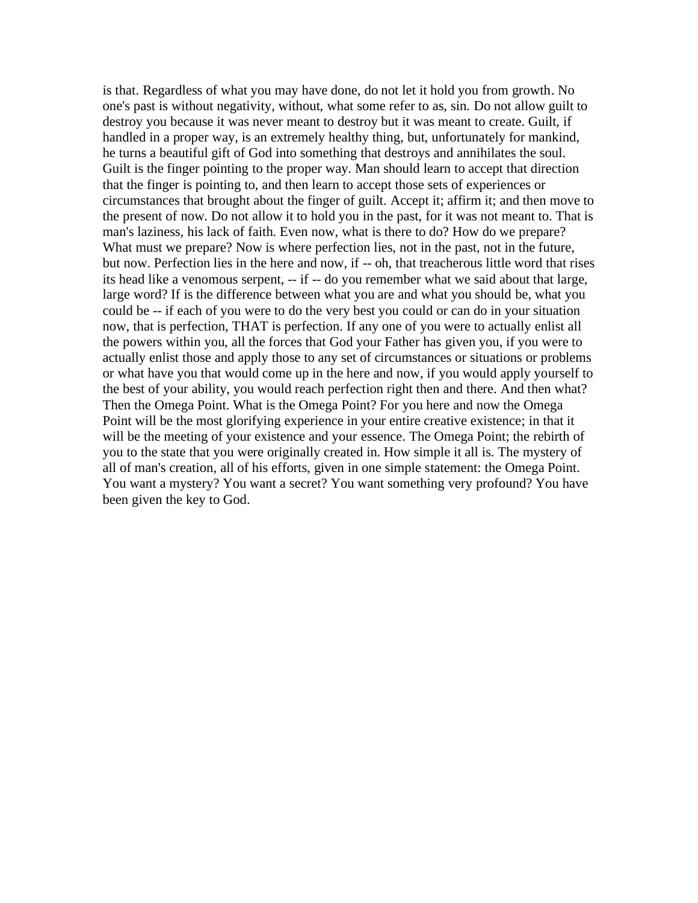is that. Regardless of what you may have done, do not let it hold you from growth. No one's past is without negativity, without, what some refer to as, sin. Do not allow guilt to destroy you because it was never meant to destroy but it was meant to create. Guilt, if handled in a proper way, is an extremely healthy thing, but, unfortunately for mankind, he turns a beautiful gift of God into something that destroys and annihilates the soul. Guilt is the finger pointing to the proper way. Man should learn to accept that direction that the finger is pointing to, and then learn to accept those sets of experiences or circumstances that brought about the finger of guilt. Accept it; affirm it; and then move to the present of now. Do not allow it to hold you in the past, for it was not meant to. That is man's laziness, his lack of faith. Even now, what is there to do? How do we prepare? What must we prepare? Now is where perfection lies, not in the past, not in the future, but now. Perfection lies in the here and now, if -- oh, that treacherous little word that rises its head like a venomous serpent, -- if -- do you remember what we said about that large, large word? If is the difference between what you are and what you should be, what you could be -- if each of you were to do the very best you could or can do in your situation now, that is perfection, THAT is perfection. If any one of you were to actually enlist all the powers within you, all the forces that God your Father has given you, if you were to actually enlist those and apply those to any set of circumstances or situations or problems or what have you that would come up in the here and now, if you would apply yourself to the best of your ability, you would reach perfection right then and there. And then what? Then the Omega Point. What is the Omega Point? For you here and now the Omega Point will be the most glorifying experience in your entire creative existence; in that it will be the meeting of your existence and your essence. The Omega Point; the rebirth of you to the state that you were originally created in. How simple it all is. The mystery of all of man's creation, all of his efforts, given in one simple statement: the Omega Point. You want a mystery? You want a secret? You want something very profound? You have been given the key to God.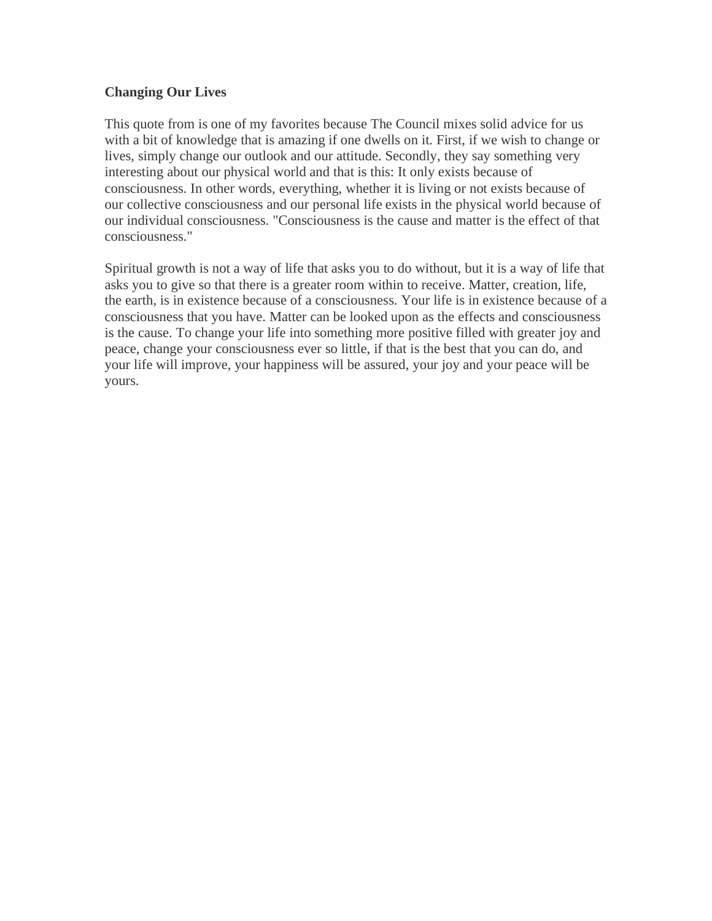**Changing Our Lives**

This quote from is one of my favorites because The Council mixes solid advice for us with a bit of knowledge that is amazing if one dwells on it. First, if we wish to change or lives, simply change our outlook and our attitude. Secondly, they say something very interesting about our physical world and that is this: It only exists because of consciousness. In other words, everything, whether it is living or not exists because of our collective consciousness and our personal life exists in the physical world because of our individual consciousness. "Consciousness is the cause and matter is the effect of that consciousness."

Spiritual growth is not a way of life that asks you to do without, but it is a way of life that asks you to give so that there is a greater room within to receive. Matter, creation, life, the earth, is in existence because of a consciousness. Your life is in existence because of a consciousness that you have. Matter can be looked upon as the effects and consciousness is the cause. To change your life into something more positive filled with greater joy and peace, change your consciousness ever so little, if that is the best that you can do, and your life will improve, your happiness will be assured, your joy and your peace will be yours.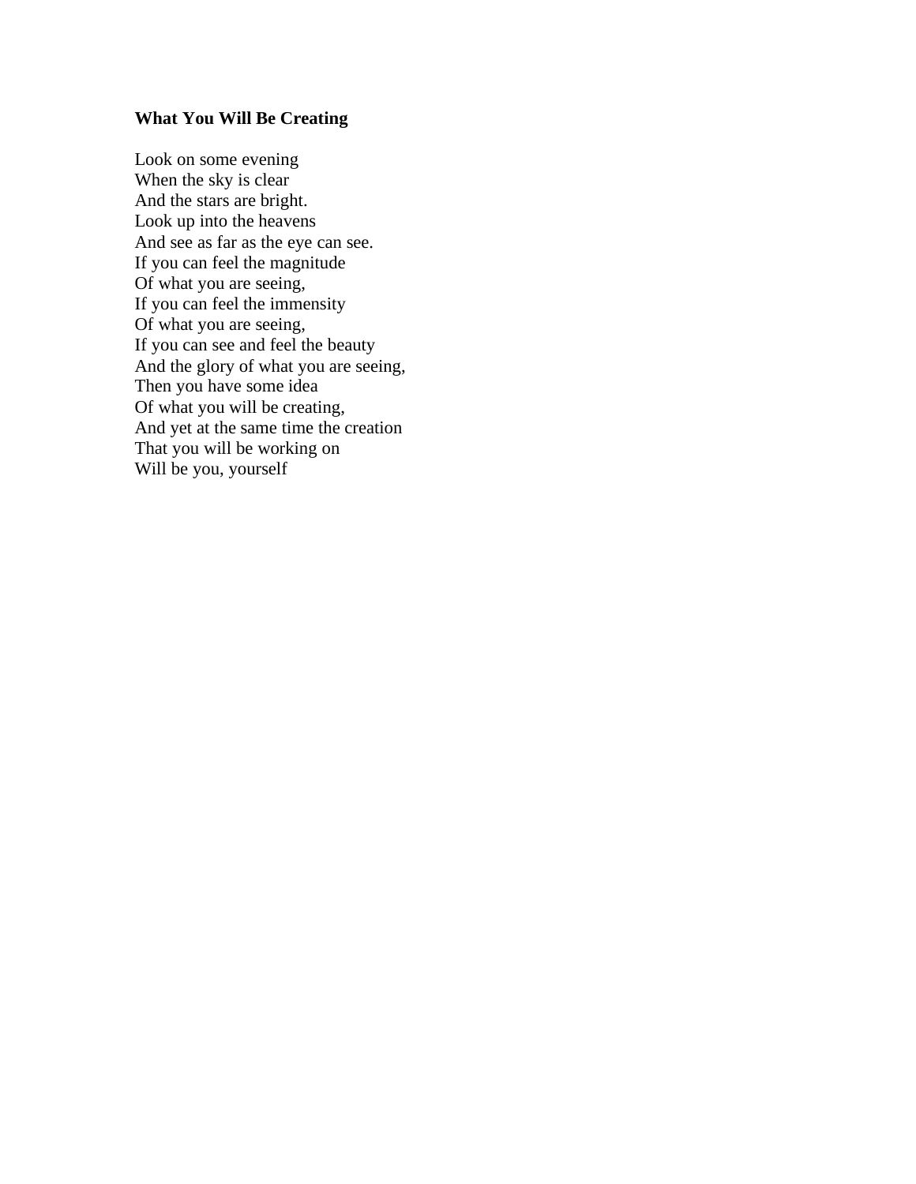**What You Will Be Creating**

Look on some evening  
When the sky is clear  
And the stars are bright.  
Look up into the heavens  
And see as far as the eye can see.  
If you can feel the magnitude  
Of what you are seeing,  
If you can feel the immensity  
Of what you are seeing,  
If you can see and feel the beauty  
And the glory of what you are seeing,  
Then you have some idea  
Of what you will be creating,  
And yet at the same time the creation  
That you will be working on  
Will be you, yourself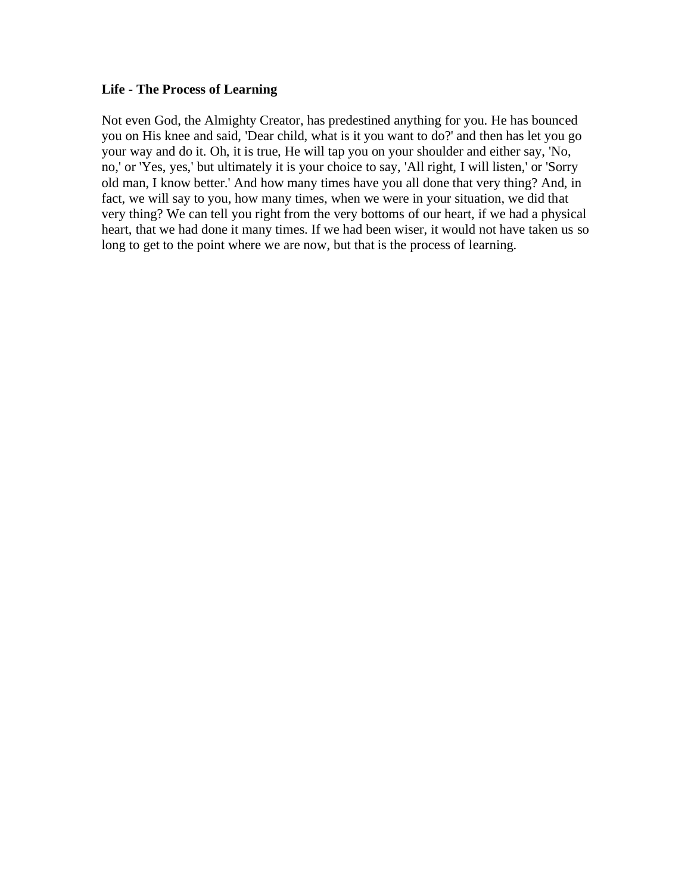**Life - The Process of Learning**

Not even God, the Almighty Creator, has predestined anything for you. He has bounced you on His knee and said, 'Dear child, what is it you want to do?' and then has let you go your way and do it. Oh, it is true, He will tap you on your shoulder and either say, 'No, no,' or 'Yes, yes,' but ultimately it is your choice to say, 'All right, I will listen,' or 'Sorry old man, I know better.' And how many times have you all done that very thing? And, in fact, we will say to you, how many times, when we were in your situation, we did that very thing? We can tell you right from the very bottoms of our heart, if we had a physical heart, that we had done it many times. If we had been wiser, it would not have taken us so long to get to the point where we are now, but that is the process of learning.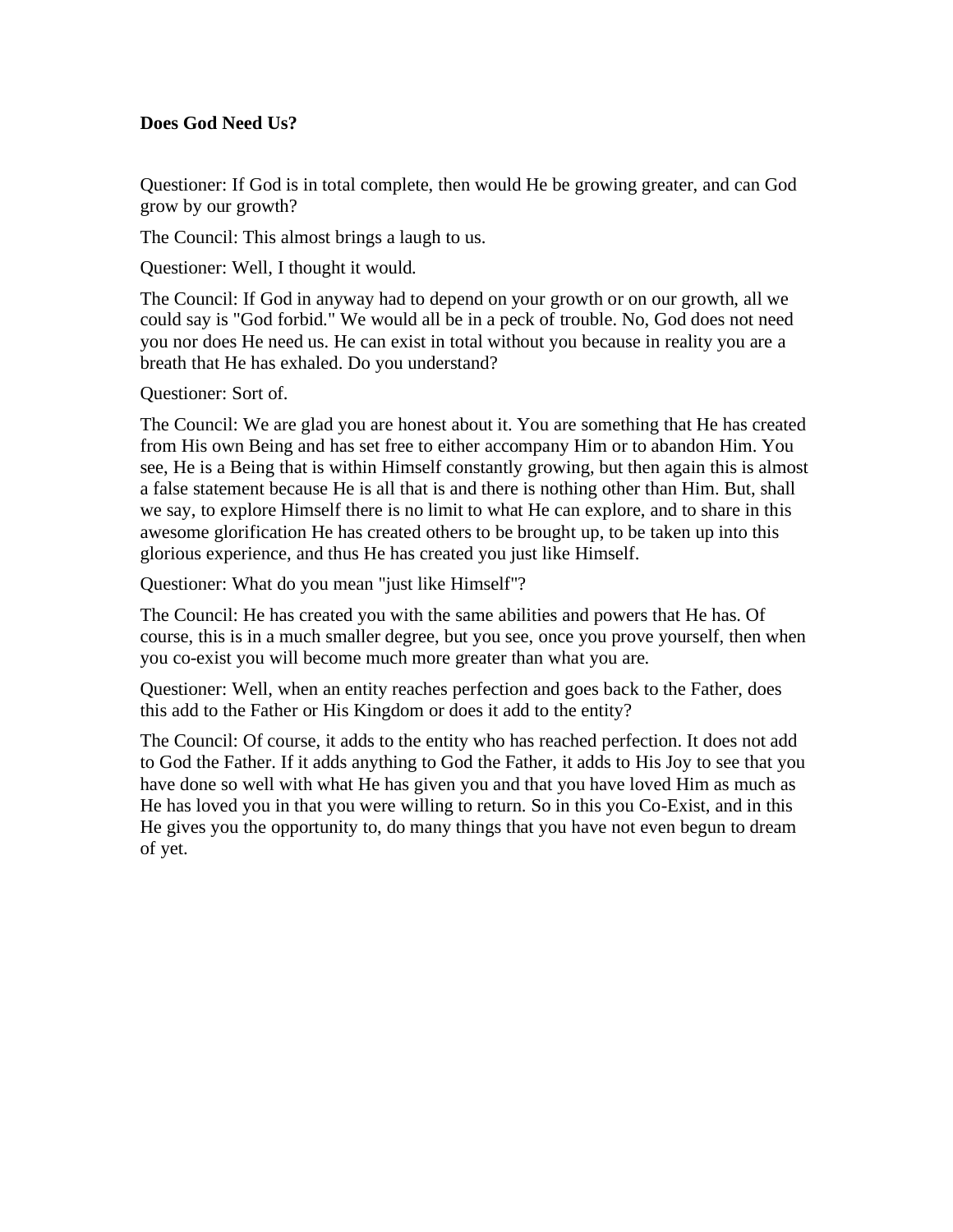**Does God Need Us?**

Questioner: If God is in total complete, then would He be growing greater, and can God grow by our growth?

The Council: This almost brings a laugh to us.

Questioner: Well, I thought it would.

The Council: If God in anyway had to depend on your growth or on our growth, all we could say is "God forbid." We would all be in a peck of trouble. No, God does not need you nor does He need us. He can exist in total without you because in reality you are a breath that He has exhaled. Do you understand?

Questioner: Sort of.

The Council: We are glad you are honest about it. You are something that He has created from His own Being and has set free to either accompany Him or to abandon Him. You see, He is a Being that is within Himself constantly growing, but then again this is almost a false statement because He is all that is and there is nothing other than Him. But, shall we say, to explore Himself there is no limit to what He can explore, and to share in this awesome glorification He has created others to be brought up, to be taken up into this glorious experience, and thus He has created you just like Himself.

Questioner: What do you mean "just like Himself"?

The Council: He has created you with the same abilities and powers that He has. Of course, this is in a much smaller degree, but you see, once you prove yourself, then when you co-exist you will become much more greater than what you are.

Questioner: Well, when an entity reaches perfection and goes back to the Father, does this add to the Father or His Kingdom or does it add to the entity?

The Council: Of course, it adds to the entity who has reached perfection. It does not add to God the Father. If it adds anything to God the Father, it adds to His Joy to see that you have done so well with what He has given you and that you have loved Him as much as He has loved you in that you were willing to return. So in this you Co-Exist, and in this He gives you the opportunity to, do many things that you have not even begun to dream of yet.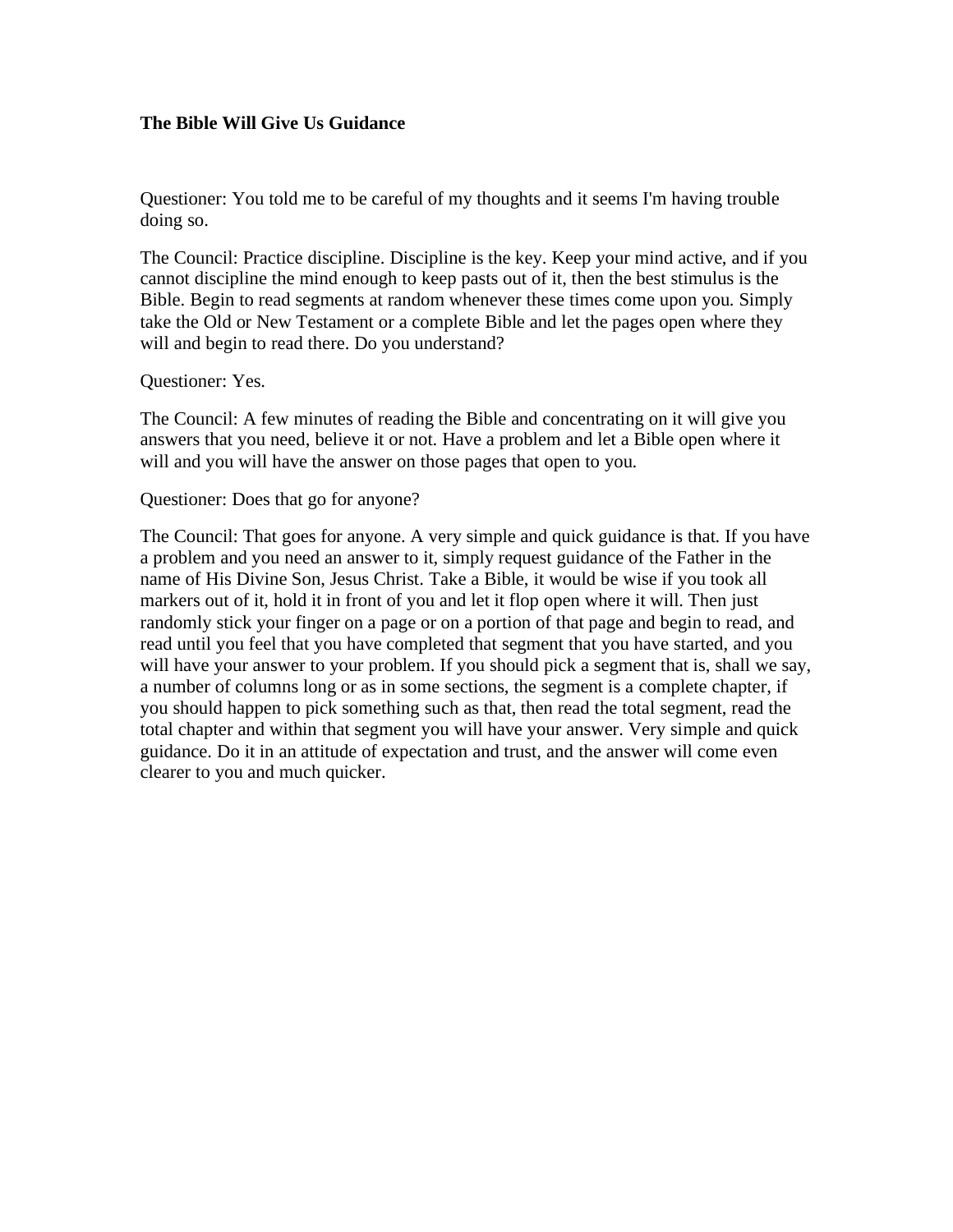**The Bible Will Give Us Guidance**

Questioner: You told me to be careful of my thoughts and it seems I'm having trouble doing so.

The Council: Practice discipline. Discipline is the key. Keep your mind active, and if you cannot discipline the mind enough to keep pasts out of it, then the best stimulus is the Bible. Begin to read segments at random whenever these times come upon you. Simply take the Old or New Testament or a complete Bible and let the pages open where they will and begin to read there. Do you understand?

Questioner: Yes.

The Council: A few minutes of reading the Bible and concentrating on it will give you answers that you need, believe it or not. Have a problem and let a Bible open where it will and you will have the answer on those pages that open to you.

Questioner: Does that go for anyone?

The Council: That goes for anyone. A very simple and quick guidance is that. If you have a problem and you need an answer to it, simply request guidance of the Father in the name of His Divine Son, Jesus Christ. Take a Bible, it would be wise if you took all markers out of it, hold it in front of you and let it flop open where it will. Then just randomly stick your finger on a page or on a portion of that page and begin to read, and read until you feel that you have completed that segment that you have started, and you will have your answer to your problem. If you should pick a segment that is, shall we say, a number of columns long or as in some sections, the segment is a complete chapter, if you should happen to pick something such as that, then read the total segment, read the total chapter and within that segment you will have your answer. Very simple and quick guidance. Do it in an attitude of expectation and trust, and the answer will come even clearer to you and much quicker.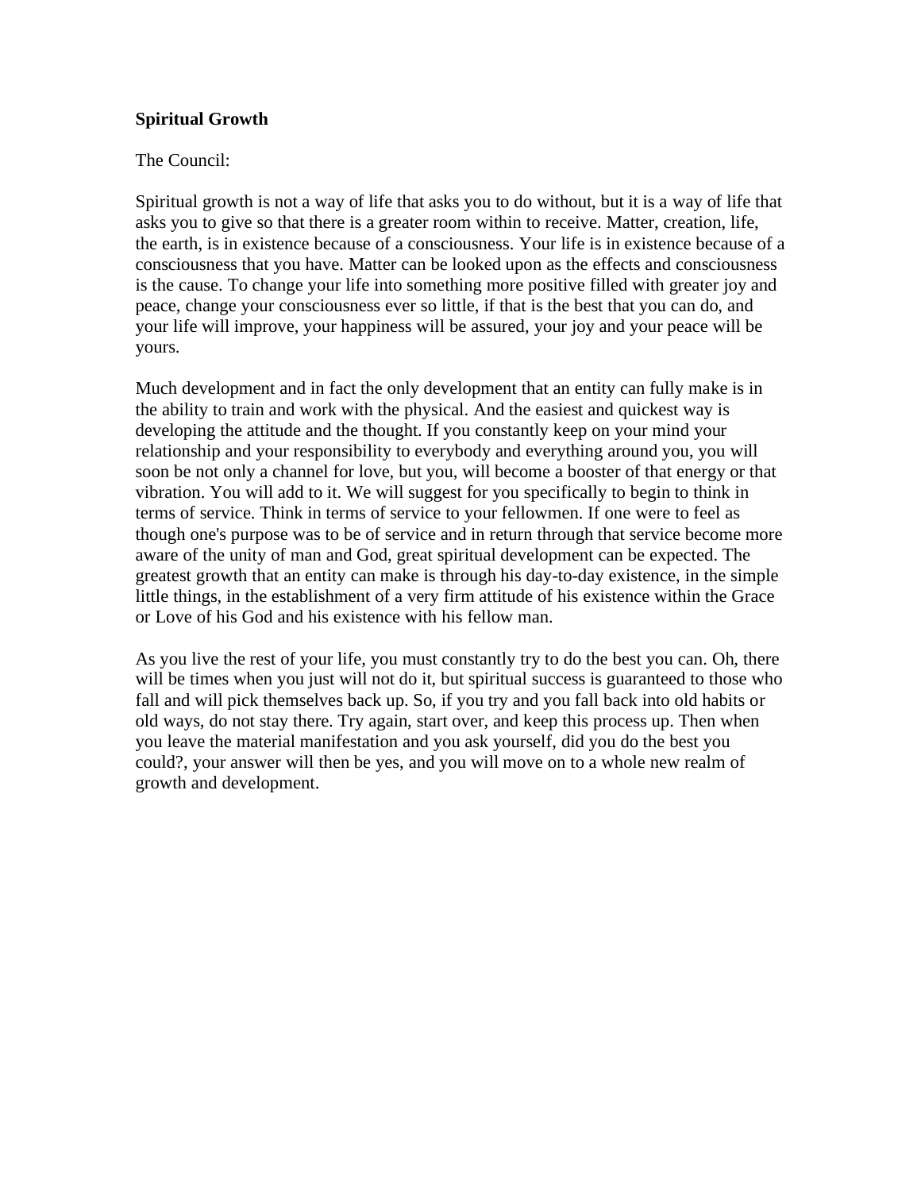**Spiritual Growth**

The Council:

Spiritual growth is not a way of life that asks you to do without, but it is a way of life that asks you to give so that there is a greater room within to receive. Matter, creation, life, the earth, is in existence because of a consciousness. Your life is in existence because of a consciousness that you have. Matter can be looked upon as the effects and consciousness is the cause. To change your life into something more positive filled with greater joy and peace, change your consciousness ever so little, if that is the best that you can do, and your life will improve, your happiness will be assured, your joy and your peace will be yours.

Much development and in fact the only development that an entity can fully make is in the ability to train and work with the physical. And the easiest and quickest way is developing the attitude and the thought. If you constantly keep on your mind your relationship and your responsibility to everybody and everything around you, you will soon be not only a channel for love, but you, will become a booster of that energy or that vibration. You will add to it. We will suggest for you specifically to begin to think in terms of service. Think in terms of service to your fellowmen. If one were to feel as though one's purpose was to be of service and in return through that service become more aware of the unity of man and God, great spiritual development can be expected. The greatest growth that an entity can make is through his day-to-day existence, in the simple little things, in the establishment of a very firm attitude of his existence within the Grace or Love of his God and his existence with his fellow man.

As you live the rest of your life, you must constantly try to do the best you can. Oh, there will be times when you just will not do it, but spiritual success is guaranteed to those who fall and will pick themselves back up. So, if you try and you fall back into old habits or old ways, do not stay there. Try again, start over, and keep this process up. Then when you leave the material manifestation and you ask yourself, did you do the best you could?, your answer will then be yes, and you will move on to a whole new realm of growth and development.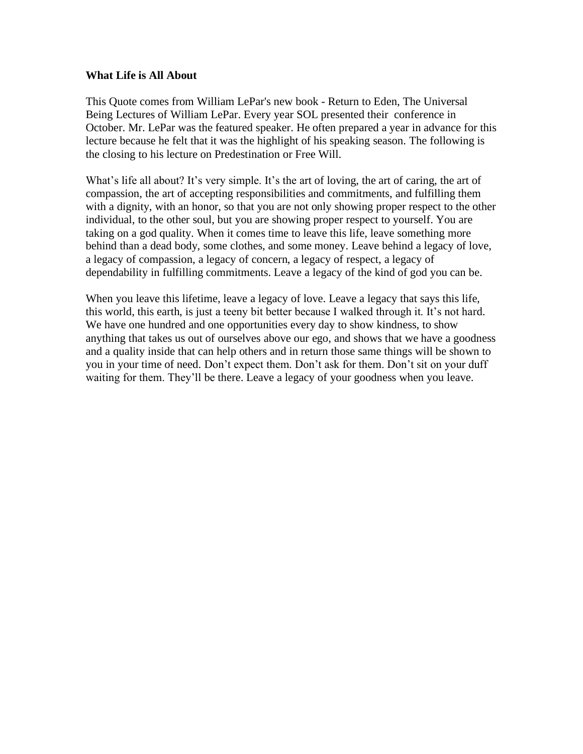**What Life is All About**

This Quote comes from William LePar's new book - Return to Eden, The Universal Being Lectures of William LePar. Every year SOL presented their conference in October. Mr. LePar was the featured speaker. He often prepared a year in advance for this lecture because he felt that it was the highlight of his speaking season. The following is the closing to his lecture on Predestination or Free Will.

What's life all about? It's very simple. It's the art of loving, the art of caring, the art of compassion, the art of accepting responsibilities and commitments, and fulfilling them with a dignity, with an honor, so that you are not only showing proper respect to the other individual, to the other soul, but you are showing proper respect to yourself. You are taking on a god quality. When it comes time to leave this life, leave something more behind than a dead body, some clothes, and some money. Leave behind a legacy of love, a legacy of compassion, a legacy of concern, a legacy of respect, a legacy of dependability in fulfilling commitments. Leave a legacy of the kind of god you can be.

When you leave this lifetime, leave a legacy of love. Leave a legacy that says this life, this world, this earth, is just a teeny bit better because I walked through it. It's not hard. We have one hundred and one opportunities every day to show kindness, to show anything that takes us out of ourselves above our ego, and shows that we have a goodness and a quality inside that can help others and in return those same things will be shown to you in your time of need. Don't expect them. Don't ask for them. Don't sit on your duff waiting for them. They'll be there. Leave a legacy of your goodness when you leave.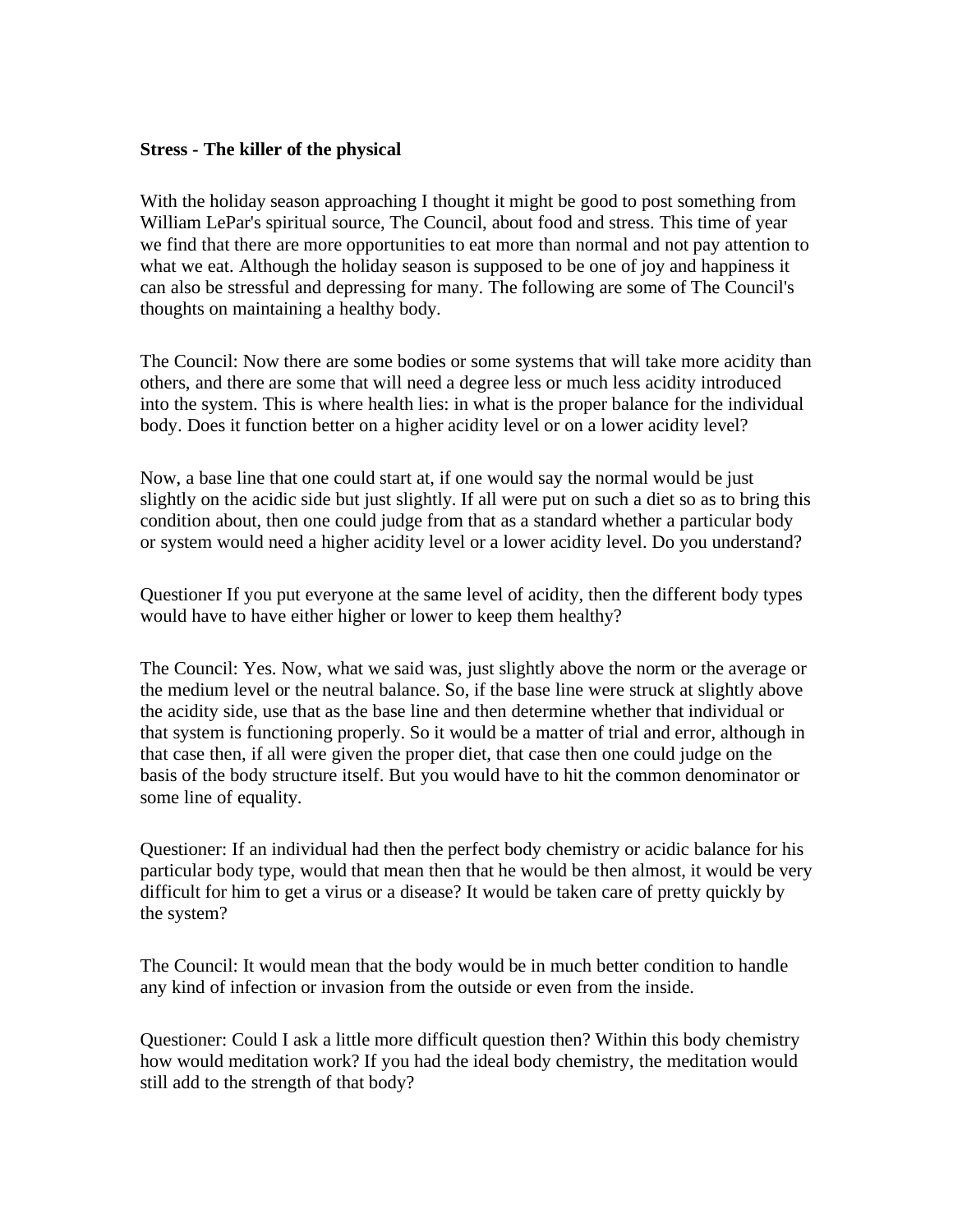**Stress - The killer of the physical**

With the holiday season approaching I thought it might be good to post something from William LePar's spiritual source, The Council, about food and stress. This time of year we find that there are more opportunities to eat more than normal and not pay attention to what we eat. Although the holiday season is supposed to be one of joy and happiness it can also be stressful and depressing for many. The following are some of The Council's thoughts on maintaining a healthy body.

The Council: Now there are some bodies or some systems that will take more acidity than others, and there are some that will need a degree less or much less acidity introduced into the system. This is where health lies: in what is the proper balance for the individual body. Does it function better on a higher acidity level or on a lower acidity level?

Now, a base line that one could start at, if one would say the normal would be just slightly on the acidic side but just slightly. If all were put on such a diet so as to bring this condition about, then one could judge from that as a standard whether a particular body or system would need a higher acidity level or a lower acidity level. Do you understand?

Questioner If you put everyone at the same level of acidity, then the different body types would have to have either higher or lower to keep them healthy?

The Council: Yes. Now, what we said was, just slightly above the norm or the average or the medium level or the neutral balance. So, if the base line were struck at slightly above the acidity side, use that as the base line and then determine whether that individual or that system is functioning properly. So it would be a matter of trial and error, although in that case then, if all were given the proper diet, that case then one could judge on the basis of the body structure itself. But you would have to hit the common denominator or some line of equality.

Questioner: If an individual had then the perfect body chemistry or acidic balance for his particular body type, would that mean then that he would be then almost, it would be very difficult for him to get a virus or a disease? It would be taken care of pretty quickly by the system?

The Council: It would mean that the body would be in much better condition to handle any kind of infection or invasion from the outside or even from the inside.

Questioner: Could I ask a little more difficult question then? Within this body chemistry how would meditation work? If you had the ideal body chemistry, the meditation would still add to the strength of that body?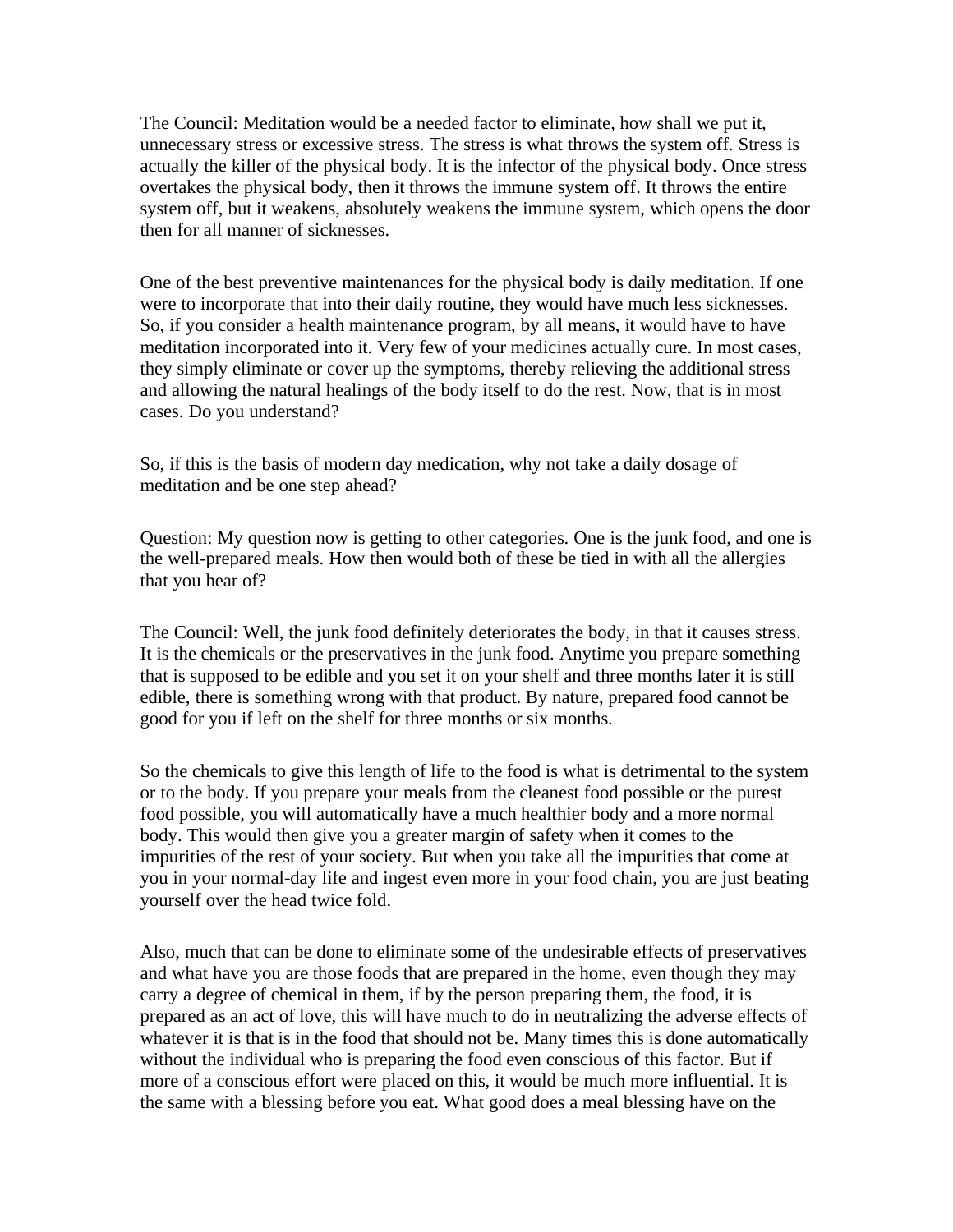The Council: Meditation would be a needed factor to eliminate, how shall we put it, unnecessary stress or excessive stress. The stress is what throws the system off. Stress is actually the killer of the physical body. It is the infector of the physical body. Once stress overtakes the physical body, then it throws the immune system off. It throws the entire system off, but it weakens, absolutely weakens the immune system, which opens the door then for all manner of sicknesses.

One of the best preventive maintenances for the physical body is daily meditation. If one were to incorporate that into their daily routine, they would have much less sicknesses. So, if you consider a health maintenance program, by all means, it would have to have meditation incorporated into it. Very few of your medicines actually cure. In most cases, they simply eliminate or cover up the symptoms, thereby relieving the additional stress and allowing the natural healings of the body itself to do the rest. Now, that is in most cases. Do you understand?

So, if this is the basis of modern day medication, why not take a daily dosage of meditation and be one step ahead?

Question: My question now is getting to other categories. One is the junk food, and one is the well-prepared meals. How then would both of these be tied in with all the allergies that you hear of?

The Council: Well, the junk food definitely deteriorates the body, in that it causes stress. It is the chemicals or the preservatives in the junk food. Anytime you prepare something that is supposed to be edible and you set it on your shelf and three months later it is still edible, there is something wrong with that product. By nature, prepared food cannot be good for you if left on the shelf for three months or six months.

So the chemicals to give this length of life to the food is what is detrimental to the system or to the body. If you prepare your meals from the cleanest food possible or the purest food possible, you will automatically have a much healthier body and a more normal body. This would then give you a greater margin of safety when it comes to the impurities of the rest of your society. But when you take all the impurities that come at you in your normal-day life and ingest even more in your food chain, you are just beating yourself over the head twice fold.

Also, much that can be done to eliminate some of the undesirable effects of preservatives and what have you are those foods that are prepared in the home, even though they may carry a degree of chemical in them, if by the person preparing them, the food, it is prepared as an act of love, this will have much to do in neutralizing the adverse effects of whatever it is that is in the food that should not be. Many times this is done automatically without the individual who is preparing the food even conscious of this factor. But if more of a conscious effort were placed on this, it would be much more influential. It is the same with a blessing before you eat. What good does a meal blessing have on the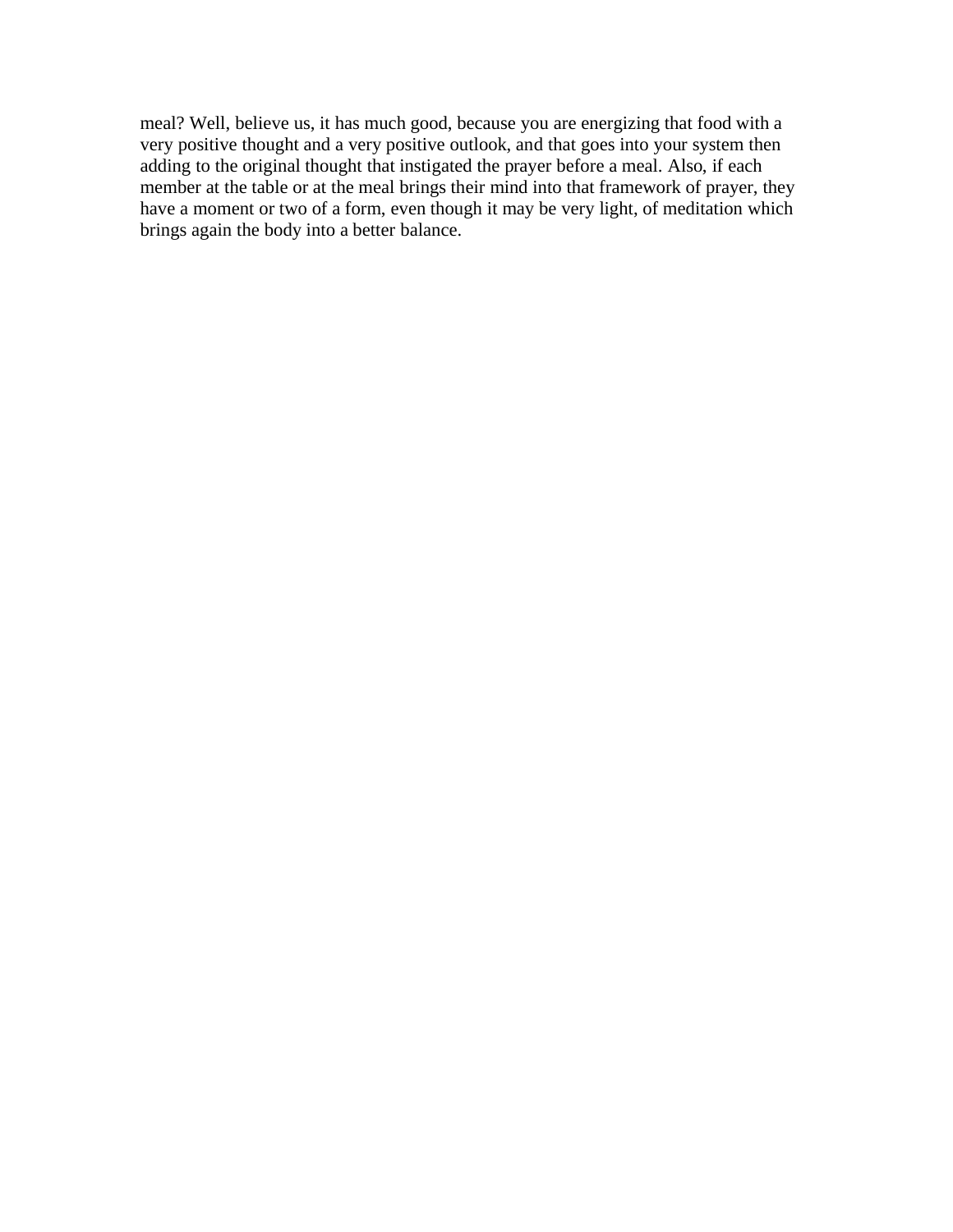meal? Well, believe us, it has much good, because you are energizing that food with a very positive thought and a very positive outlook, and that goes into your system then adding to the original thought that instigated the prayer before a meal. Also, if each member at the table or at the meal brings their mind into that framework of prayer, they have a moment or two of a form, even though it may be very light, of meditation which brings again the body into a better balance.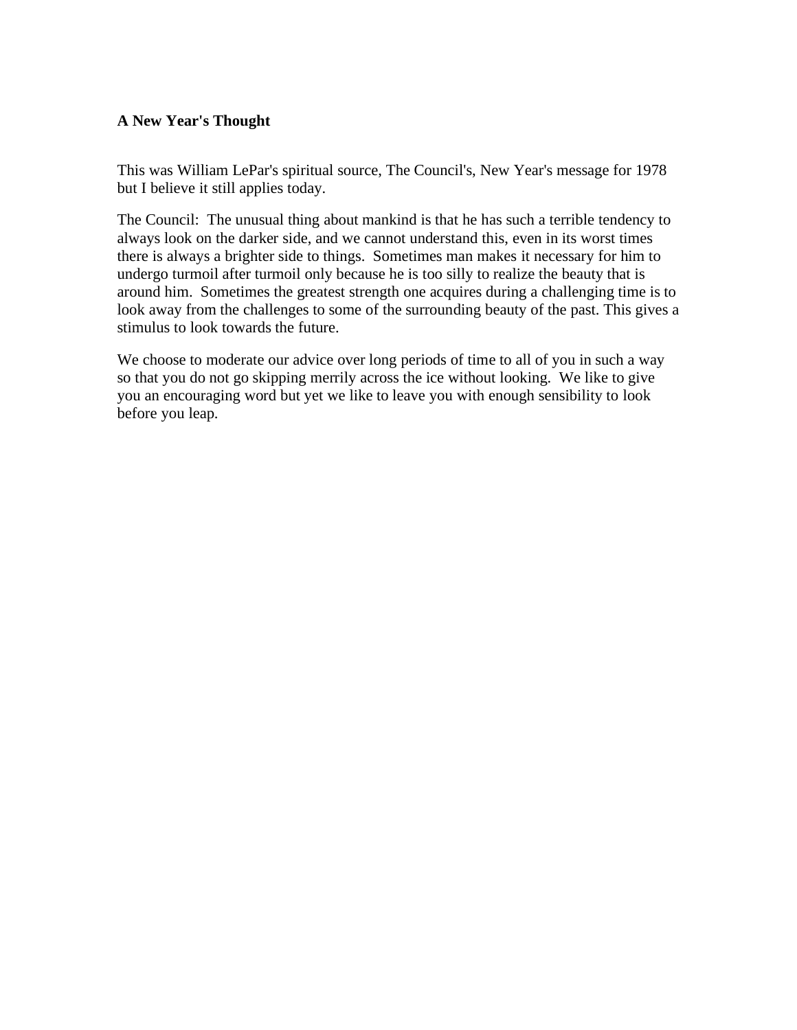**A New Year's Thought**

This was William LePar's spiritual source, The Council's, New Year's message for 1978 but I believe it still applies today.

The Council: The unusual thing about mankind is that he has such a terrible tendency to always look on the darker side, and we cannot understand this, even in its worst times there is always a brighter side to things. Sometimes man makes it necessary for him to undergo turmoil after turmoil only because he is too silly to realize the beauty that is around him. Sometimes the greatest strength one acquires during a challenging time is to look away from the challenges to some of the surrounding beauty of the past. This gives a stimulus to look towards the future.

We choose to moderate our advice over long periods of time to all of you in such a way so that you do not go skipping merrily across the ice without looking. We like to give you an encouraging word but yet we like to leave you with enough sensibility to look before you leap.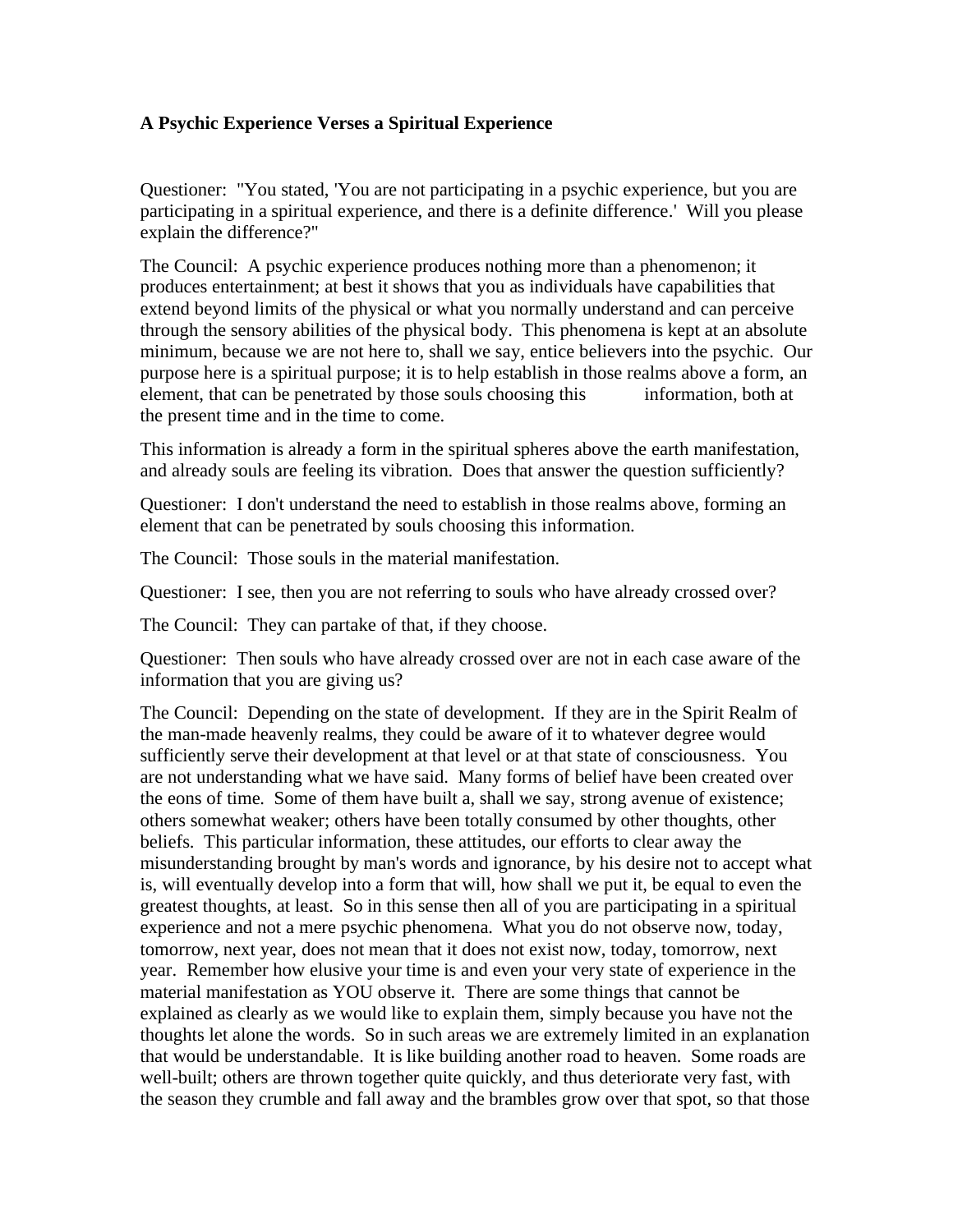### A Psychic Experience Verses a Spiritual Experience

Questioner: "You stated, 'You are not participating in a psychic experience, but you are participating in a spiritual experience, and there is a definite difference.' Will you please explain the difference?"

The Council: A psychic experience produces nothing more than a phenomenon; it produces entertainment; at best it shows that you as individuals have capabilities that extend beyond limits of the physical or what you normally understand and can perceive through the sensory abilities of the physical body. This phenomena is kept at an absolute minimum, because we are not here to, shall we say, entice believers into the psychic. Our purpose here is a spiritual purpose; it is to help establish in those realms above a form, an element, that can be penetrated by those souls choosing this information, both at the present time and in the time to come.

This information is already a form in the spiritual spheres above the earth manifestation, and already souls are feeling its vibration. Does that answer the question sufficiently?

Questioner: I don't understand the need to establish in those realms above, forming an element that can be penetrated by souls choosing this information.

The Council: Those souls in the material manifestation.

Questioner: I see, then you are not referring to souls who have already crossed over?

The Council: They can partake of that, if they choose.

Questioner: Then souls who have already crossed over are not in each case aware of the information that you are giving us?

The Council: Depending on the state of development. If they are in the Spirit Realm of the man-made heavenly realms, they could be aware of it to whatever degree would sufficiently serve their development at that level or at that state of consciousness. You are not understanding what we have said. Many forms of belief have been created over the eons of time. Some of them have built a, shall we say, strong avenue of existence; others somewhat weaker; others have been totally consumed by other thoughts, other beliefs. This particular information, these attitudes, our efforts to clear away the misunderstanding brought by man's words and ignorance, by his desire not to accept what is, will eventually develop into a form that will, how shall we put it, be equal to even the greatest thoughts, at least. So in this sense then all of you are participating in a spiritual experience and not a mere psychic phenomena. What you do not observe now, today, tomorrow, next year, does not mean that it does not exist now, today, tomorrow, next year. Remember how elusive your time is and even your very state of experience in the material manifestation as YOU observe it. There are some things that cannot be explained as clearly as we would like to explain them, simply because you have not the thoughts let alone the words. So in such areas we are extremely limited in an explanation that would be understandable. It is like building another road to heaven. Some roads are well-built; others are thrown together quite quickly, and thus deteriorate very fast, with the season they crumble and fall away and the brambles grow over that spot, so that those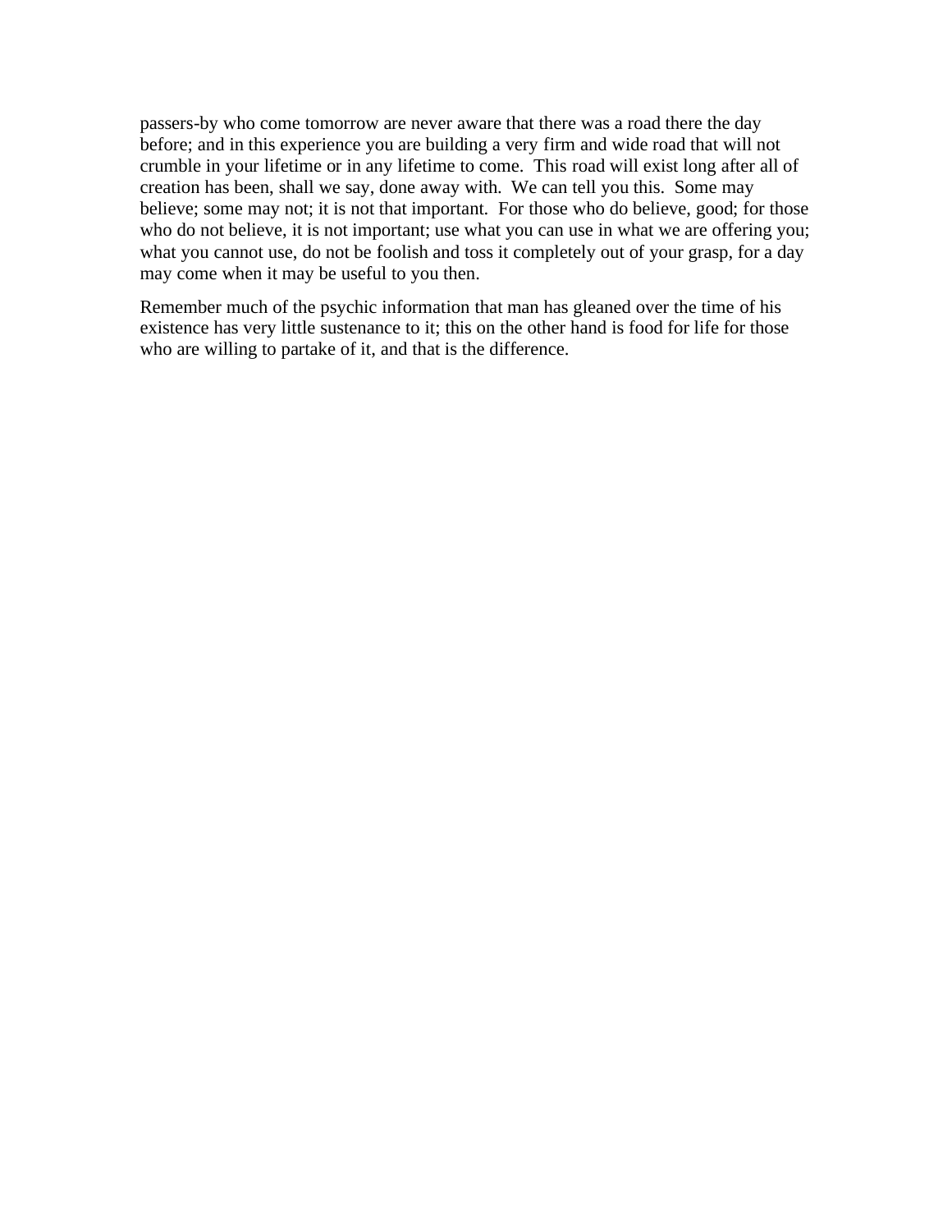passers-by who come tomorrow are never aware that there was a road there the day before; and in this experience you are building a very firm and wide road that will not crumble in your lifetime or in any lifetime to come. This road will exist long after all of creation has been, shall we say, done away with. We can tell you this. Some may believe; some may not; it is not that important. For those who do believe, good; for those who do not believe, it is not important; use what you can use in what we are offering you; what you cannot use, do not be foolish and toss it completely out of your grasp, for a day may come when it may be useful to you then.

Remember much of the psychic information that man has gleaned over the time of his existence has very little sustenance to it; this on the other hand is food for life for those who are willing to partake of it, and that is the difference.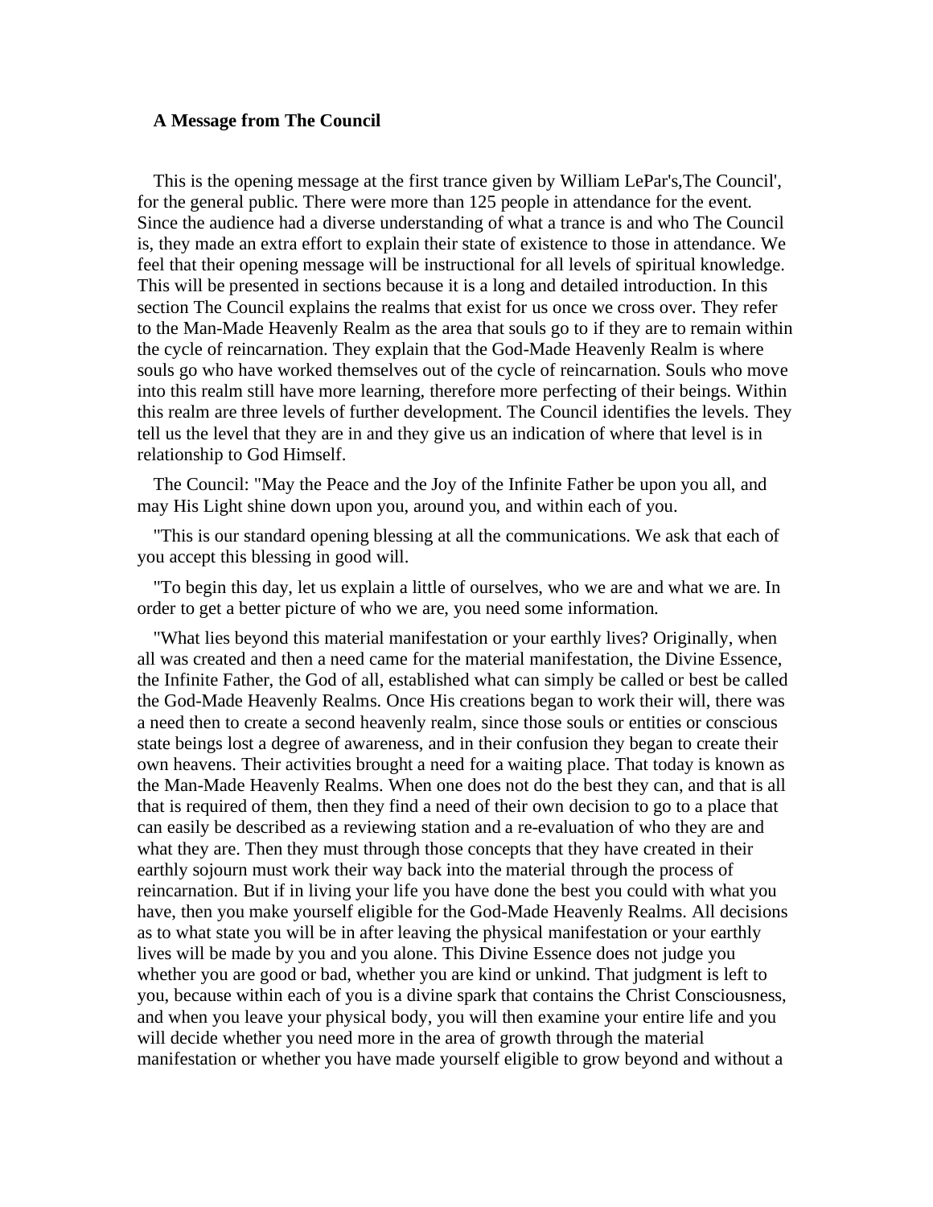**A Message from The Council**

This is the opening message at the first trance given by William LePar's,The Council', for the general public. There were more than 125 people in attendance for the event. Since the audience had a diverse understanding of what a trance is and who The Council is, they made an extra effort to explain their state of existence to those in attendance. We feel that their opening message will be instructional for all levels of spiritual knowledge. This will be presented in sections because it is a long and detailed introduction. In this section The Council explains the realms that exist for us once we cross over. They refer to the Man-Made Heavenly Realm as the area that souls go to if they are to remain within the cycle of reincarnation. They explain that the God-Made Heavenly Realm is where souls go who have worked themselves out of the cycle of reincarnation. Souls who move into this realm still have more learning, therefore more perfecting of their beings. Within this realm are three levels of further development. The Council identifies the levels. They tell us the level that they are in and they give us an indication of where that level is in relationship to God Himself.

The Council: "May the Peace and the Joy of the Infinite Father be upon you all, and may His Light shine down upon you, around you, and within each of you.

"This is our standard opening blessing at all the communications. We ask that each of you accept this blessing in good will.

"To begin this day, let us explain a little of ourselves, who we are and what we are. In order to get a better picture of who we are, you need some information.

"What lies beyond this material manifestation or your earthly lives? Originally, when all was created and then a need came for the material manifestation, the Divine Essence, the Infinite Father, the God of all, established what can simply be called or best be called the God-Made Heavenly Realms. Once His creations began to work their will, there was a need then to create a second heavenly realm, since those souls or entities or conscious state beings lost a degree of awareness, and in their confusion they began to create their own heavens. Their activities brought a need for a waiting place. That today is known as the Man-Made Heavenly Realms. When one does not do the best they can, and that is all that is required of them, then they find a need of their own decision to go to a place that can easily be described as a reviewing station and a re-evaluation of who they are and what they are. Then they must through those concepts that they have created in their earthly sojourn must work their way back into the material through the process of reincarnation. But if in living your life you have done the best you could with what you have, then you make yourself eligible for the God-Made Heavenly Realms. All decisions as to what state you will be in after leaving the physical manifestation or your earthly lives will be made by you and you alone. This Divine Essence does not judge you whether you are good or bad, whether you are kind or unkind. That judgment is left to you, because within each of you is a divine spark that contains the Christ Consciousness, and when you leave your physical body, you will then examine your entire life and you will decide whether you need more in the area of growth through the material manifestation or whether you have made yourself eligible to grow beyond and without a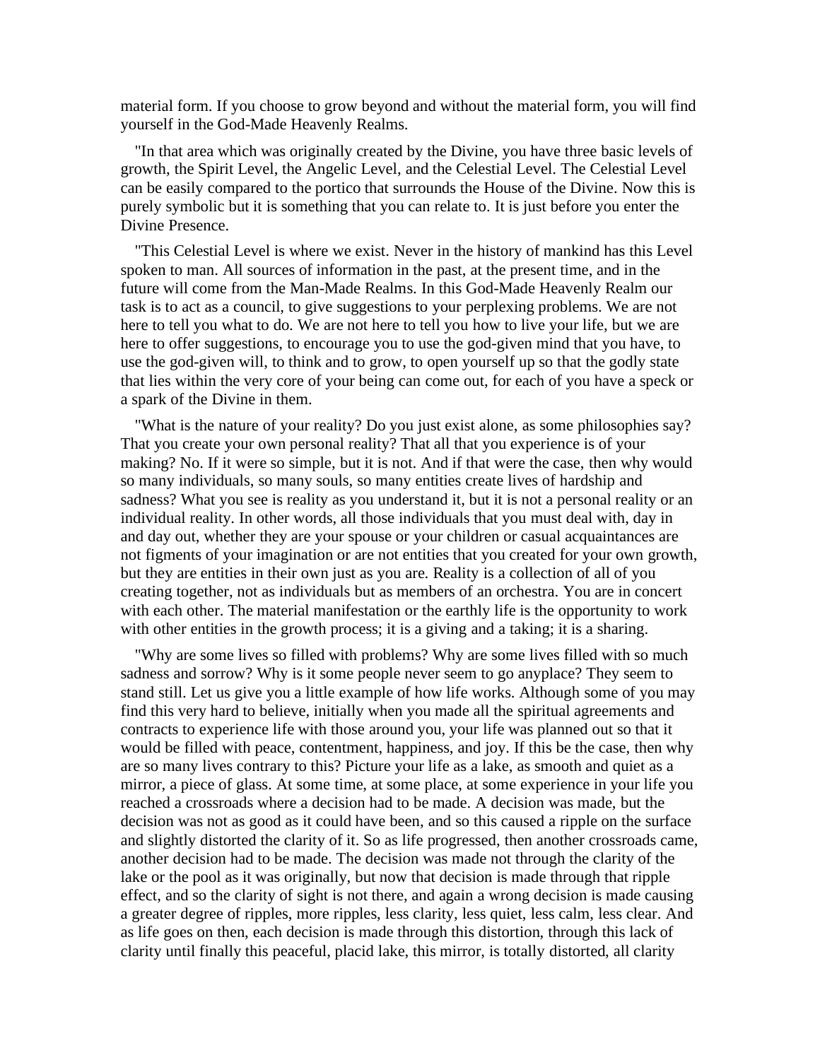material form. If you choose to grow beyond and without the material form, you will find yourself in the God-Made Heavenly Realms.

"In that area which was originally created by the Divine, you have three basic levels of growth, the Spirit Level, the Angelic Level, and the Celestial Level. The Celestial Level can be easily compared to the portico that surrounds the House of the Divine. Now this is purely symbolic but it is something that you can relate to. It is just before you enter the Divine Presence.

"This Celestial Level is where we exist. Never in the history of mankind has this Level spoken to man. All sources of information in the past, at the present time, and in the future will come from the Man-Made Realms. In this God-Made Heavenly Realm our task is to act as a council, to give suggestions to your perplexing problems. We are not here to tell you what to do. We are not here to tell you how to live your life, but we are here to offer suggestions, to encourage you to use the god-given mind that you have, to use the god-given will, to think and to grow, to open yourself up so that the godly state that lies within the very core of your being can come out, for each of you have a speck or a spark of the Divine in them.

"What is the nature of your reality? Do you just exist alone, as some philosophies say? That you create your own personal reality? That all that you experience is of your making? No. If it were so simple, but it is not. And if that were the case, then why would so many individuals, so many souls, so many entities create lives of hardship and sadness? What you see is reality as you understand it, but it is not a personal reality or an individual reality. In other words, all those individuals that you must deal with, day in and day out, whether they are your spouse or your children or casual acquaintances are not figments of your imagination or are not entities that you created for your own growth, but they are entities in their own just as you are. Reality is a collection of all of you creating together, not as individuals but as members of an orchestra. You are in concert with each other. The material manifestation or the earthly life is the opportunity to work with other entities in the growth process; it is a giving and a taking; it is a sharing.

"Why are some lives so filled with problems? Why are some lives filled with so much sadness and sorrow? Why is it some people never seem to go anyplace? They seem to stand still. Let us give you a little example of how life works. Although some of you may find this very hard to believe, initially when you made all the spiritual agreements and contracts to experience life with those around you, your life was planned out so that it would be filled with peace, contentment, happiness, and joy. If this be the case, then why are so many lives contrary to this? Picture your life as a lake, as smooth and quiet as a mirror, a piece of glass. At some time, at some place, at some experience in your life you reached a crossroads where a decision had to be made. A decision was made, but the decision was not as good as it could have been, and so this caused a ripple on the surface and slightly distorted the clarity of it. So as life progressed, then another crossroads came, another decision had to be made. The decision was made not through the clarity of the lake or the pool as it was originally, but now that decision is made through that ripple effect, and so the clarity of sight is not there, and again a wrong decision is made causing a greater degree of ripples, more ripples, less clarity, less quiet, less calm, less clear. And as life goes on then, each decision is made through this distortion, through this lack of clarity until finally this peaceful, placid lake, this mirror, is totally distorted, all clarity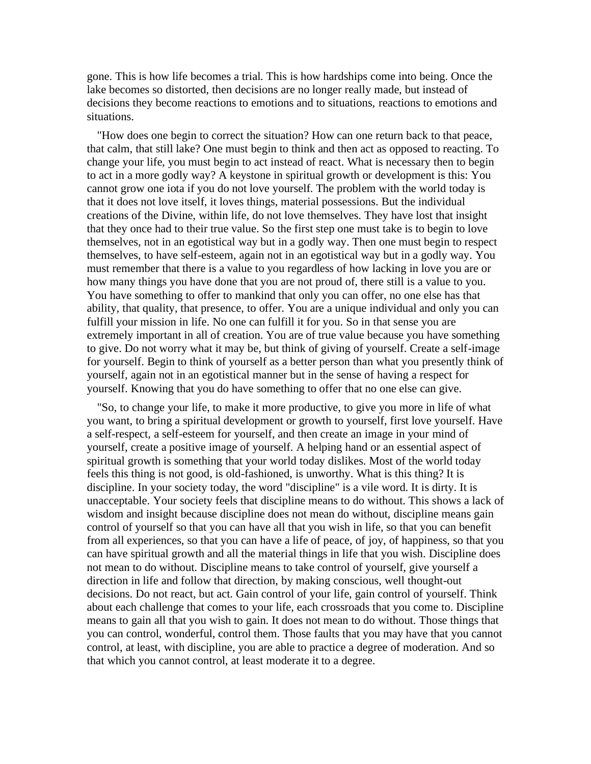gone. This is how life becomes a trial. This is how hardships come into being. Once the lake becomes so distorted, then decisions are no longer really made, but instead of decisions they become reactions to emotions and to situations, reactions to emotions and situations.

"How does one begin to correct the situation? How can one return back to that peace, that calm, that still lake? One must begin to think and then act as opposed to reacting. To change your life, you must begin to act instead of react. What is necessary then to begin to act in a more godly way? A keystone in spiritual growth or development is this: You cannot grow one iota if you do not love yourself. The problem with the world today is that it does not love itself, it loves things, material possessions. But the individual creations of the Divine, within life, do not love themselves. They have lost that insight that they once had to their true value. So the first step one must take is to begin to love themselves, not in an egotistical way but in a godly way. Then one must begin to respect themselves, to have self-esteem, again not in an egotistical way but in a godly way. You must remember that there is a value to you regardless of how lacking in love you are or how many things you have done that you are not proud of, there still is a value to you. You have something to offer to mankind that only you can offer, no one else has that ability, that quality, that presence, to offer. You are a unique individual and only you can fulfill your mission in life. No one can fulfill it for you. So in that sense you are extremely important in all of creation. You are of true value because you have something to give. Do not worry what it may be, but think of giving of yourself. Create a self-image for yourself. Begin to think of yourself as a better person than what you presently think of yourself, again not in an egotistical manner but in the sense of having a respect for yourself. Knowing that you do have something to offer that no one else can give.

"So, to change your life, to make it more productive, to give you more in life of what you want, to bring a spiritual development or growth to yourself, first love yourself. Have a self-respect, a self-esteem for yourself, and then create an image in your mind of yourself, create a positive image of yourself. A helping hand or an essential aspect of spiritual growth is something that your world today dislikes. Most of the world today feels this thing is not good, is old-fashioned, is unworthy. What is this thing? It is discipline. In your society today, the word "discipline" is a vile word. It is dirty. It is unacceptable. Your society feels that discipline means to do without. This shows a lack of wisdom and insight because discipline does not mean do without, discipline means gain control of yourself so that you can have all that you wish in life, so that you can benefit from all experiences, so that you can have a life of peace, of joy, of happiness, so that you can have spiritual growth and all the material things in life that you wish. Discipline does not mean to do without. Discipline means to take control of yourself, give yourself a direction in life and follow that direction, by making conscious, well thought-out decisions. Do not react, but act. Gain control of your life, gain control of yourself. Think about each challenge that comes to your life, each crossroads that you come to. Discipline means to gain all that you wish to gain. It does not mean to do without. Those things that you can control, wonderful, control them. Those faults that you may have that you cannot control, at least, with discipline, you are able to practice a degree of moderation. And so that which you cannot control, at least moderate it to a degree.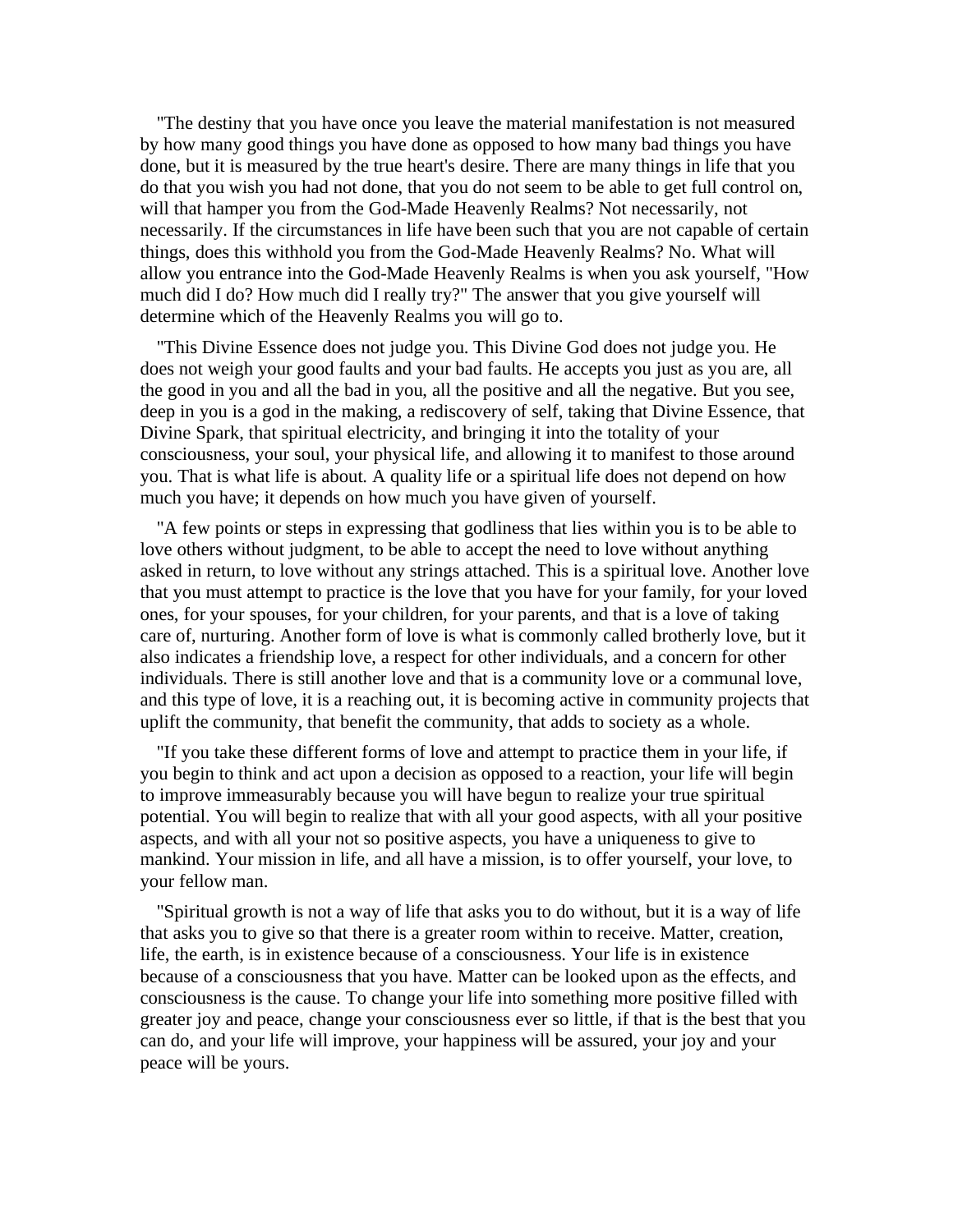"The destiny that you have once you leave the material manifestation is not measured by how many good things you have done as opposed to how many bad things you have done, but it is measured by the true heart's desire. There are many things in life that you do that you wish you had not done, that you do not seem to be able to get full control on, will that hamper you from the God-Made Heavenly Realms? Not necessarily, not necessarily. If the circumstances in life have been such that you are not capable of certain things, does this withhold you from the God-Made Heavenly Realms? No. What will allow you entrance into the God-Made Heavenly Realms is when you ask yourself, "How much did I do? How much did I really try?" The answer that you give yourself will determine which of the Heavenly Realms you will go to.

"This Divine Essence does not judge you. This Divine God does not judge you. He does not weigh your good faults and your bad faults. He accepts you just as you are, all the good in you and all the bad in you, all the positive and all the negative. But you see, deep in you is a god in the making, a rediscovery of self, taking that Divine Essence, that Divine Spark, that spiritual electricity, and bringing it into the totality of your consciousness, your soul, your physical life, and allowing it to manifest to those around you. That is what life is about. A quality life or a spiritual life does not depend on how much you have; it depends on how much you have given of yourself.

"A few points or steps in expressing that godliness that lies within you is to be able to love others without judgment, to be able to accept the need to love without anything asked in return, to love without any strings attached. This is a spiritual love. Another love that you must attempt to practice is the love that you have for your family, for your loved ones, for your spouses, for your children, for your parents, and that is a love of taking care of, nurturing. Another form of love is what is commonly called brotherly love, but it also indicates a friendship love, a respect for other individuals, and a concern for other individuals. There is still another love and that is a community love or a communal love, and this type of love, it is a reaching out, it is becoming active in community projects that uplift the community, that benefit the community, that adds to society as a whole.

"If you take these different forms of love and attempt to practice them in your life, if you begin to think and act upon a decision as opposed to a reaction, your life will begin to improve immeasurably because you will have begun to realize your true spiritual potential. You will begin to realize that with all your good aspects, with all your positive aspects, and with all your not so positive aspects, you have a uniqueness to give to mankind. Your mission in life, and all have a mission, is to offer yourself, your love, to your fellow man.

"Spiritual growth is not a way of life that asks you to do without, but it is a way of life that asks you to give so that there is a greater room within to receive. Matter, creation, life, the earth, is in existence because of a consciousness. Your life is in existence because of a consciousness that you have. Matter can be looked upon as the effects, and consciousness is the cause. To change your life into something more positive filled with greater joy and peace, change your consciousness ever so little, if that is the best that you can do, and your life will improve, your happiness will be assured, your joy and your peace will be yours.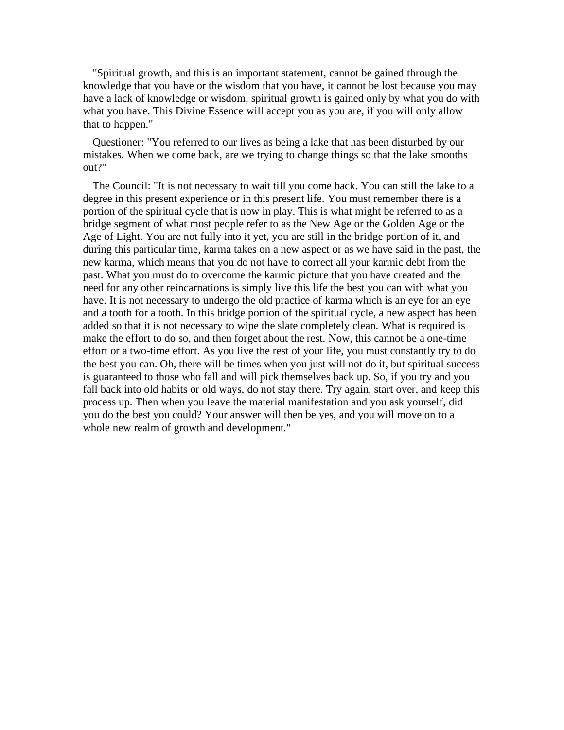"Spiritual growth, and this is an important statement, cannot be gained through the knowledge that you have or the wisdom that you have, it cannot be lost because you may have a lack of knowledge or wisdom, spiritual growth is gained only by what you do with what you have. This Divine Essence will accept you as you are, if you will only allow that to happen."

Questioner: "You referred to our lives as being a lake that has been disturbed by our mistakes. When we come back, are we trying to change things so that the lake smooths out?"

The Council: "It is not necessary to wait till you come back. You can still the lake to a degree in this present experience or in this present life. You must remember there is a portion of the spiritual cycle that is now in play. This is what might be referred to as a bridge segment of what most people refer to as the New Age or the Golden Age or the Age of Light. You are not fully into it yet, you are still in the bridge portion of it, and during this particular time, karma takes on a new aspect or as we have said in the past, the new karma, which means that you do not have to correct all your karmic debt from the past. What you must do to overcome the karmic picture that you have created and the need for any other reincarnations is simply live this life the best you can with what you have. It is not necessary to undergo the old practice of karma which is an eye for an eye and a tooth for a tooth. In this bridge portion of the spiritual cycle, a new aspect has been added so that it is not necessary to wipe the slate completely clean. What is required is make the effort to do so, and then forget about the rest. Now, this cannot be a one-time effort or a two-time effort. As you live the rest of your life, you must constantly try to do the best you can. Oh, there will be times when you just will not do it, but spiritual success is guaranteed to those who fall and will pick themselves back up. So, if you try and you fall back into old habits or old ways, do not stay there. Try again, start over, and keep this process up. Then when you leave the material manifestation and you ask yourself, did you do the best you could? Your answer will then be yes, and you will move on to a whole new realm of growth and development."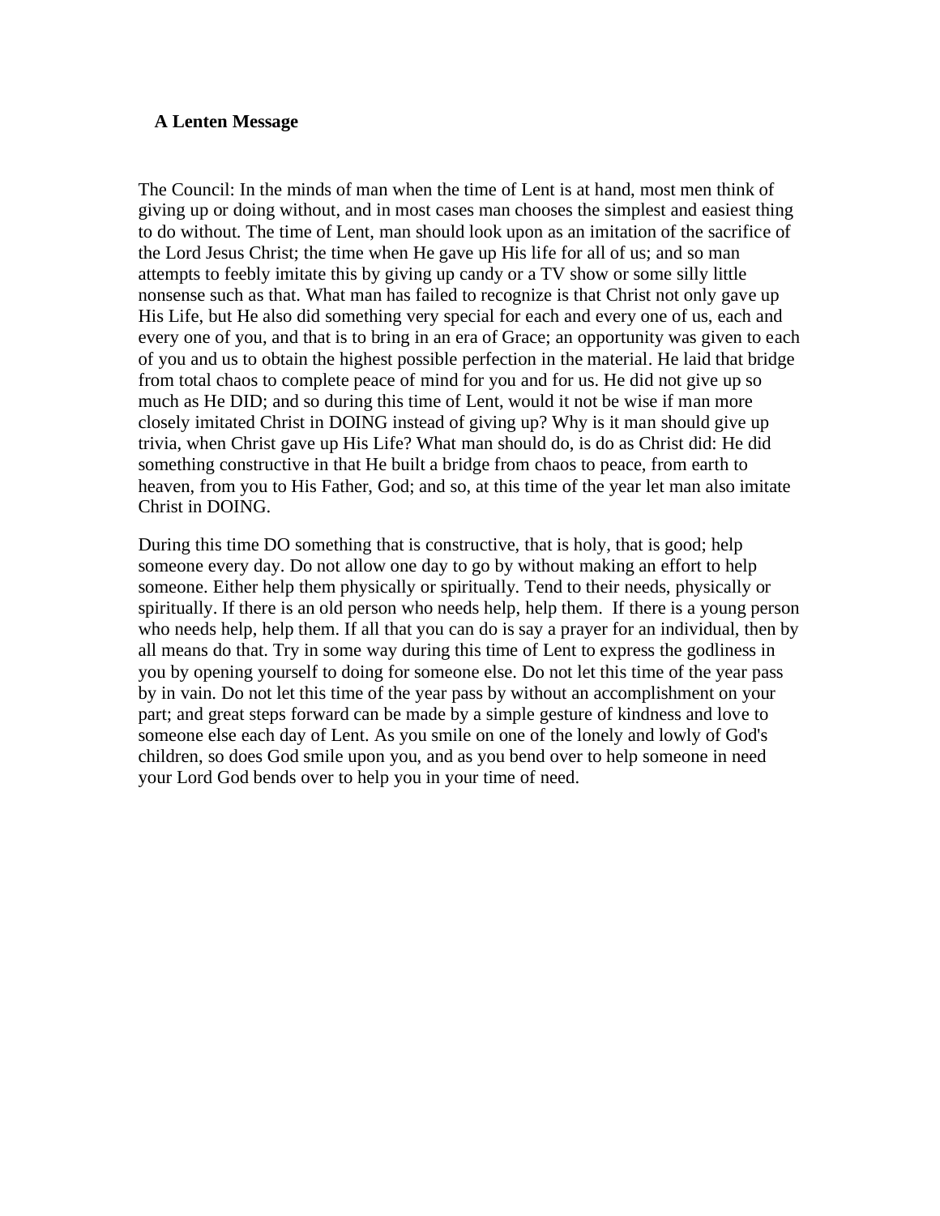**A Lenten Message**

The Council: In the minds of man when the time of Lent is at hand, most men think of giving up or doing without, and in most cases man chooses the simplest and easiest thing to do without. The time of Lent, man should look upon as an imitation of the sacrifice of the Lord Jesus Christ; the time when He gave up His life for all of us; and so man attempts to feebly imitate this by giving up candy or a TV show or some silly little nonsense such as that. What man has failed to recognize is that Christ not only gave up His Life, but He also did something very special for each and every one of us, each and every one of you, and that is to bring in an era of Grace; an opportunity was given to each of you and us to obtain the highest possible perfection in the material. He laid that bridge from total chaos to complete peace of mind for you and for us. He did not give up so much as He DID; and so during this time of Lent, would it not be wise if man more closely imitated Christ in DOING instead of giving up? Why is it man should give up trivia, when Christ gave up His Life? What man should do, is do as Christ did: He did something constructive in that He built a bridge from chaos to peace, from earth to heaven, from you to His Father, God; and so, at this time of the year let man also imitate Christ in DOING.

During this time DO something that is constructive, that is holy, that is good; help someone every day. Do not allow one day to go by without making an effort to help someone. Either help them physically or spiritually. Tend to their needs, physically or spiritually. If there is an old person who needs help, help them. If there is a young person who needs help, help them. If all that you can do is say a prayer for an individual, then by all means do that. Try in some way during this time of Lent to express the godliness in you by opening yourself to doing for someone else. Do not let this time of the year pass by in vain. Do not let this time of the year pass by without an accomplishment on your part; and great steps forward can be made by a simple gesture of kindness and love to someone else each day of Lent. As you smile on one of the lonely and lowly of God's children, so does God smile upon you, and as you bend over to help someone in need your Lord God bends over to help you in your time of need.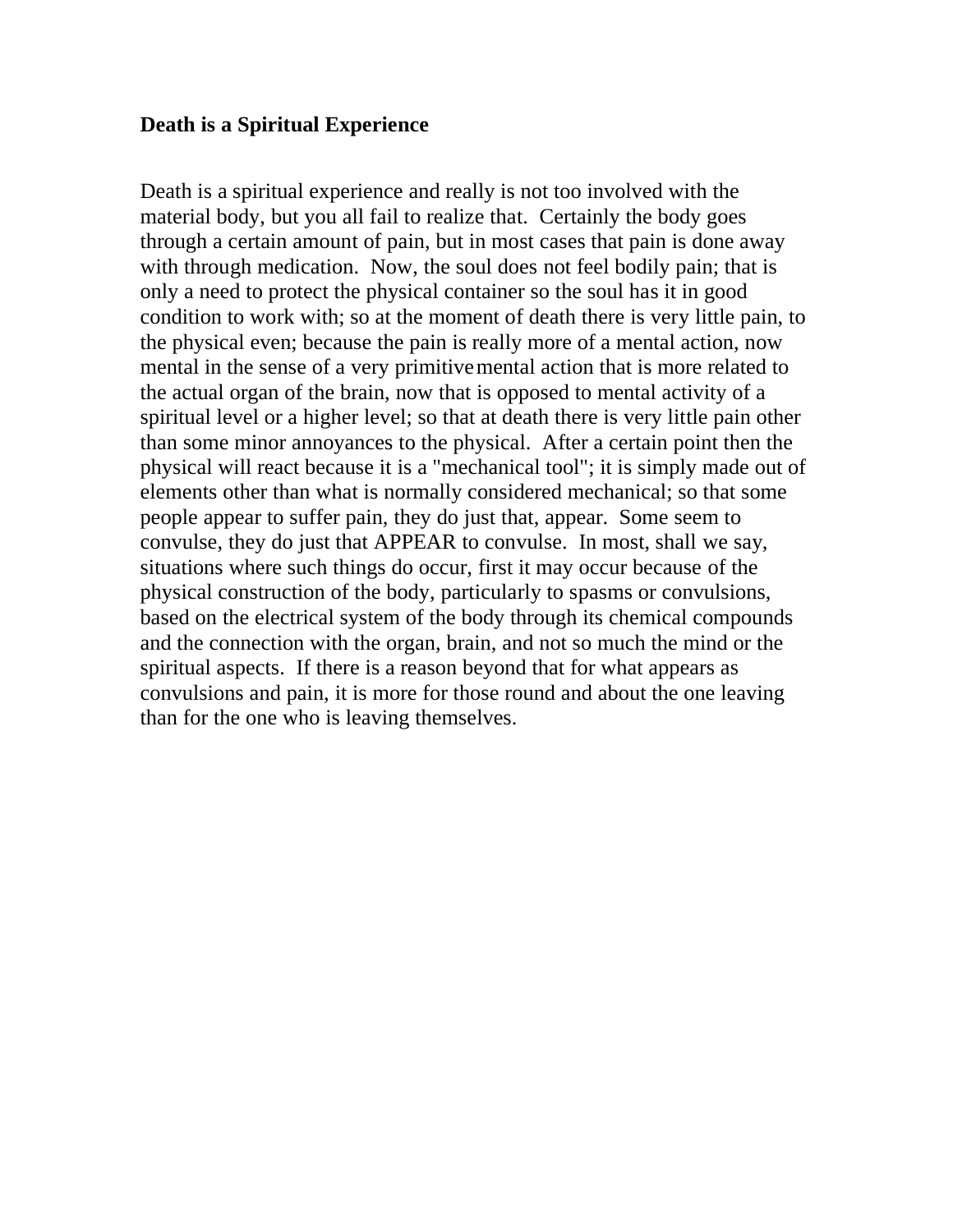**Death is a Spiritual Experience**

Death is a spiritual experience and really is not too involved with the material body, but you all fail to realize that. Certainly the body goes through a certain amount of pain, but in most cases that pain is done away with through medication. Now, the soul does not feel bodily pain; that is only a need to protect the physical container so the soul has it in good condition to work with; so at the moment of death there is very little pain, to the physical even; because the pain is really more of a mental action, now mental in the sense of a very primitive mental action that is more related to the actual organ of the brain, now that is opposed to mental activity of a spiritual level or a higher level; so that at death there is very little pain other than some minor annoyances to the physical. After a certain point then the physical will react because it is a "mechanical tool"; it is simply made out of elements other than what is normally considered mechanical; so that some people appear to suffer pain, they do just that, appear. Some seem to convulse, they do just that APPEAR to convulse. In most, shall we say, situations where such things do occur, first it may occur because of the physical construction of the body, particularly to spasms or convulsions, based on the electrical system of the body through its chemical compounds and the connection with the organ, brain, and not so much the mind or the spiritual aspects. If there is a reason beyond that for what appears as convulsions and pain, it is more for those round and about the one leaving than for the one who is leaving themselves.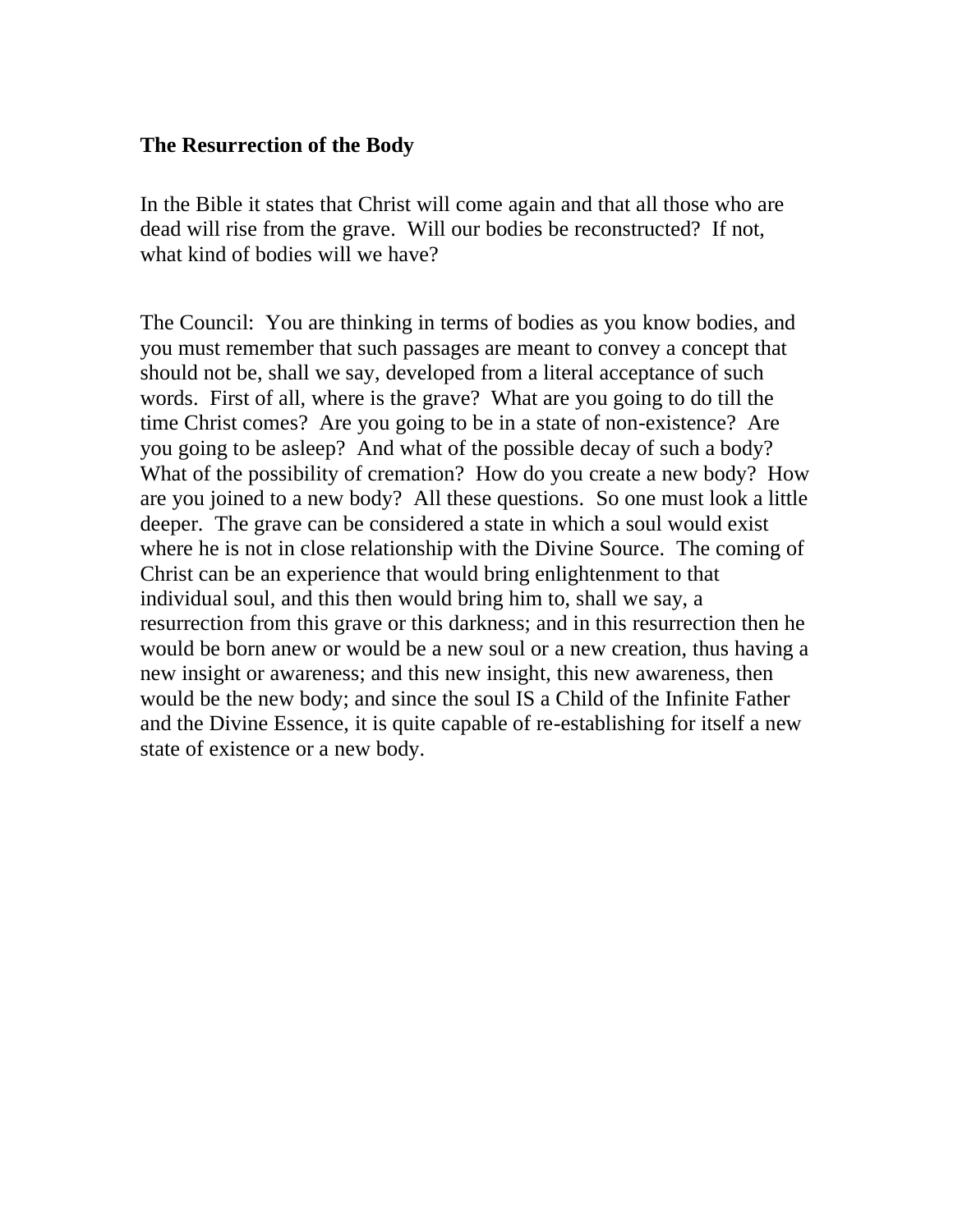**The Resurrection of the Body**

In the Bible it states that Christ will come again and that all those who are dead will rise from the grave. Will our bodies be reconstructed? If not, what kind of bodies will we have?

The Council: You are thinking in terms of bodies as you know bodies, and you must remember that such passages are meant to convey a concept that should not be, shall we say, developed from a literal acceptance of such words. First of all, where is the grave? What are you going to do till the time Christ comes? Are you going to be in a state of non-existence? Are you going to be asleep? And what of the possible decay of such a body? What of the possibility of cremation? How do you create a new body? How are you joined to a new body? All these questions. So one must look a little deeper. The grave can be considered a state in which a soul would exist where he is not in close relationship with the Divine Source. The coming of Christ can be an experience that would bring enlightenment to that individual soul, and this then would bring him to, shall we say, a resurrection from this grave or this darkness; and in this resurrection then he would be born anew or would be a new soul or a new creation, thus having a new insight or awareness; and this new insight, this new awareness, then would be the new body; and since the soul IS a Child of the Infinite Father and the Divine Essence, it is quite capable of re-establishing for itself a new state of existence or a new body.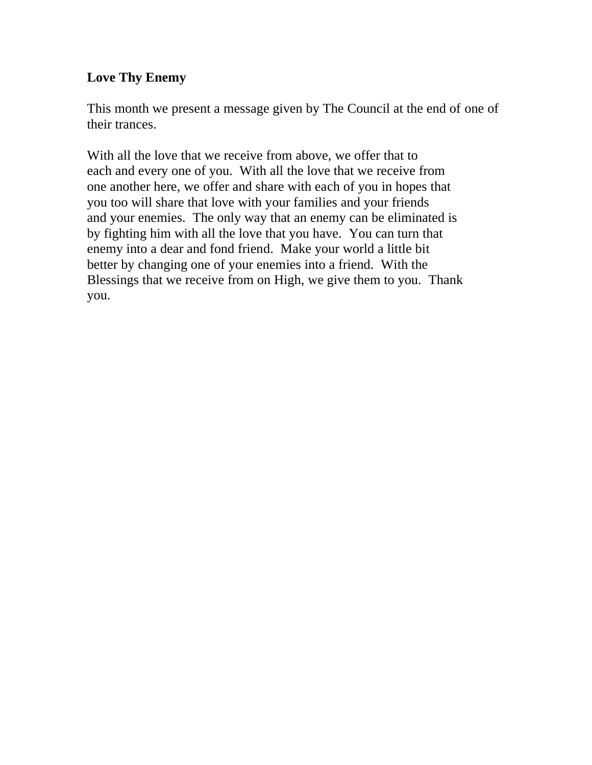**Love Thy Enemy**

This month we present a message given by The Council at the end of one of their trances.

With all the love that we receive from above, we offer that to each and every one of you.  With all the love that we receive from one another here, we offer and share with each of you in hopes that you too will share that love with your families and your friends and your enemies.  The only way that an enemy can be eliminated is by fighting him with all the love that you have.  You can turn that enemy into a dear and fond friend.  Make your world a little bit better by changing one of your enemies into a friend.  With the Blessings that we receive from on High, we give them to you.  Thank you.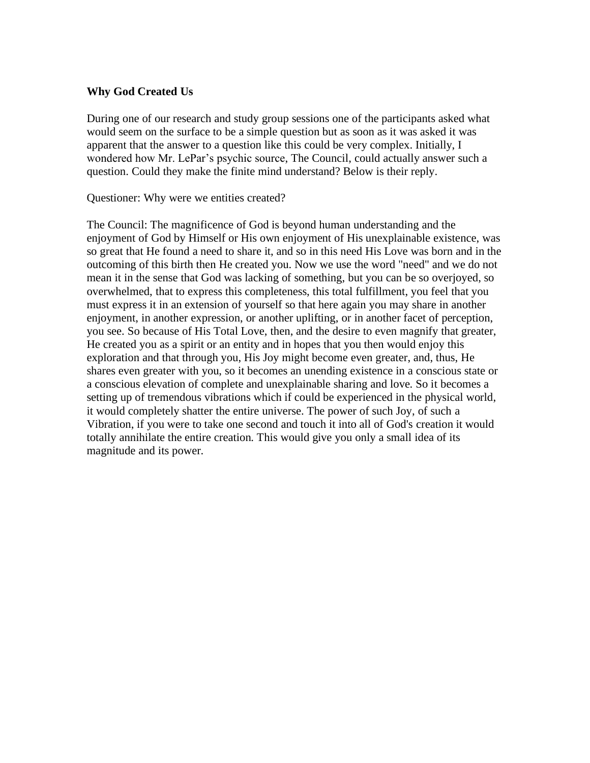**Why God Created Us**

During one of our research and study group sessions one of the participants asked what would seem on the surface to be a simple question but as soon as it was asked it was apparent that the answer to a question like this could be very complex. Initially, I wondered how Mr. LePar's psychic source, The Council, could actually answer such a question. Could they make the finite mind understand? Below is their reply.

Questioner: Why were we entities created?

The Council: The magnificence of God is beyond human understanding and the enjoyment of God by Himself or His own enjoyment of His unexplainable existence, was so great that He found a need to share it, and so in this need His Love was born and in the outcoming of this birth then He created you. Now we use the word "need" and we do not mean it in the sense that God was lacking of something, but you can be so overjoyed, so overwhelmed, that to express this completeness, this total fulfillment, you feel that you must express it in an extension of yourself so that here again you may share in another enjoyment, in another expression, or another uplifting, or in another facet of perception, you see. So because of His Total Love, then, and the desire to even magnify that greater, He created you as a spirit or an entity and in hopes that you then would enjoy this exploration and that through you, His Joy might become even greater, and, thus, He shares even greater with you, so it becomes an unending existence in a conscious state or a conscious elevation of complete and unexplainable sharing and love. So it becomes a setting up of tremendous vibrations which if could be experienced in the physical world, it would completely shatter the entire universe. The power of such Joy, of such a Vibration, if you were to take one second and touch it into all of God's creation it would totally annihilate the entire creation. This would give you only a small idea of its magnitude and its power.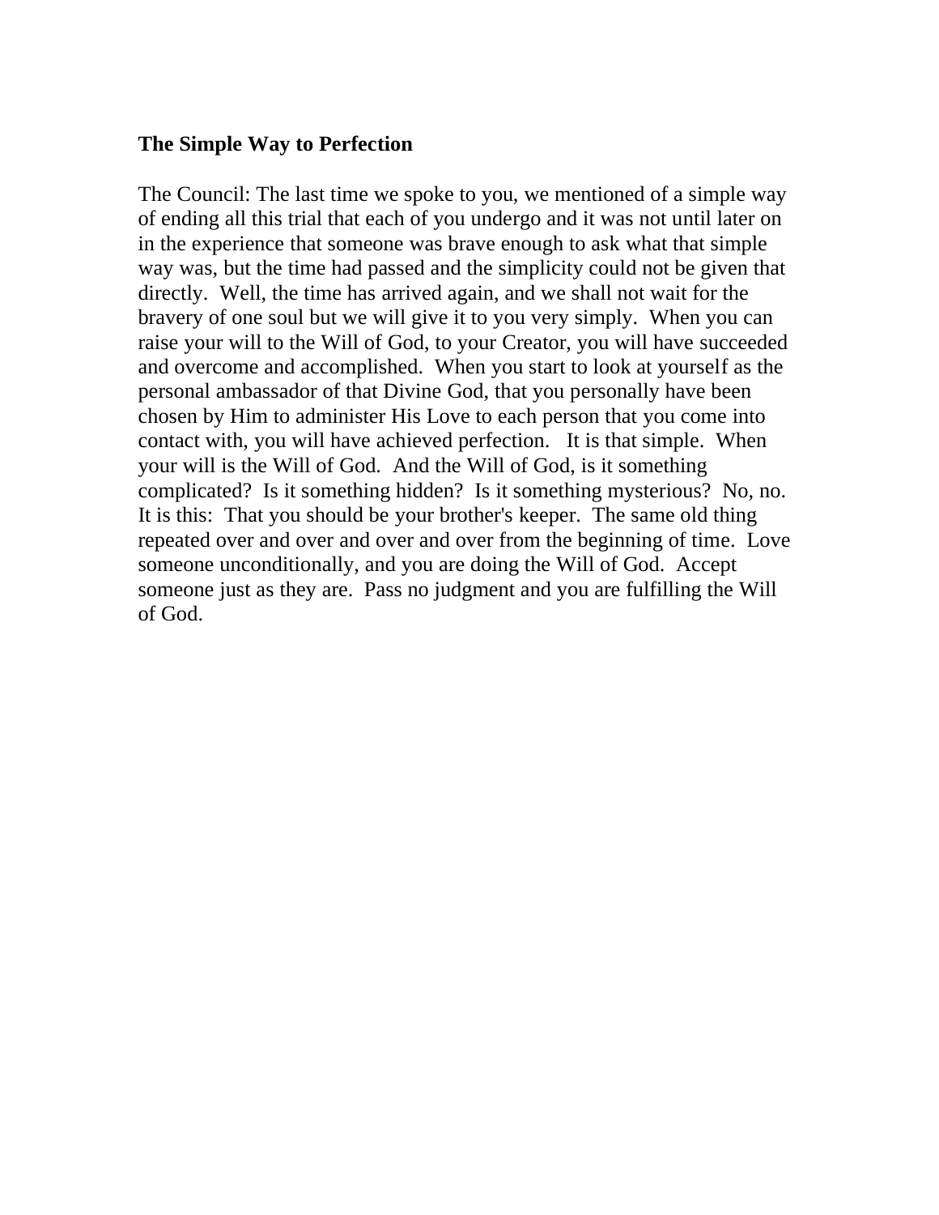**The Simple Way to Perfection**

The Council: The last time we spoke to you, we mentioned of a simple way of ending all this trial that each of you undergo and it was not until later on in the experience that someone was brave enough to ask what that simple way was, but the time had passed and the simplicity could not be given that directly. Well, the time has arrived again, and we shall not wait for the bravery of one soul but we will give it to you very simply. When you can raise your will to the Will of God, to your Creator, you will have succeeded and overcome and accomplished. When you start to look at yourself as the personal ambassador of that Divine God, that you personally have been chosen by Him to administer His Love to each person that you come into contact with, you will have achieved perfection. It is that simple. When your will is the Will of God. And the Will of God, is it something complicated? Is it something hidden? Is it something mysterious? No, no. It is this: That you should be your brother's keeper. The same old thing repeated over and over and over and over from the beginning of time. Love someone unconditionally, and you are doing the Will of God. Accept someone just as they are. Pass no judgment and you are fulfilling the Will of God.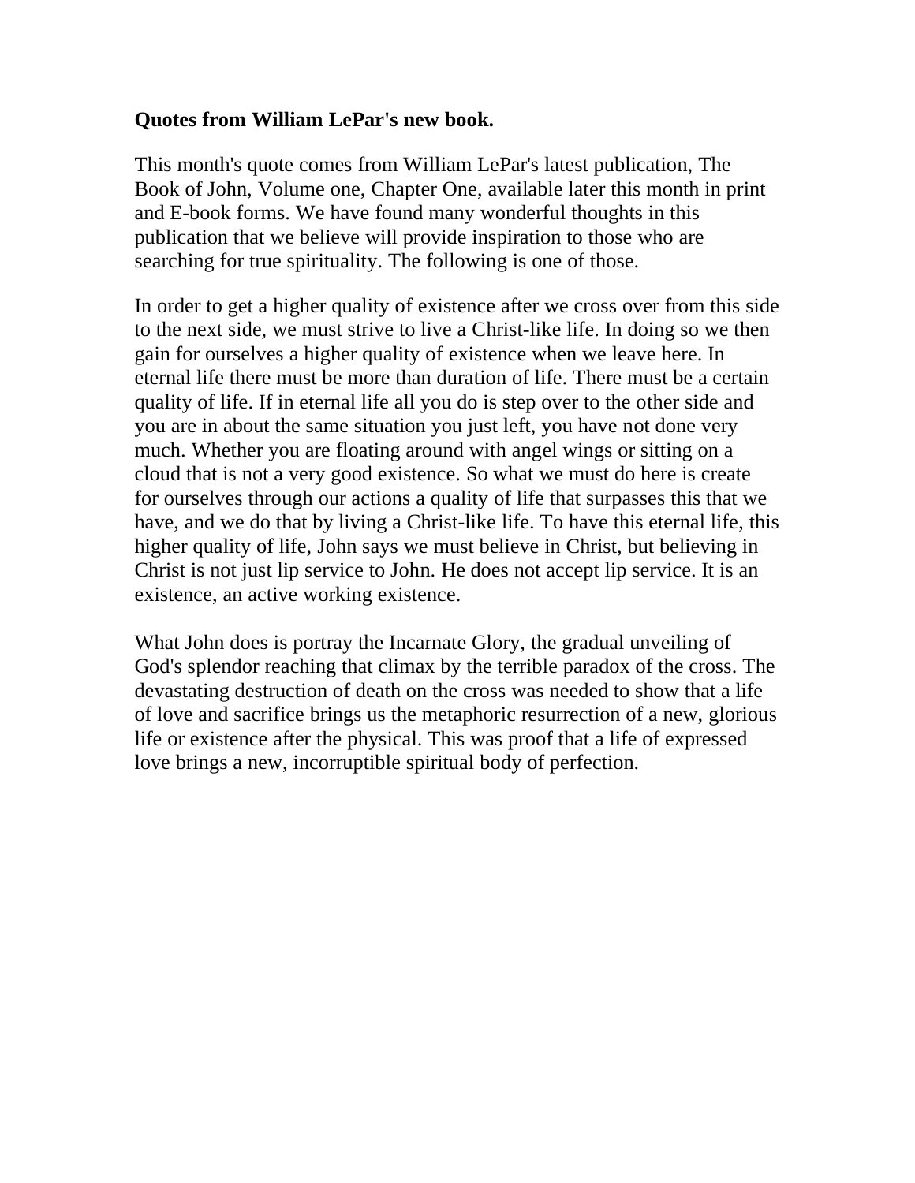**Quotes from William LePar's new book.**

This month's quote comes from William LePar's latest publication, The Book of John, Volume one, Chapter One, available later this month in print and E-book forms. We have found many wonderful thoughts in this publication that we believe will provide inspiration to those who are searching for true spirituality. The following is one of those.

In order to get a higher quality of existence after we cross over from this side to the next side, we must strive to live a Christ-like life. In doing so we then gain for ourselves a higher quality of existence when we leave here. In eternal life there must be more than duration of life. There must be a certain quality of life. If in eternal life all you do is step over to the other side and you are in about the same situation you just left, you have not done very much. Whether you are floating around with angel wings or sitting on a cloud that is not a very good existence. So what we must do here is create for ourselves through our actions a quality of life that surpasses this that we have, and we do that by living a Christ-like life. To have this eternal life, this higher quality of life, John says we must believe in Christ, but believing in Christ is not just lip service to John. He does not accept lip service. It is an existence, an active working existence.

What John does is portray the Incarnate Glory, the gradual unveiling of God's splendor reaching that climax by the terrible paradox of the cross. The devastating destruction of death on the cross was needed to show that a life of love and sacrifice brings us the metaphoric resurrection of a new, glorious life or existence after the physical. This was proof that a life of expressed love brings a new, incorruptible spiritual body of perfection.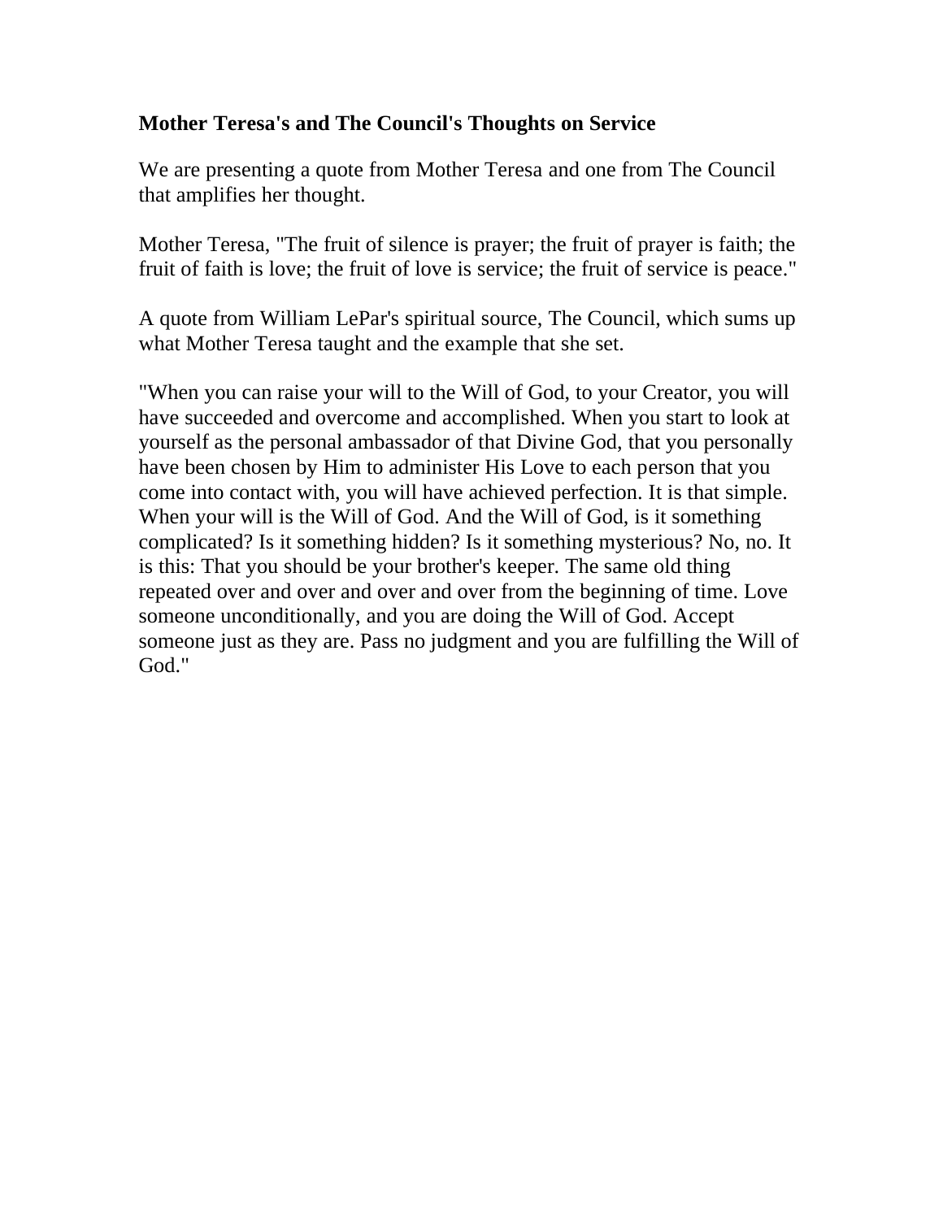**Mother Teresa's and The Council's Thoughts on Service**

We are presenting a quote from Mother Teresa and one from The Council that amplifies her thought.

Mother Teresa, "The fruit of silence is prayer; the fruit of prayer is faith; the fruit of faith is love; the fruit of love is service; the fruit of service is peace."

A quote from William LePar's spiritual source, The Council, which sums up what Mother Teresa taught and the example that she set.

"When you can raise your will to the Will of God, to your Creator, you will have succeeded and overcome and accomplished. When you start to look at yourself as the personal ambassador of that Divine God, that you personally have been chosen by Him to administer His Love to each person that you come into contact with, you will have achieved perfection. It is that simple. When your will is the Will of God. And the Will of God, is it something complicated? Is it something hidden? Is it something mysterious? No, no. It is this: That you should be your brother's keeper. The same old thing repeated over and over and over and over from the beginning of time. Love someone unconditionally, and you are doing the Will of God. Accept someone just as they are. Pass no judgment and you are fulfilling the Will of God."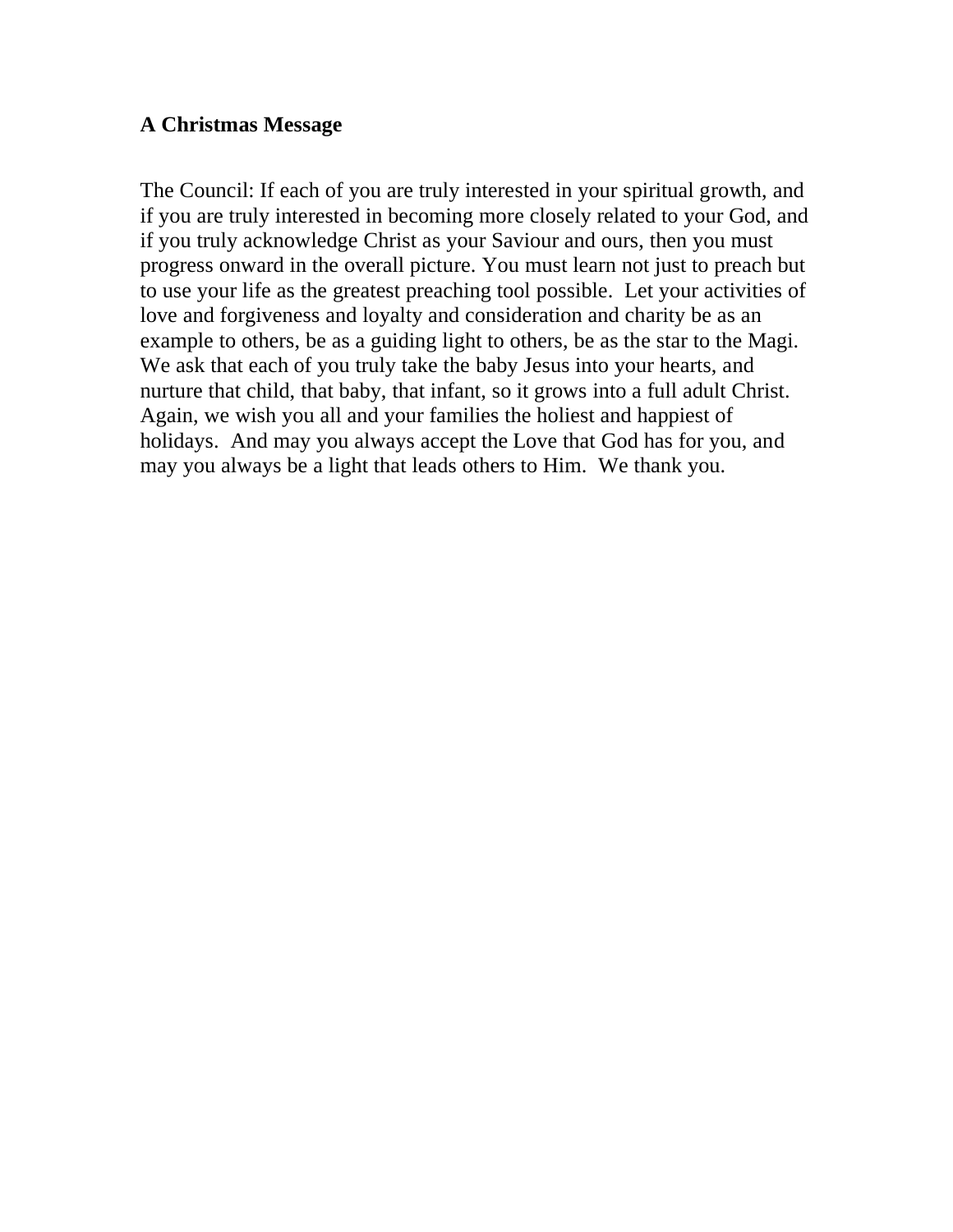**A Christmas Message**

The Council: If each of you are truly interested in your spiritual growth, and if you are truly interested in becoming more closely related to your God, and if you truly acknowledge Christ as your Saviour and ours, then you must progress onward in the overall picture. You must learn not just to preach but to use your life as the greatest preaching tool possible. Let your activities of love and forgiveness and loyalty and consideration and charity be as an example to others, be as a guiding light to others, be as the star to the Magi. We ask that each of you truly take the baby Jesus into your hearts, and nurture that child, that baby, that infant, so it grows into a full adult Christ. Again, we wish you all and your families the holiest and happiest of holidays. And may you always accept the Love that God has for you, and may you always be a light that leads others to Him. We thank you.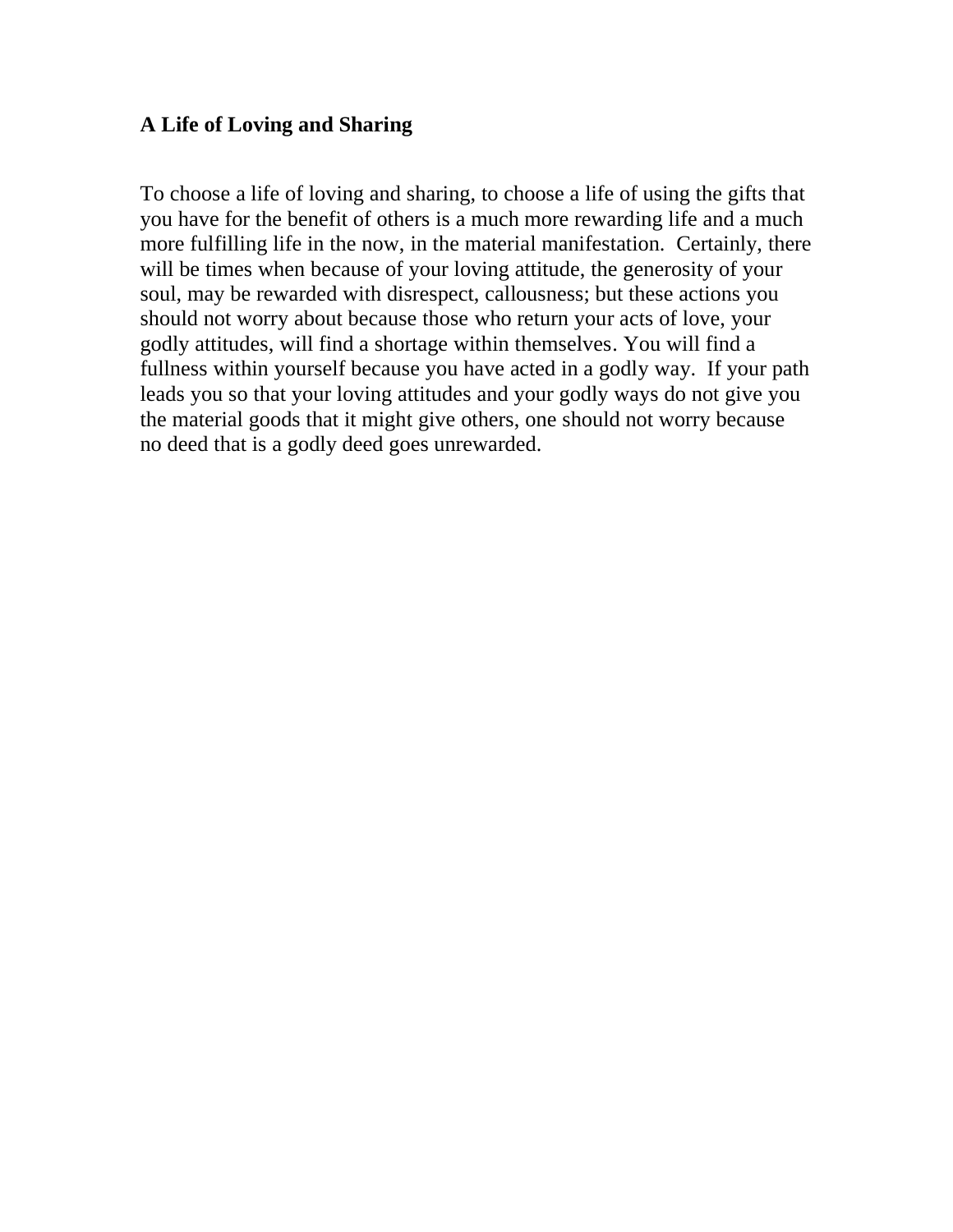**A Life of Loving and Sharing**

To choose a life of loving and sharing, to choose a life of using the gifts that you have for the benefit of others is a much more rewarding life and a much more fulfilling life in the now, in the material manifestation. Certainly, there will be times when because of your loving attitude, the generosity of your soul, may be rewarded with disrespect, callousness; but these actions you should not worry about because those who return your acts of love, your godly attitudes, will find a shortage within themselves. You will find a fullness within yourself because you have acted in a godly way. If your path leads you so that your loving attitudes and your godly ways do not give you the material goods that it might give others, one should not worry because no deed that is a godly deed goes unrewarded.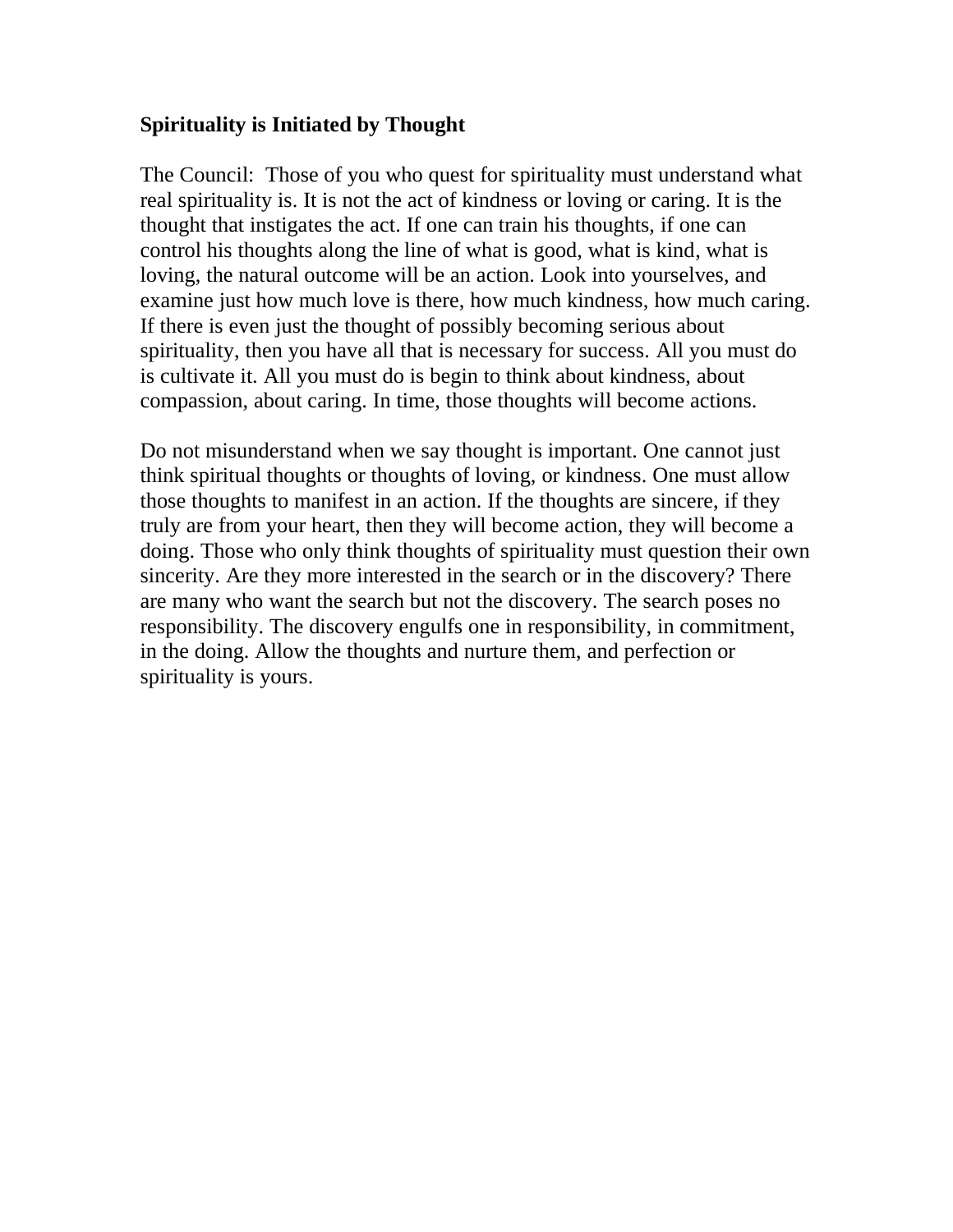**Spirituality is Initiated by Thought**

The Council: Those of you who quest for spirituality must understand what real spirituality is. It is not the act of kindness or loving or caring. It is the thought that instigates the act. If one can train his thoughts, if one can control his thoughts along the line of what is good, what is kind, what is loving, the natural outcome will be an action. Look into yourselves, and examine just how much love is there, how much kindness, how much caring. If there is even just the thought of possibly becoming serious about spirituality, then you have all that is necessary for success. All you must do is cultivate it. All you must do is begin to think about kindness, about compassion, about caring. In time, those thoughts will become actions.

Do not misunderstand when we say thought is important. One cannot just think spiritual thoughts or thoughts of loving, or kindness. One must allow those thoughts to manifest in an action. If the thoughts are sincere, if they truly are from your heart, then they will become action, they will become a doing. Those who only think thoughts of spirituality must question their own sincerity. Are they more interested in the search or in the discovery? There are many who want the search but not the discovery. The search poses no responsibility. The discovery engulfs one in responsibility, in commitment, in the doing. Allow the thoughts and nurture them, and perfection or spirituality is yours.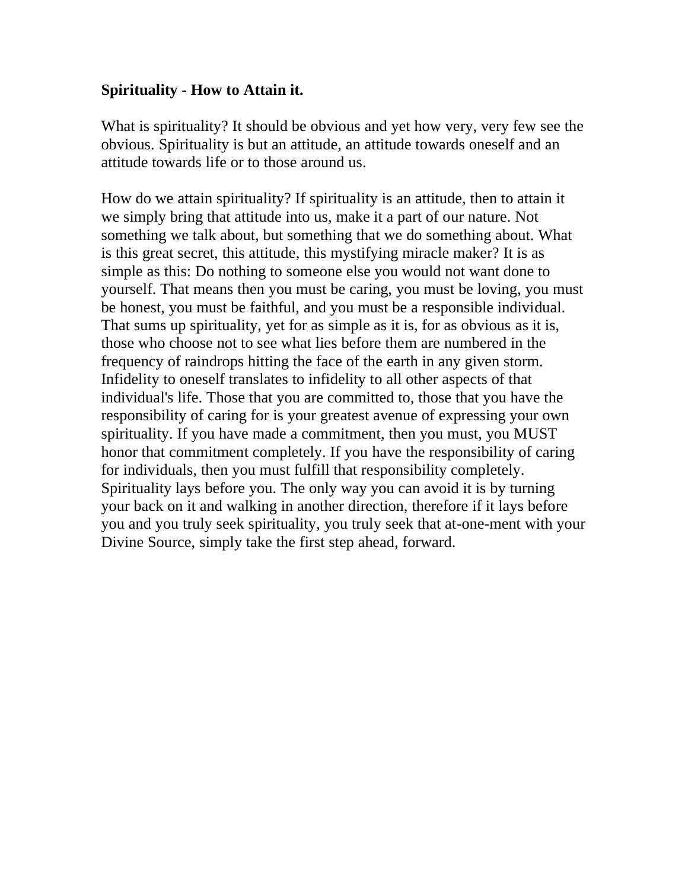**Spirituality - How to Attain it.**

What is spirituality? It should be obvious and yet how very, very few see the obvious. Spirituality is but an attitude, an attitude towards oneself and an attitude towards life or to those around us.

How do we attain spirituality? If spirituality is an attitude, then to attain it we simply bring that attitude into us, make it a part of our nature. Not something we talk about, but something that we do something about. What is this great secret, this attitude, this mystifying miracle maker? It is as simple as this: Do nothing to someone else you would not want done to yourself. That means then you must be caring, you must be loving, you must be honest, you must be faithful, and you must be a responsible individual. That sums up spirituality, yet for as simple as it is, for as obvious as it is, those who choose not to see what lies before them are numbered in the frequency of raindrops hitting the face of the earth in any given storm. Infidelity to oneself translates to infidelity to all other aspects of that individual's life. Those that you are committed to, those that you have the responsibility of caring for is your greatest avenue of expressing your own spirituality. If you have made a commitment, then you must, you MUST honor that commitment completely. If you have the responsibility of caring for individuals, then you must fulfill that responsibility completely. Spirituality lays before you. The only way you can avoid it is by turning your back on it and walking in another direction, therefore if it lays before you and you truly seek spirituality, you truly seek that at-one-ment with your Divine Source, simply take the first step ahead, forward.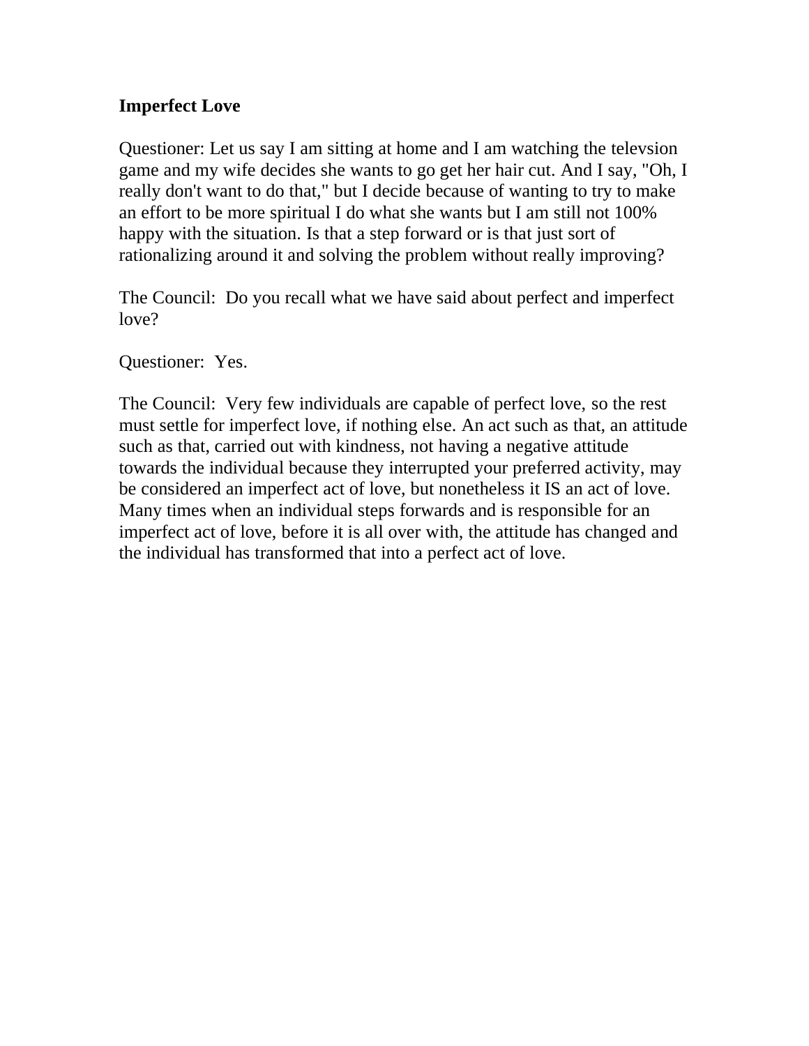**Imperfect Love**

Questioner: Let us say I am sitting at home and I am watching the televsion game and my wife decides she wants to go get her hair cut. And I say, "Oh, I really don't want to do that," but I decide because of wanting to try to make an effort to be more spiritual I do what she wants but I am still not 100% happy with the situation. Is that a step forward or is that just sort of rationalizing around it and solving the problem without really improving?

The Council: Do you recall what we have said about perfect and imperfect love?

Questioner: Yes.

The Council: Very few individuals are capable of perfect love, so the rest must settle for imperfect love, if nothing else. An act such as that, an attitude such as that, carried out with kindness, not having a negative attitude towards the individual because they interrupted your preferred activity, may be considered an imperfect act of love, but nonetheless it IS an act of love. Many times when an individual steps forwards and is responsible for an imperfect act of love, before it is all over with, the attitude has changed and the individual has transformed that into a perfect act of love.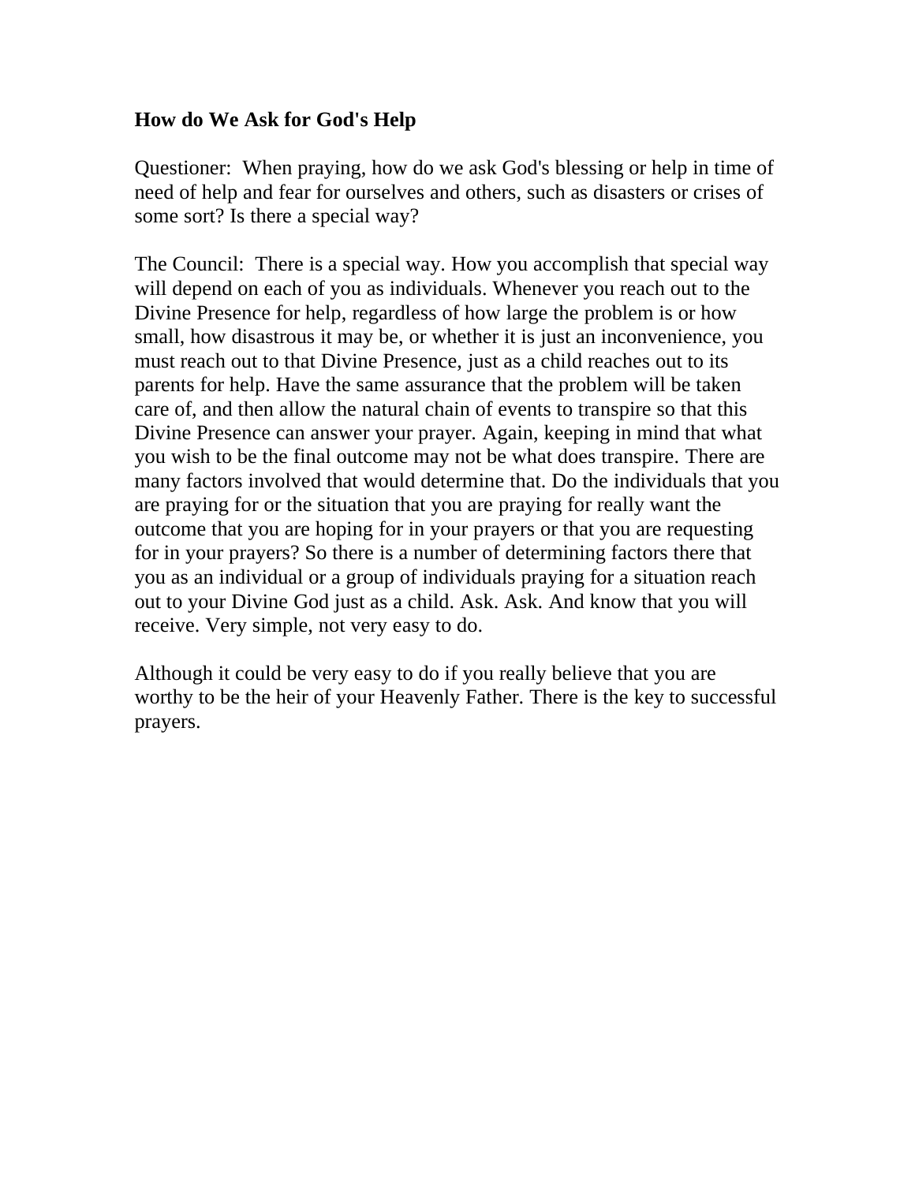**How do We Ask for God's Help**

Questioner: When praying, how do we ask God's blessing or help in time of need of help and fear for ourselves and others, such as disasters or crises of some sort? Is there a special way?

The Council: There is a special way. How you accomplish that special way will depend on each of you as individuals. Whenever you reach out to the Divine Presence for help, regardless of how large the problem is or how small, how disastrous it may be, or whether it is just an inconvenience, you must reach out to that Divine Presence, just as a child reaches out to its parents for help. Have the same assurance that the problem will be taken care of, and then allow the natural chain of events to transpire so that this Divine Presence can answer your prayer. Again, keeping in mind that what you wish to be the final outcome may not be what does transpire. There are many factors involved that would determine that. Do the individuals that you are praying for or the situation that you are praying for really want the outcome that you are hoping for in your prayers or that you are requesting for in your prayers? So there is a number of determining factors there that you as an individual or a group of individuals praying for a situation reach out to your Divine God just as a child. Ask. Ask. And know that you will receive. Very simple, not very easy to do.

Although it could be very easy to do if you really believe that you are worthy to be the heir of your Heavenly Father. There is the key to successful prayers.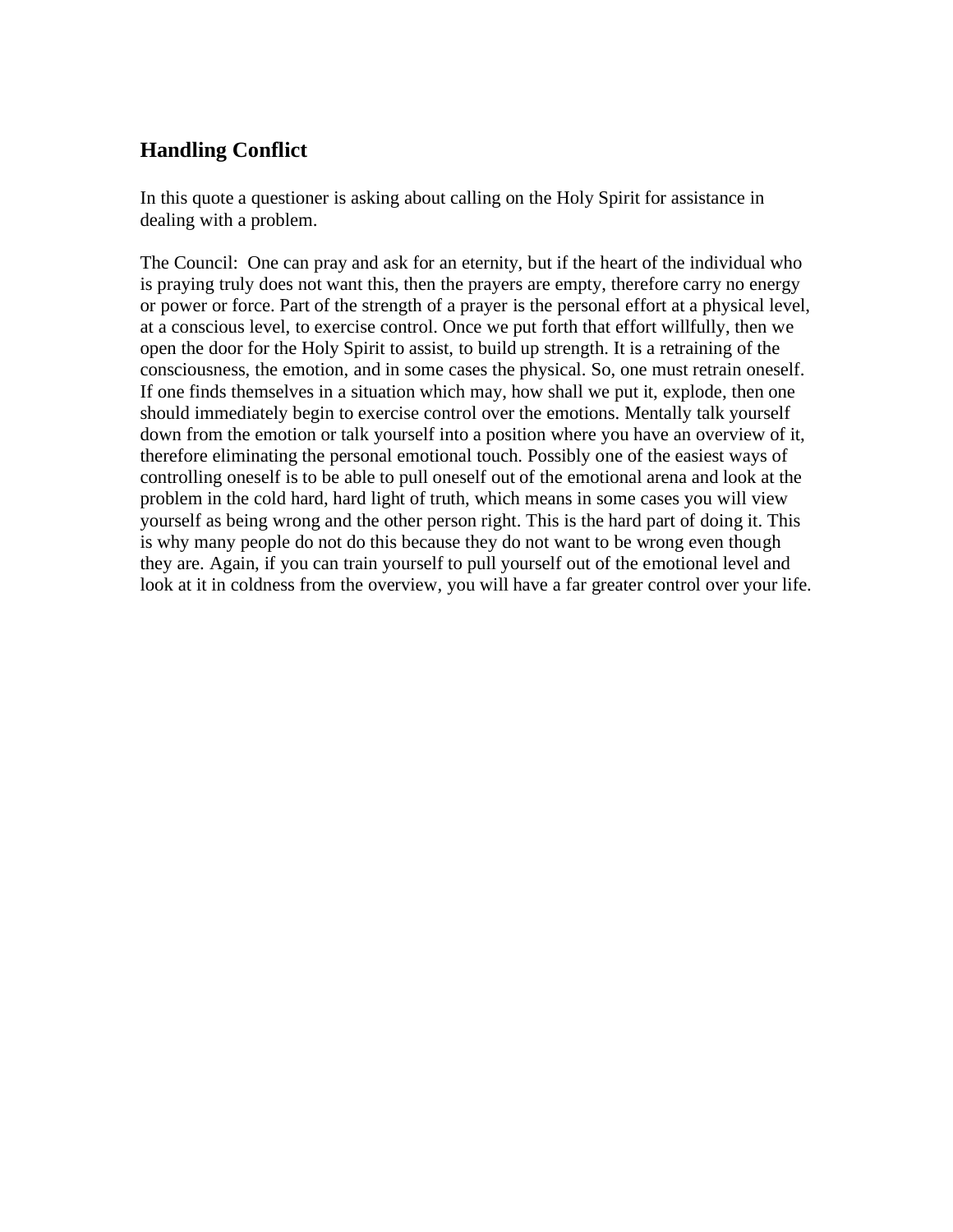## Handling Conflict

In this quote a questioner is asking about calling on the Holy Spirit for assistance in dealing with a problem.

The Council: One can pray and ask for an eternity, but if the heart of the individual who is praying truly does not want this, then the prayers are empty, therefore carry no energy or power or force. Part of the strength of a prayer is the personal effort at a physical level, at a conscious level, to exercise control. Once we put forth that effort willfully, then we open the door for the Holy Spirit to assist, to build up strength. It is a retraining of the consciousness, the emotion, and in some cases the physical. So, one must retrain oneself. If one finds themselves in a situation which may, how shall we put it, explode, then one should immediately begin to exercise control over the emotions. Mentally talk yourself down from the emotion or talk yourself into a position where you have an overview of it, therefore eliminating the personal emotional touch. Possibly one of the easiest ways of controlling oneself is to be able to pull oneself out of the emotional arena and look at the problem in the cold hard, hard light of truth, which means in some cases you will view yourself as being wrong and the other person right. This is the hard part of doing it. This is why many people do not do this because they do not want to be wrong even though they are. Again, if you can train yourself to pull yourself out of the emotional level and look at it in coldness from the overview, you will have a far greater control over your life.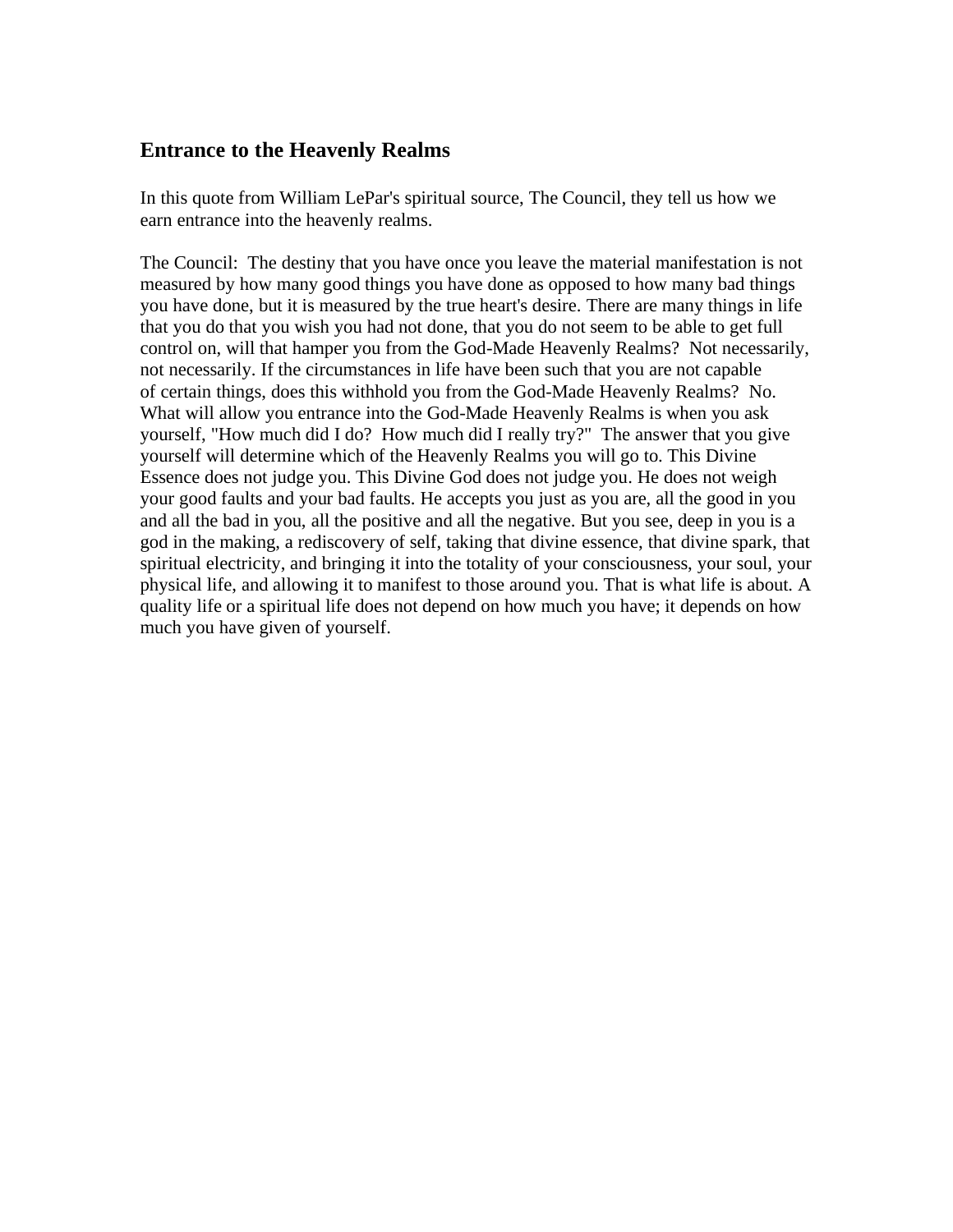## Entrance to the Heavenly Realms

In this quote from William LePar's spiritual source, The Council, they tell us how we earn entrance into the heavenly realms.

The Council: The destiny that you have once you leave the material manifestation is not measured by how many good things you have done as opposed to how many bad things you have done, but it is measured by the true heart's desire. There are many things in life that you do that you wish you had not done, that you do not seem to be able to get full control on, will that hamper you from the God-Made Heavenly Realms? Not necessarily, not necessarily. If the circumstances in life have been such that you are not capable of certain things, does this withhold you from the God-Made Heavenly Realms? No. What will allow you entrance into the God-Made Heavenly Realms is when you ask yourself, "How much did I do? How much did I really try?" The answer that you give yourself will determine which of the Heavenly Realms you will go to. This Divine Essence does not judge you. This Divine God does not judge you. He does not weigh your good faults and your bad faults. He accepts you just as you are, all the good in you and all the bad in you, all the positive and all the negative. But you see, deep in you is a god in the making, a rediscovery of self, taking that divine essence, that divine spark, that spiritual electricity, and bringing it into the totality of your consciousness, your soul, your physical life, and allowing it to manifest to those around you. That is what life is about. A quality life or a spiritual life does not depend on how much you have; it depends on how much you have given of yourself.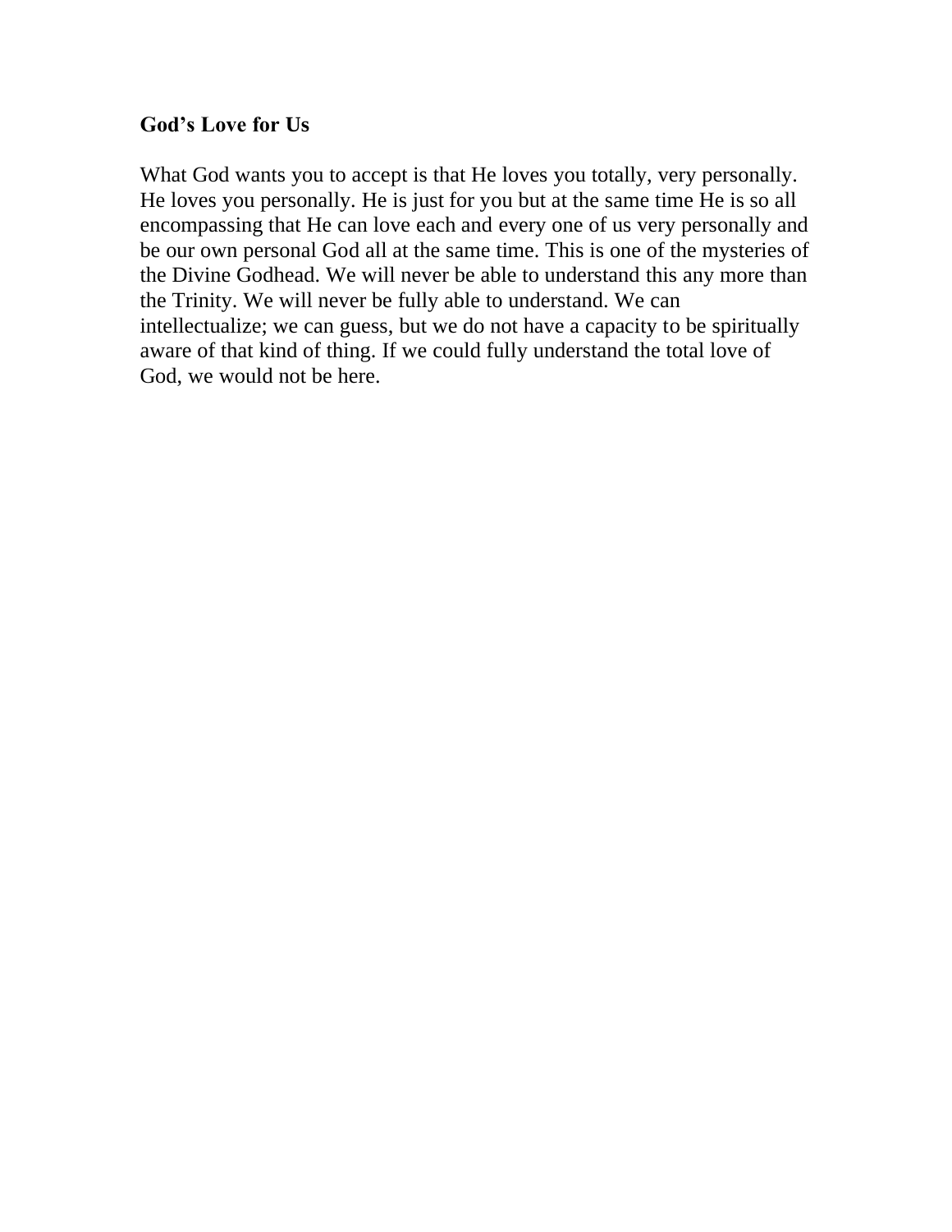**God's Love for Us**

What God wants you to accept is that He loves you totally, very personally. He loves you personally. He is just for you but at the same time He is so all encompassing that He can love each and every one of us very personally and be our own personal God all at the same time. This is one of the mysteries of the Divine Godhead. We will never be able to understand this any more than the Trinity. We will never be fully able to understand. We can intellectualize; we can guess, but we do not have a capacity to be spiritually aware of that kind of thing. If we could fully understand the total love of God, we would not be here.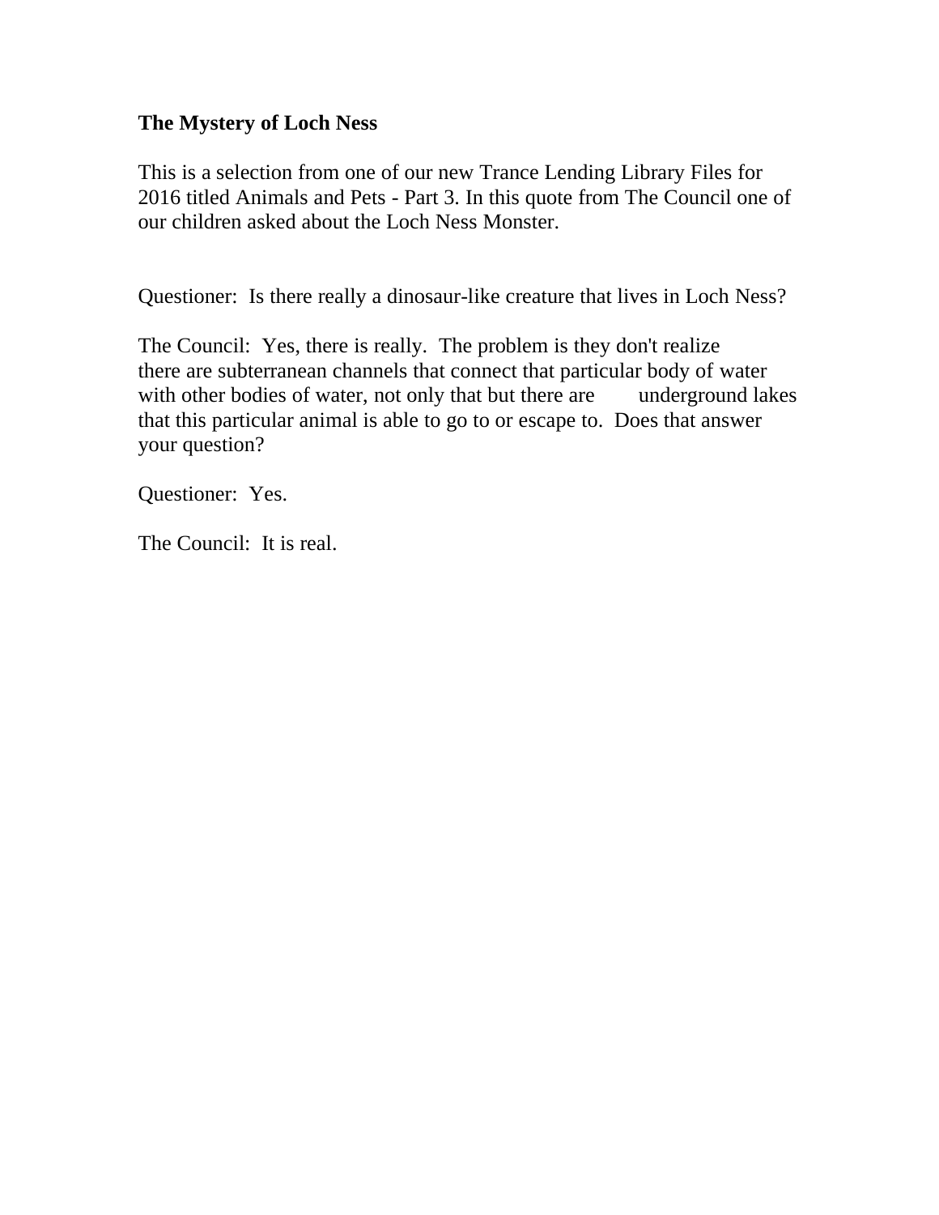**The Mystery of Loch Ness**

This is a selection from one of our new Trance Lending Library Files for 2016 titled Animals and Pets - Part 3. In this quote from The Council one of our children asked about the Loch Ness Monster.

Questioner: Is there really a dinosaur-like creature that lives in Loch Ness?

The Council: Yes, there is really. The problem is they don't realize there are subterranean channels that connect that particular body of water with other bodies of water, not only that but there are underground lakes that this particular animal is able to go to or escape to. Does that answer your question?

Questioner: Yes.

The Council: It is real.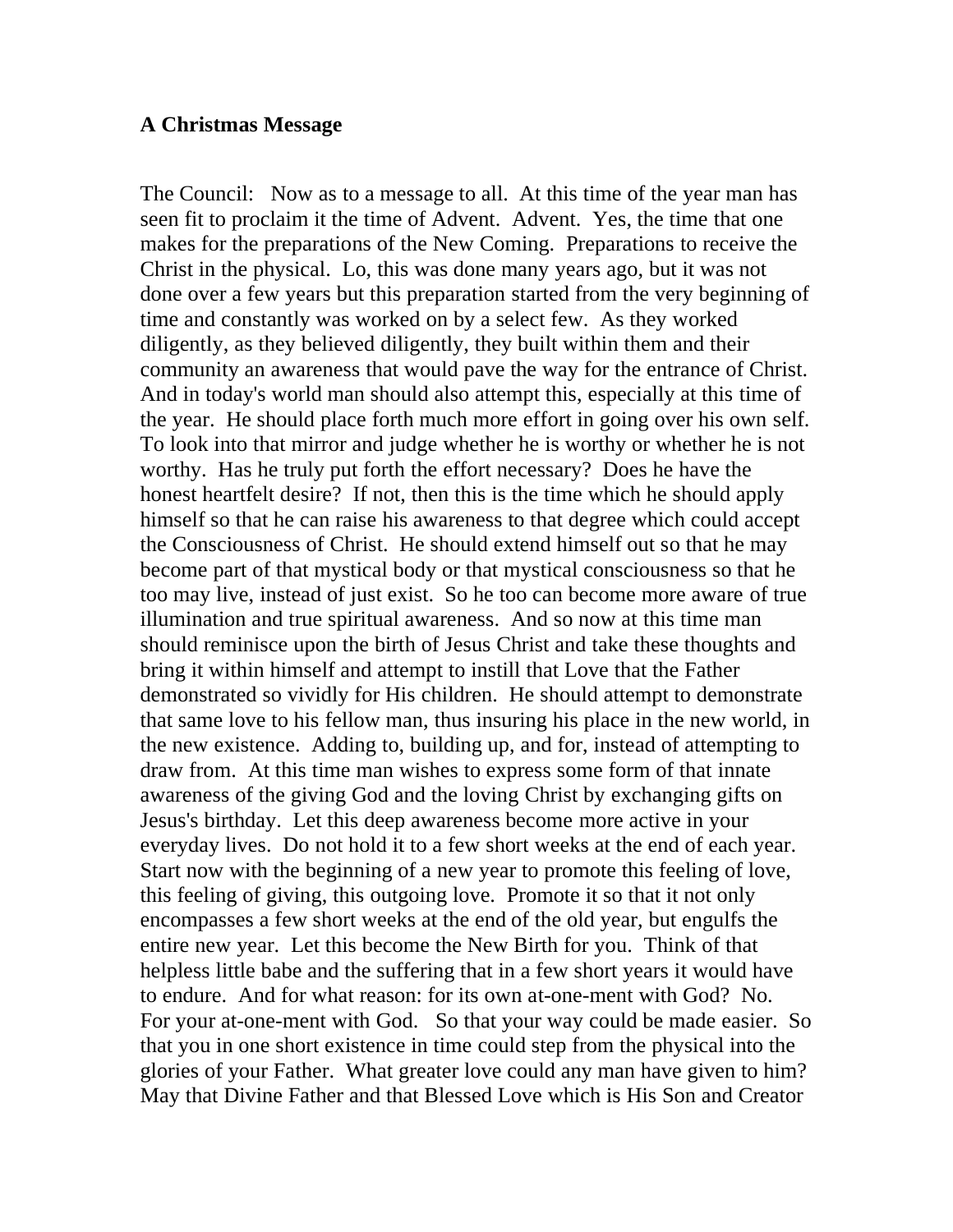**A Christmas Message**

The Council: Now as to a message to all. At this time of the year man has seen fit to proclaim it the time of Advent. Advent. Yes, the time that one makes for the preparations of the New Coming. Preparations to receive the Christ in the physical. Lo, this was done many years ago, but it was not done over a few years but this preparation started from the very beginning of time and constantly was worked on by a select few. As they worked diligently, as they believed diligently, they built within them and their community an awareness that would pave the way for the entrance of Christ. And in today's world man should also attempt this, especially at this time of the year. He should place forth much more effort in going over his own self. To look into that mirror and judge whether he is worthy or whether he is not worthy. Has he truly put forth the effort necessary? Does he have the honest heartfelt desire? If not, then this is the time which he should apply himself so that he can raise his awareness to that degree which could accept the Consciousness of Christ. He should extend himself out so that he may become part of that mystical body or that mystical consciousness so that he too may live, instead of just exist. So he too can become more aware of true illumination and true spiritual awareness. And so now at this time man should reminisce upon the birth of Jesus Christ and take these thoughts and bring it within himself and attempt to instill that Love that the Father demonstrated so vividly for His children. He should attempt to demonstrate that same love to his fellow man, thus insuring his place in the new world, in the new existence. Adding to, building up, and for, instead of attempting to draw from. At this time man wishes to express some form of that innate awareness of the giving God and the loving Christ by exchanging gifts on Jesus's birthday. Let this deep awareness become more active in your everyday lives. Do not hold it to a few short weeks at the end of each year. Start now with the beginning of a new year to promote this feeling of love, this feeling of giving, this outgoing love. Promote it so that it not only encompasses a few short weeks at the end of the old year, but engulfs the entire new year. Let this become the New Birth for you. Think of that helpless little babe and the suffering that in a few short years it would have to endure. And for what reason: for its own at-one-ment with God? No. For your at-one-ment with God. So that your way could be made easier. So that you in one short existence in time could step from the physical into the glories of your Father. What greater love could any man have given to him? May that Divine Father and that Blessed Love which is His Son and Creator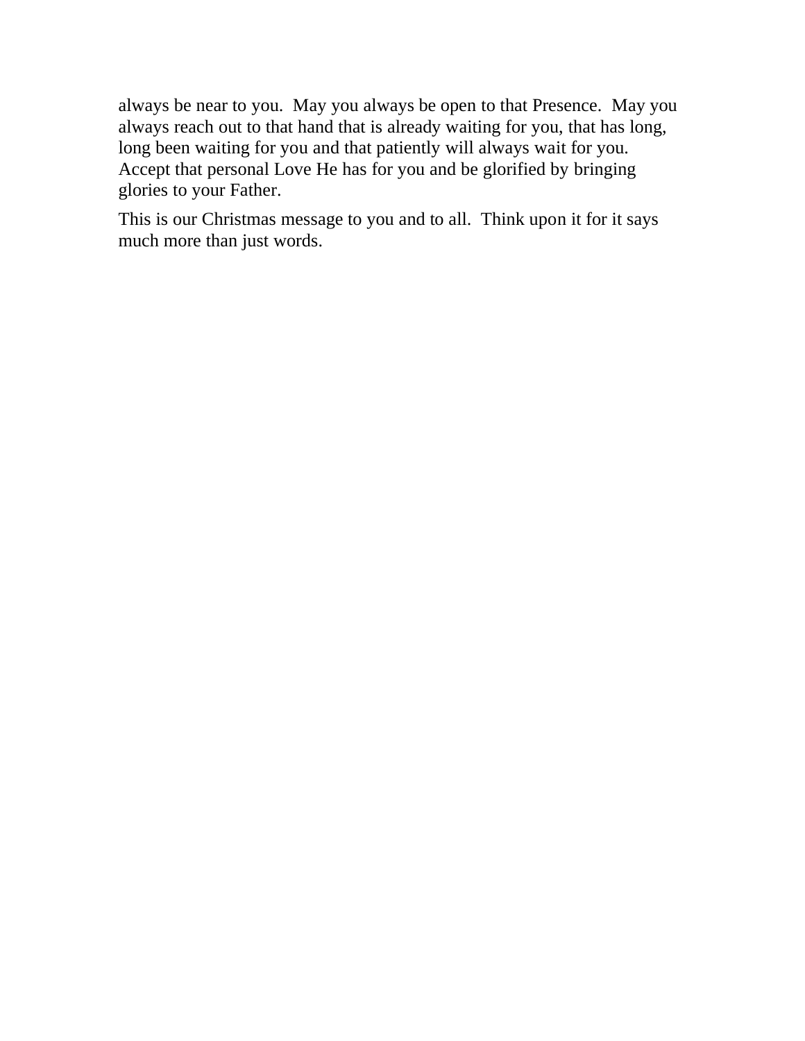always be near to you.  May you always be open to that Presence.  May you always reach out to that hand that is already waiting for you, that has long, long been waiting for you and that patiently will always wait for you. Accept that personal Love He has for you and be glorified by bringing glories to your Father.

This is our Christmas message to you and to all.  Think upon it for it says much more than just words.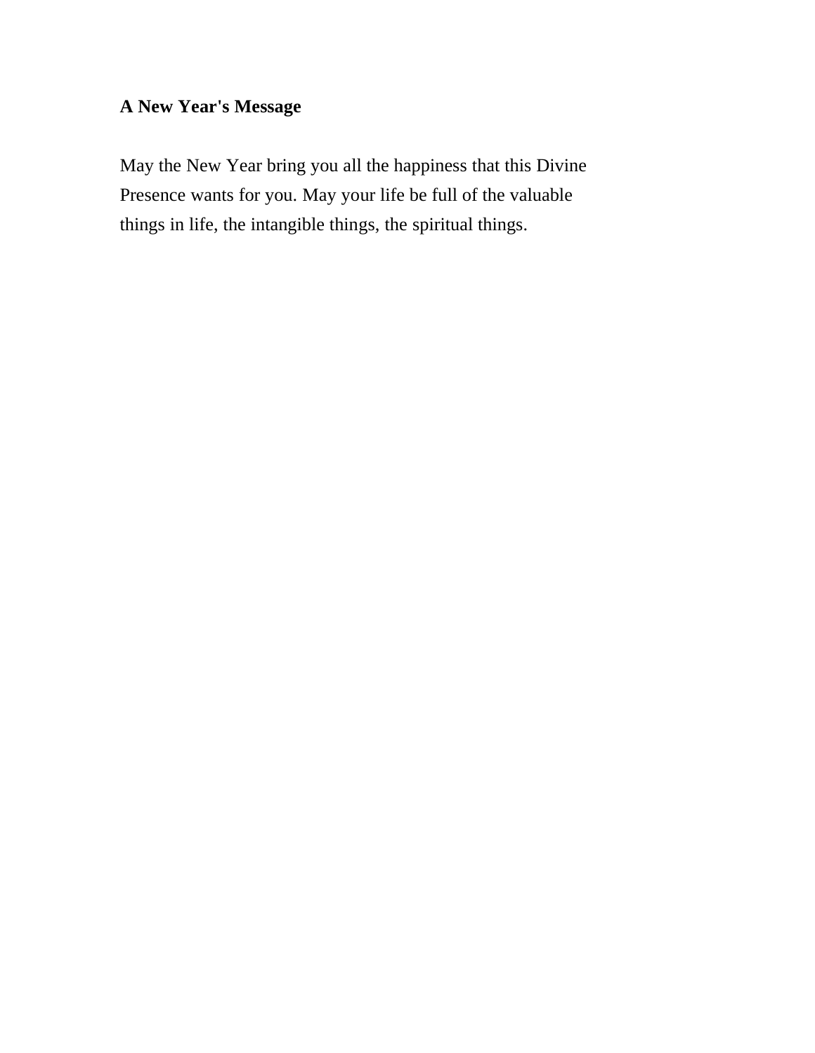**A New Year's Message**

May the New Year bring you all the happiness that this Divine Presence wants for you. May your life be full of the valuable things in life, the intangible things, the spiritual things.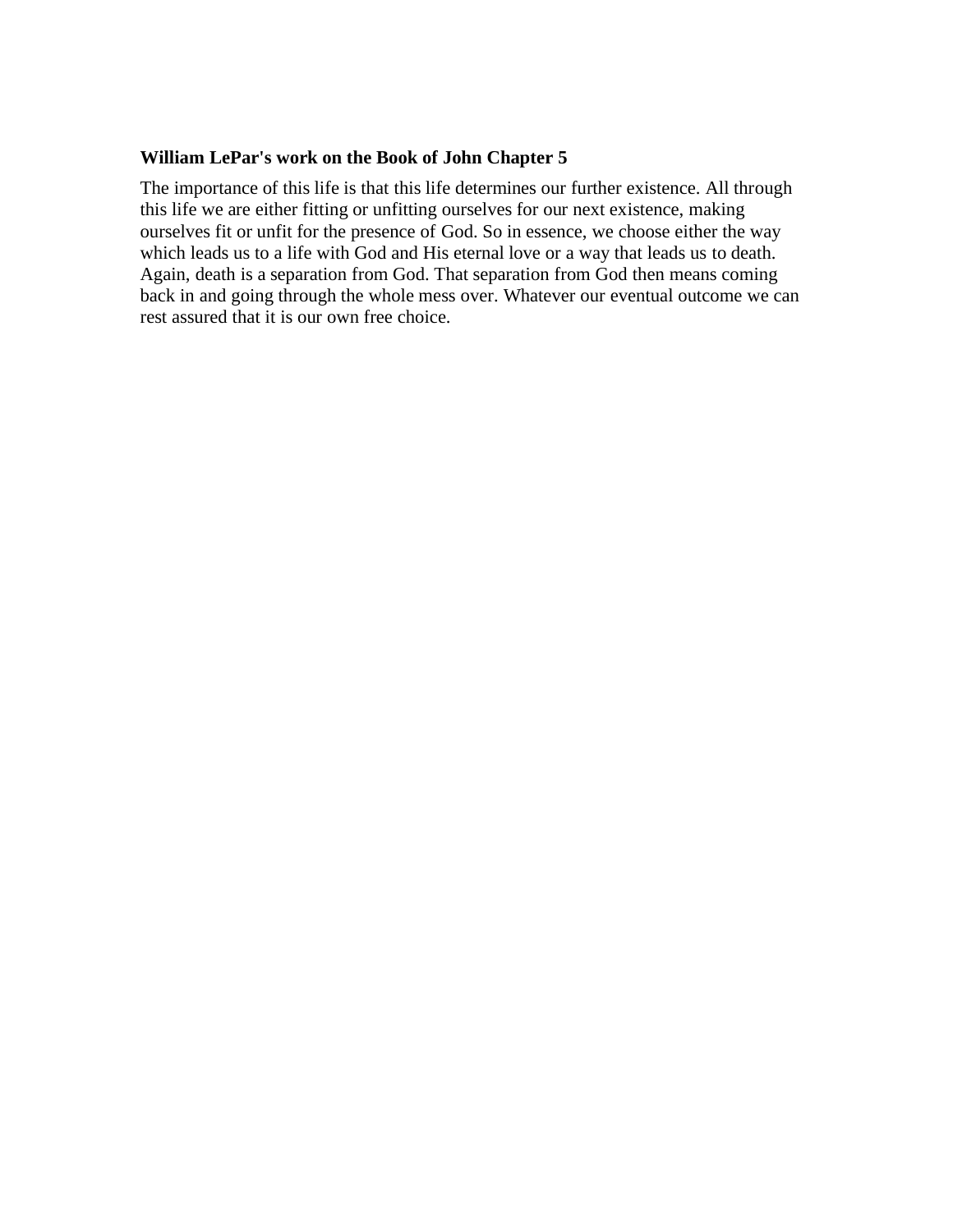**William LePar's work on the Book of John Chapter 5**

The importance of this life is that this life determines our further existence. All through this life we are either fitting or unfitting ourselves for our next existence, making ourselves fit or unfit for the presence of God. So in essence, we choose either the way which leads us to a life with God and His eternal love or a way that leads us to death. Again, death is a separation from God. That separation from God then means coming back in and going through the whole mess over. Whatever our eventual outcome we can rest assured that it is our own free choice.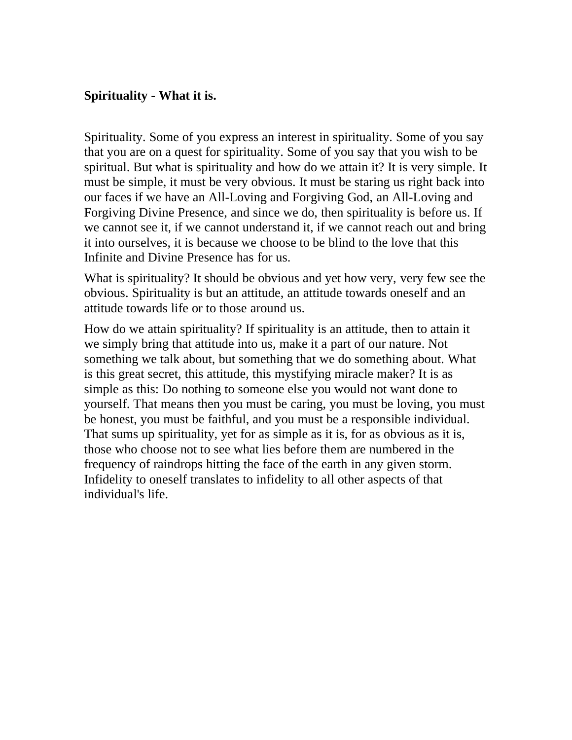**Spirituality - What it is.**

Spirituality. Some of you express an interest in spirituality. Some of you say that you are on a quest for spirituality. Some of you say that you wish to be spiritual. But what is spirituality and how do we attain it? It is very simple. It must be simple, it must be very obvious. It must be staring us right back into our faces if we have an All-Loving and Forgiving God, an All-Loving and Forgiving Divine Presence, and since we do, then spirituality is before us. If we cannot see it, if we cannot understand it, if we cannot reach out and bring it into ourselves, it is because we choose to be blind to the love that this Infinite and Divine Presence has for us.

What is spirituality? It should be obvious and yet how very, very few see the obvious. Spirituality is but an attitude, an attitude towards oneself and an attitude towards life or to those around us.

How do we attain spirituality? If spirituality is an attitude, then to attain it we simply bring that attitude into us, make it a part of our nature. Not something we talk about, but something that we do something about. What is this great secret, this attitude, this mystifying miracle maker? It is as simple as this: Do nothing to someone else you would not want done to yourself. That means then you must be caring, you must be loving, you must be honest, you must be faithful, and you must be a responsible individual. That sums up spirituality, yet for as simple as it is, for as obvious as it is, those who choose not to see what lies before them are numbered in the frequency of raindrops hitting the face of the earth in any given storm. Infidelity to oneself translates to infidelity to all other aspects of that individual's life.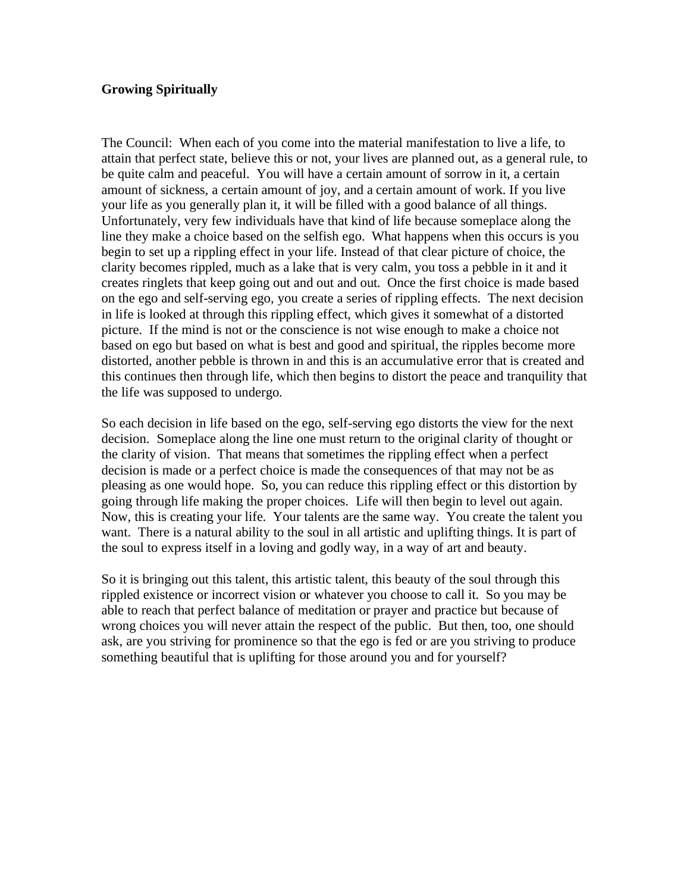**Growing Spiritually**

The Council: When each of you come into the material manifestation to live a life, to attain that perfect state, believe this or not, your lives are planned out, as a general rule, to be quite calm and peaceful. You will have a certain amount of sorrow in it, a certain amount of sickness, a certain amount of joy, and a certain amount of work. If you live your life as you generally plan it, it will be filled with a good balance of all things. Unfortunately, very few individuals have that kind of life because someplace along the line they make a choice based on the selfish ego. What happens when this occurs is you begin to set up a rippling effect in your life. Instead of that clear picture of choice, the clarity becomes rippled, much as a lake that is very calm, you toss a pebble in it and it creates ringlets that keep going out and out and out. Once the first choice is made based on the ego and self-serving ego, you create a series of rippling effects. The next decision in life is looked at through this rippling effect, which gives it somewhat of a distorted picture. If the mind is not or the conscience is not wise enough to make a choice not based on ego but based on what is best and good and spiritual, the ripples become more distorted, another pebble is thrown in and this is an accumulative error that is created and this continues then through life, which then begins to distort the peace and tranquility that the life was supposed to undergo.

So each decision in life based on the ego, self-serving ego distorts the view for the next decision. Someplace along the line one must return to the original clarity of thought or the clarity of vision. That means that sometimes the rippling effect when a perfect decision is made or a perfect choice is made the consequences of that may not be as pleasing as one would hope. So, you can reduce this rippling effect or this distortion by going through life making the proper choices. Life will then begin to level out again. Now, this is creating your life. Your talents are the same way. You create the talent you want. There is a natural ability to the soul in all artistic and uplifting things. It is part of the soul to express itself in a loving and godly way, in a way of art and beauty.

So it is bringing out this talent, this artistic talent, this beauty of the soul through this rippled existence or incorrect vision or whatever you choose to call it. So you may be able to reach that perfect balance of meditation or prayer and practice but because of wrong choices you will never attain the respect of the public. But then, too, one should ask, are you striving for prominence so that the ego is fed or are you striving to produce something beautiful that is uplifting for those around you and for yourself?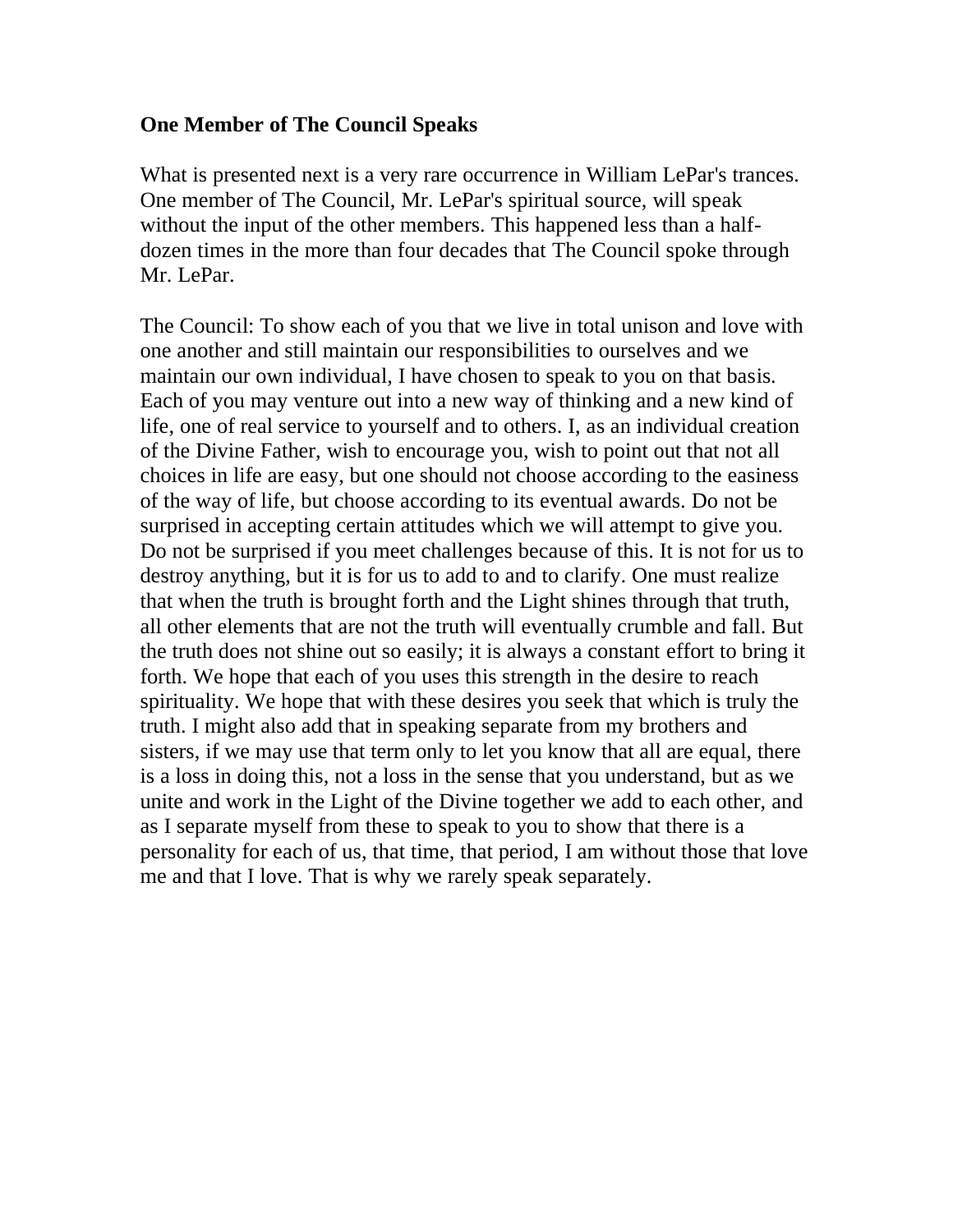**One Member of The Council Speaks**

What is presented next is a very rare occurrence in William LePar's trances. One member of The Council, Mr. LePar's spiritual source, will speak without the input of the other members. This happened less than a half-dozen times in the more than four decades that The Council spoke through Mr. LePar.

The Council: To show each of you that we live in total unison and love with one another and still maintain our responsibilities to ourselves and we maintain our own individual, I have chosen to speak to you on that basis. Each of you may venture out into a new way of thinking and a new kind of life, one of real service to yourself and to others. I, as an individual creation of the Divine Father, wish to encourage you, wish to point out that not all choices in life are easy, but one should not choose according to the easiness of the way of life, but choose according to its eventual awards. Do not be surprised in accepting certain attitudes which we will attempt to give you. Do not be surprised if you meet challenges because of this. It is not for us to destroy anything, but it is for us to add to and to clarify. One must realize that when the truth is brought forth and the Light shines through that truth, all other elements that are not the truth will eventually crumble and fall. But the truth does not shine out so easily; it is always a constant effort to bring it forth. We hope that each of you uses this strength in the desire to reach spirituality. We hope that with these desires you seek that which is truly the truth. I might also add that in speaking separate from my brothers and sisters, if we may use that term only to let you know that all are equal, there is a loss in doing this, not a loss in the sense that you understand, but as we unite and work in the Light of the Divine together we add to each other, and as I separate myself from these to speak to you to show that there is a personality for each of us, that time, that period, I am without those that love me and that I love. That is why we rarely speak separately.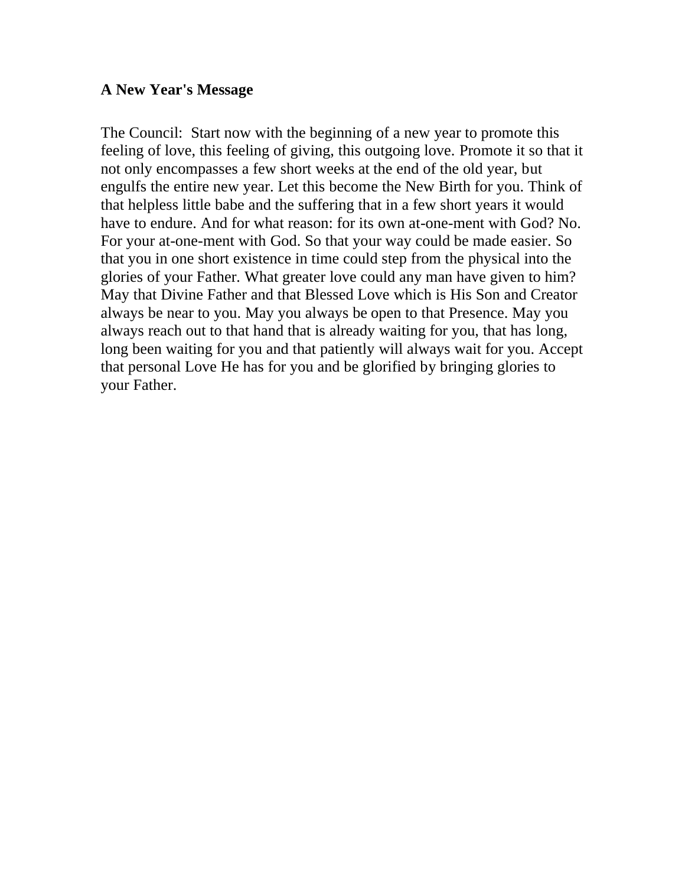**A New Year's Message**

The Council: Start now with the beginning of a new year to promote this feeling of love, this feeling of giving, this outgoing love. Promote it so that it not only encompasses a few short weeks at the end of the old year, but engulfs the entire new year. Let this become the New Birth for you. Think of that helpless little babe and the suffering that in a few short years it would have to endure. And for what reason: for its own at-one-ment with God? No. For your at-one-ment with God. So that your way could be made easier. So that you in one short existence in time could step from the physical into the glories of your Father. What greater love could any man have given to him? May that Divine Father and that Blessed Love which is His Son and Creator always be near to you. May you always be open to that Presence. May you always reach out to that hand that is already waiting for you, that has long, long been waiting for you and that patiently will always wait for you. Accept that personal Love He has for you and be glorified by bringing glories to your Father.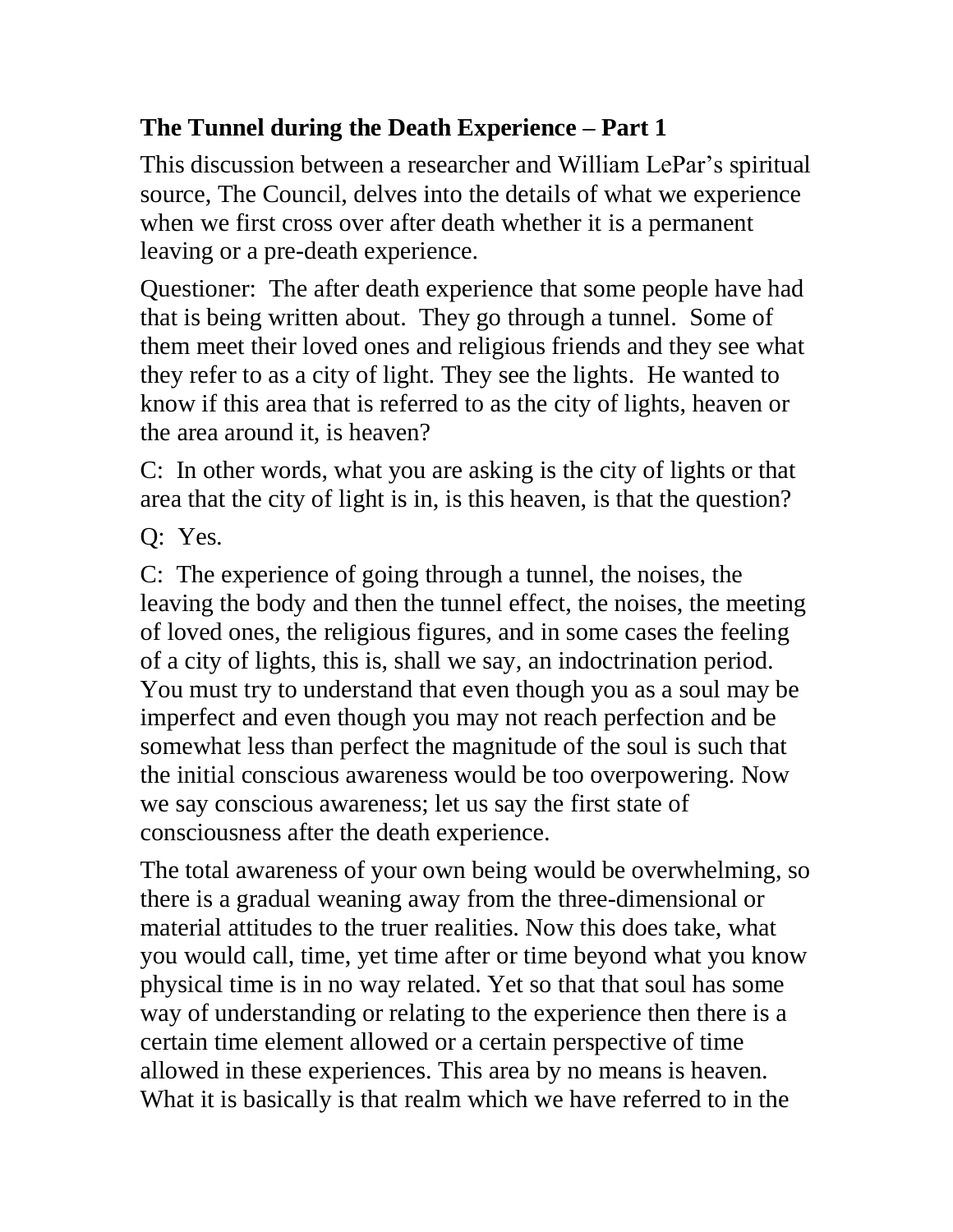### **The Tunnel during the Death Experience – Part 1**

This discussion between a researcher and William LePar's spiritual source, The Council, delves into the details of what we experience when we first cross over after death whether it is a permanent leaving or a pre-death experience.

Questioner: The after death experience that some people have had that is being written about. They go through a tunnel. Some of them meet their loved ones and religious friends and they see what they refer to as a city of light. They see the lights. He wanted to know if this area that is referred to as the city of lights, heaven or the area around it, is heaven?

C: In other words, what you are asking is the city of lights or that area that the city of light is in, is this heaven, is that the question?

Q: Yes.

C: The experience of going through a tunnel, the noises, the leaving the body and then the tunnel effect, the noises, the meeting of loved ones, the religious figures, and in some cases the feeling of a city of lights, this is, shall we say, an indoctrination period. You must try to understand that even though you as a soul may be imperfect and even though you may not reach perfection and be somewhat less than perfect the magnitude of the soul is such that the initial conscious awareness would be too overpowering. Now we say conscious awareness; let us say the first state of consciousness after the death experience.

The total awareness of your own being would be overwhelming, so there is a gradual weaning away from the three-dimensional or material attitudes to the truer realities. Now this does take, what you would call, time, yet time after or time beyond what you know physical time is in no way related. Yet so that that soul has some way of understanding or relating to the experience then there is a certain time element allowed or a certain perspective of time allowed in these experiences. This area by no means is heaven. What it is basically is that realm which we have referred to in the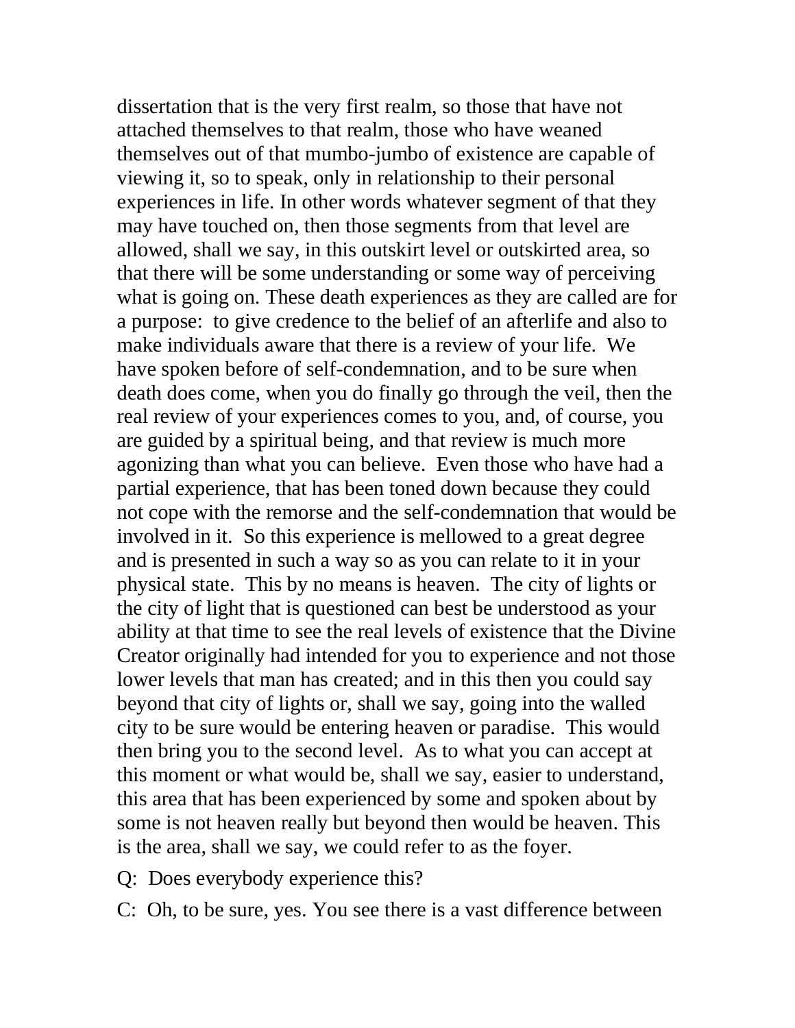dissertation that is the very first realm, so those that have not attached themselves to that realm, those who have weaned themselves out of that mumbo-jumbo of existence are capable of viewing it, so to speak, only in relationship to their personal experiences in life. In other words whatever segment of that they may have touched on, then those segments from that level are allowed, shall we say, in this outskirt level or outskirted area, so that there will be some understanding or some way of perceiving what is going on. These death experiences as they are called are for a purpose: to give credence to the belief of an afterlife and also to make individuals aware that there is a review of your life. We have spoken before of self-condemnation, and to be sure when death does come, when you do finally go through the veil, then the real review of your experiences comes to you, and, of course, you are guided by a spiritual being, and that review is much more agonizing than what you can believe. Even those who have had a partial experience, that has been toned down because they could not cope with the remorse and the self-condemnation that would be involved in it. So this experience is mellowed to a great degree and is presented in such a way so as you can relate to it in your physical state. This by no means is heaven. The city of lights or the city of light that is questioned can best be understood as your ability at that time to see the real levels of existence that the Divine Creator originally had intended for you to experience and not those lower levels that man has created; and in this then you could say beyond that city of lights or, shall we say, going into the walled city to be sure would be entering heaven or paradise. This would then bring you to the second level. As to what you can accept at this moment or what would be, shall we say, easier to understand, this area that has been experienced by some and spoken about by some is not heaven really but beyond then would be heaven. This is the area, shall we say, we could refer to as the foyer.

Q: Does everybody experience this?

C: Oh, to be sure, yes. You see there is a vast difference between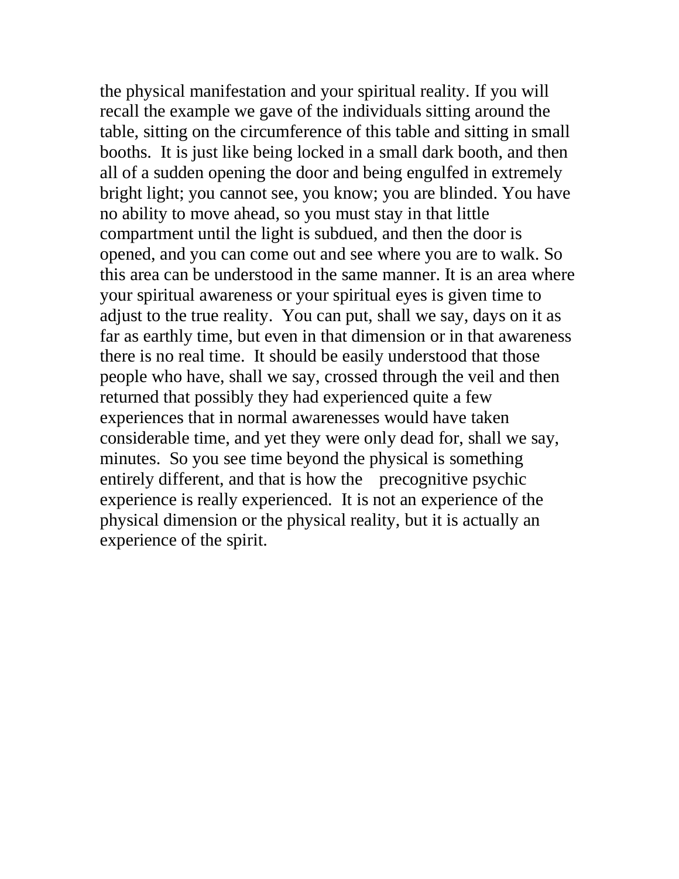the physical manifestation and your spiritual reality. If you will recall the example we gave of the individuals sitting around the table, sitting on the circumference of this table and sitting in small booths. It is just like being locked in a small dark booth, and then all of a sudden opening the door and being engulfed in extremely bright light; you cannot see, you know; you are blinded. You have no ability to move ahead, so you must stay in that little compartment until the light is subdued, and then the door is opened, and you can come out and see where you are to walk. So this area can be understood in the same manner. It is an area where your spiritual awareness or your spiritual eyes is given time to adjust to the true reality. You can put, shall we say, days on it as far as earthly time, but even in that dimension or in that awareness there is no real time. It should be easily understood that those people who have, shall we say, crossed through the veil and then returned that possibly they had experienced quite a few experiences that in normal awarenesses would have taken considerable time, and yet they were only dead for, shall we say, minutes. So you see time beyond the physical is something entirely different, and that is how the precognitive psychic experience is really experienced. It is not an experience of the physical dimension or the physical reality, but it is actually an experience of the spirit.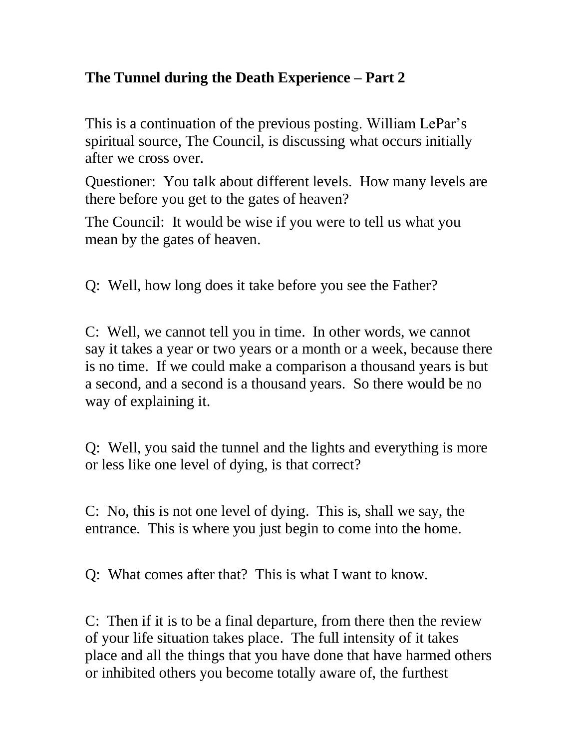**The Tunnel during the Death Experience – Part 2**

This is a continuation of the previous posting. William LePar's spiritual source, The Council, is discussing what occurs initially after we cross over.

Questioner: You talk about different levels. How many levels are there before you get to the gates of heaven?

The Council: It would be wise if you were to tell us what you mean by the gates of heaven.

Q: Well, how long does it take before you see the Father?

C: Well, we cannot tell you in time. In other words, we cannot say it takes a year or two years or a month or a week, because there is no time. If we could make a comparison a thousand years is but a second, and a second is a thousand years. So there would be no way of explaining it.

Q: Well, you said the tunnel and the lights and everything is more or less like one level of dying, is that correct?

C: No, this is not one level of dying. This is, shall we say, the entrance. This is where you just begin to come into the home.

Q: What comes after that? This is what I want to know.

C: Then if it is to be a final departure, from there then the review of your life situation takes place. The full intensity of it takes place and all the things that you have done that have harmed others or inhibited others you become totally aware of, the furthest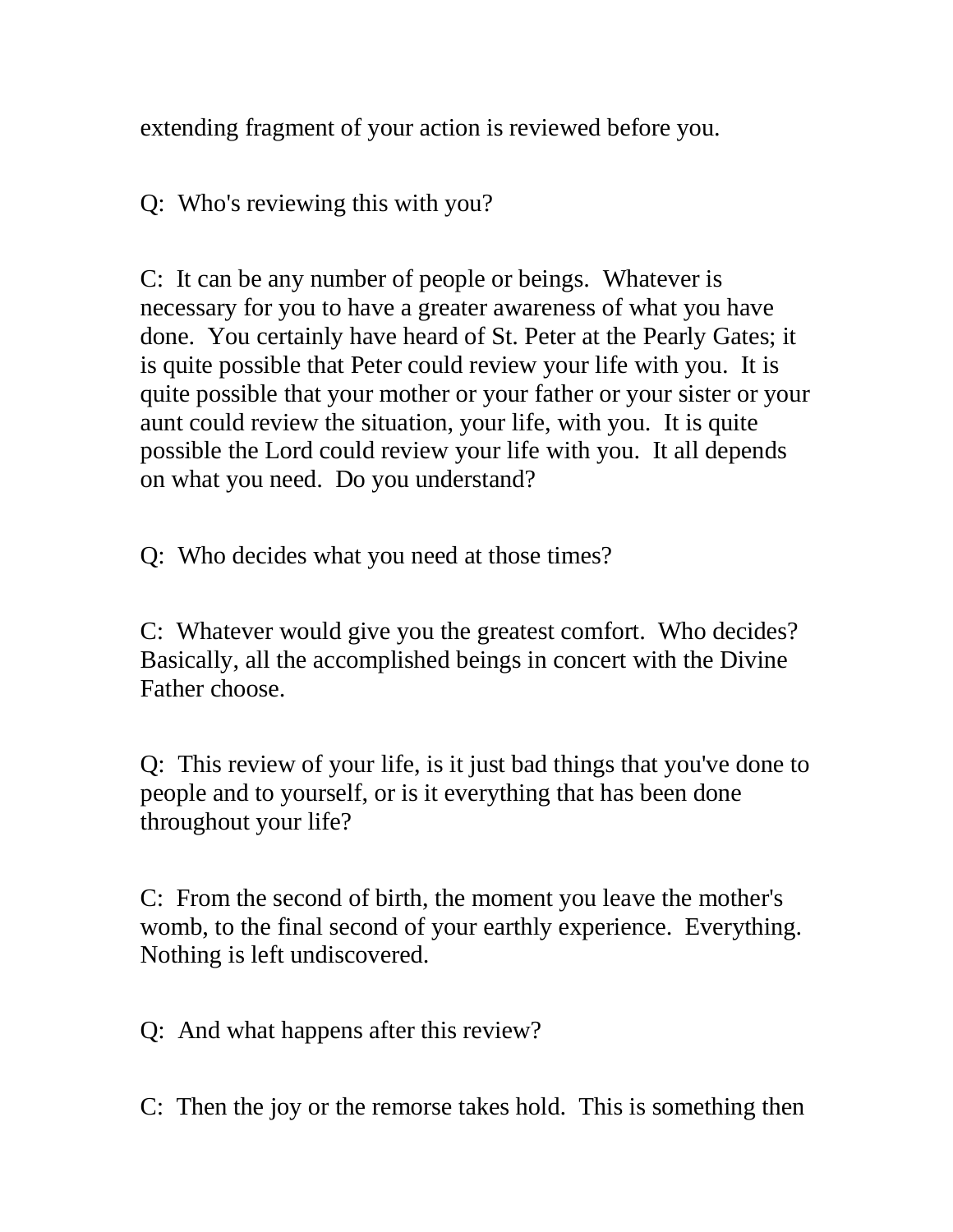extending fragment of your action is reviewed before you.

Q:  Who's reviewing this with you?

C:  It can be any number of people or beings.  Whatever is necessary for you to have a greater awareness of what you have done.  You certainly have heard of St. Peter at the Pearly Gates; it is quite possible that Peter could review your life with you.  It is quite possible that your mother or your father or your sister or your aunt could review the situation, your life, with you.  It is quite possible the Lord could review your life with you.  It all depends on what you need.  Do you understand?

Q:  Who decides what you need at those times?

C:  Whatever would give you the greatest comfort.  Who decides?  Basically, all the accomplished beings in concert with the Divine Father choose.

Q:  This review of your life, is it just bad things that you've done to people and to yourself, or is it everything that has been done throughout your life?

C:  From the second of birth, the moment you leave the mother's womb, to the final second of your earthly experience.  Everything.  Nothing is left undiscovered.

Q:  And what happens after this review?

C:  Then the joy or the remorse takes hold.  This is something then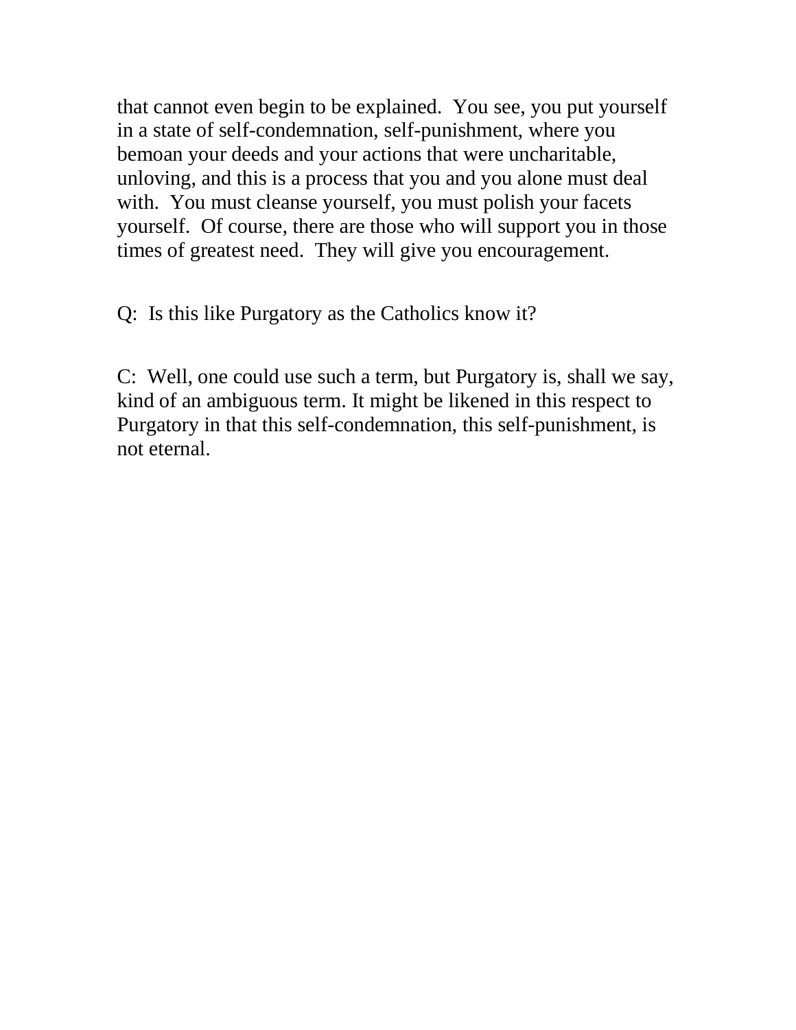that cannot even begin to be explained. You see, you put yourself in a state of self-condemnation, self-punishment, where you bemoan your deeds and your actions that were uncharitable, unloving, and this is a process that you and you alone must deal with. You must cleanse yourself, you must polish your facets yourself. Of course, there are those who will support you in those times of greatest need. They will give you encouragement.

Q: Is this like Purgatory as the Catholics know it?

C: Well, one could use such a term, but Purgatory is, shall we say, kind of an ambiguous term. It might be likened in this respect to Purgatory in that this self-condemnation, this self-punishment, is not eternal.